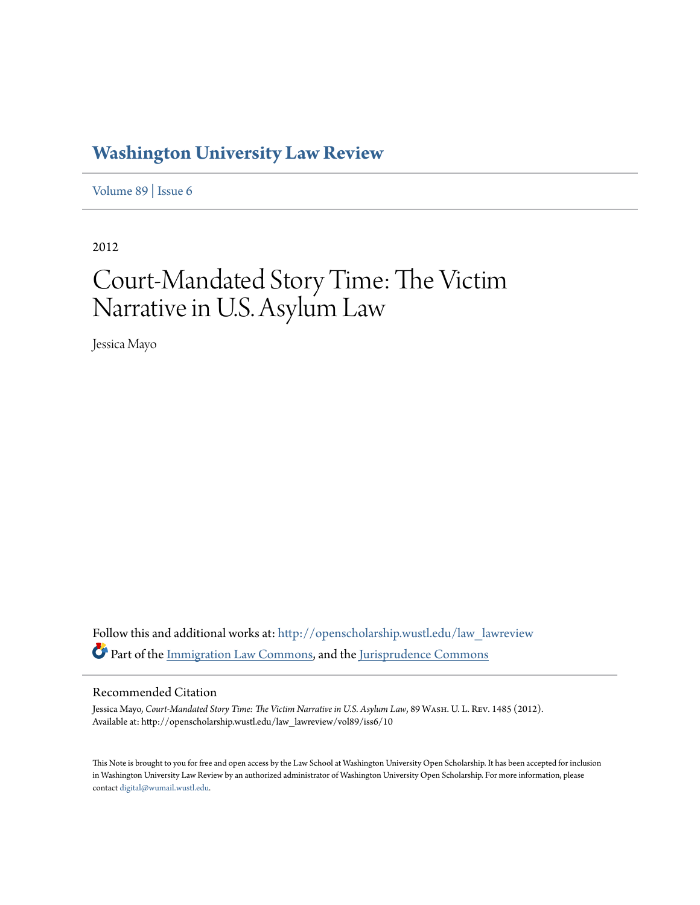# Washington University Law Review

Volume 89 | Issue 6

2012

# Court-Mandated Story Time: The Victim Narrative in U.S. Asylum Law

Jessica Mayo

Follow this and additional works at: http://openscholarship.wustl.edu/law_lawreview

Part of the Immigration Law Commons, and the Jurisprudence Commons

## Recommended Citation

Jessica Mayo, *Court-Mandated Story Time: The Victim Narrative in U.S. Asylum Law*, 89 Wash. U. L. Rev. 1485 (2012).
Available at: http://openscholarship.wustl.edu/law_lawreview/vol89/iss6/10

This Note is brought to you for free and open access by the Law School at Washington University Open Scholarship. It has been accepted for inclusion in Washington University Law Review by an authorized administrator of Washington University Open Scholarship. For more information, please contact digital@wumail.wustl.edu.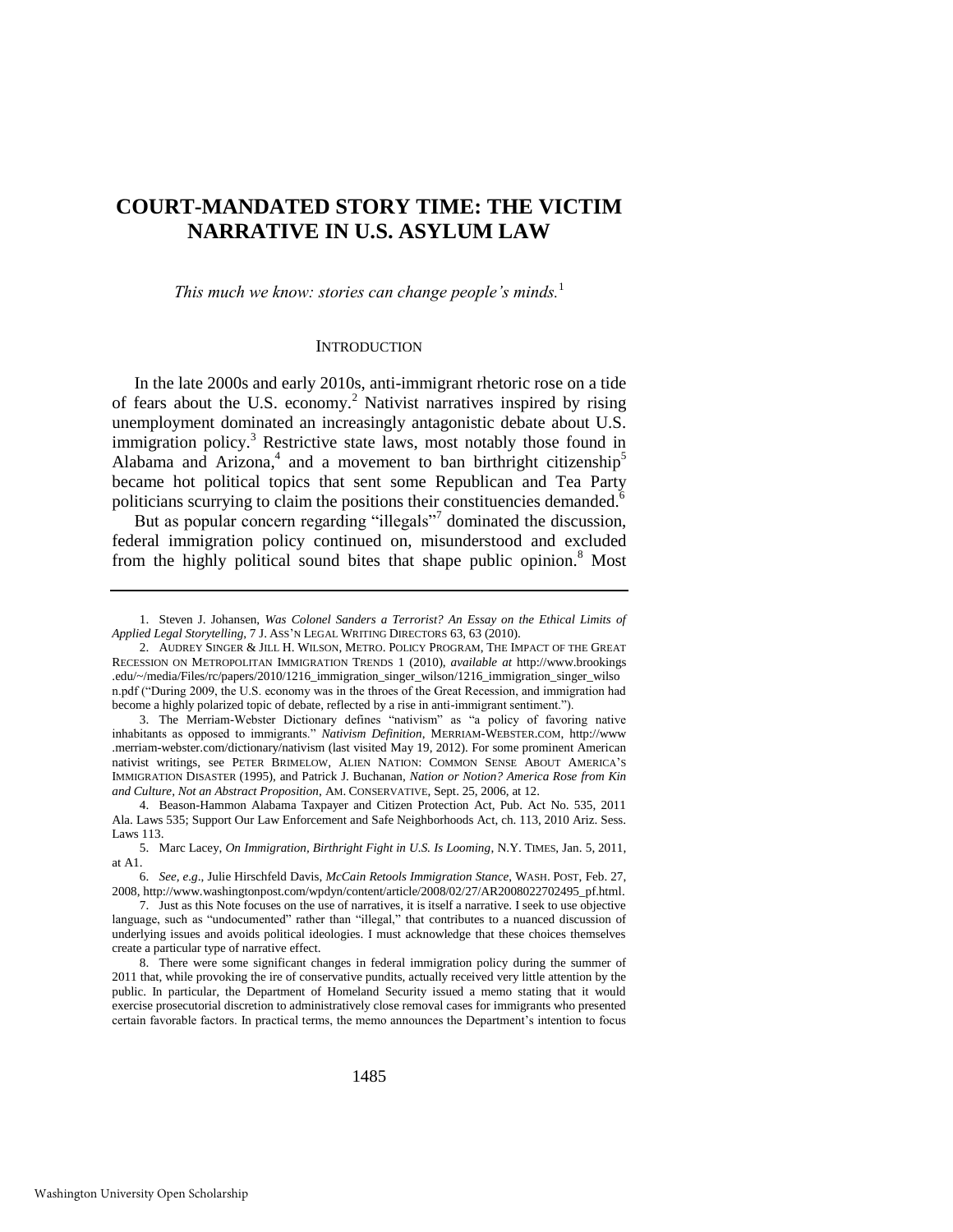# COURT-MANDATED STORY TIME: THE VICTIM NARRATIVE IN U.S. ASYLUM LAW

*This much we know: stories can change people's minds.*[1]

## INTRODUCTION

In the late 2000s and early 2010s, anti-immigrant rhetoric rose on a tide of fears about the U.S. economy.[2] Nativist narratives inspired by rising unemployment dominated an increasingly antagonistic debate about U.S. immigration policy.[3] Restrictive state laws, most notably those found in Alabama and Arizona,[4] and a movement to ban birthright citizenship[5] became hot political topics that sent some Republican and Tea Party politicians scurrying to claim the positions their constituencies demanded.[6]

But as popular concern regarding "illegals"[7] dominated the discussion, federal immigration policy continued on, misunderstood and excluded from the highly political sound bites that shape public opinion.[8] Most

---

1. Steven J. Johansen, *Was Colonel Sanders a Terrorist? An Essay on the Ethical Limits of Applied Legal Storytelling*, 7 J. ASS'N LEGAL WRITING DIRECTORS 63, 63 (2010).

2. AUDREY SINGER & JILL H. WILSON, METRO. POLICY PROGRAM, THE IMPACT OF THE GREAT RECESSION ON METROPOLITAN IMMIGRATION TRENDS 1 (2010), *available at* http://www.brookings.edu/~/media/Files/rc/papers/2010/1216_immigration_singer_wilson/1216_immigration_singer_wilson.pdf ("During 2009, the U.S. economy was in the throes of the Great Recession, and immigration had become a highly polarized topic of debate, reflected by a rise in anti-immigrant sentiment.").

3. The Merriam-Webster Dictionary defines "nativism" as "a policy of favoring native inhabitants as opposed to immigrants." *Nativism Definition*, MERRIAM-WEBSTER.COM, http://www.merriam-webster.com/dictionary/nativism (last visited May 19, 2012). For some prominent American nativist writings, see PETER BRIMELOW, ALIEN NATION: COMMON SENSE ABOUT AMERICA'S IMMIGRATION DISASTER (1995), and Patrick J. Buchanan, *Nation or Notion? America Rose from Kin and Culture, Not an Abstract Proposition*, AM. CONSERVATIVE, Sept. 25, 2006, at 12.

4. Beason-Hammon Alabama Taxpayer and Citizen Protection Act, Pub. Act No. 535, 2011 Ala. Laws 535; Support Our Law Enforcement and Safe Neighborhoods Act, ch. 113, 2010 Ariz. Sess. Laws 113.

5. Marc Lacey, *On Immigration, Birthright Fight in U.S. Is Looming*, N.Y. TIMES, Jan. 5, 2011, at A1.

6. *See, e.g.*, Julie Hirschfeld Davis, *McCain Retools Immigration Stance*, WASH. POST, Feb. 27, 2008, http://www.washingtonpost.com/wpdyn/content/article/2008/02/27/AR2008022702495_pf.html.

7. Just as this Note focuses on the use of narratives, it is itself a narrative. I seek to use objective language, such as "undocumented" rather than "illegal," that contributes to a nuanced discussion of underlying issues and avoids political ideologies. I must acknowledge that these choices themselves create a particular type of narrative effect.

8. There were some significant changes in federal immigration policy during the summer of 2011 that, while provoking the ire of conservative pundits, actually received very little attention by the public. In particular, the Department of Homeland Security issued a memo stating that it would exercise prosecutorial discretion to administratively close removal cases for immigrants who presented certain favorable factors. In practical terms, the memo announces the Department's intention to focus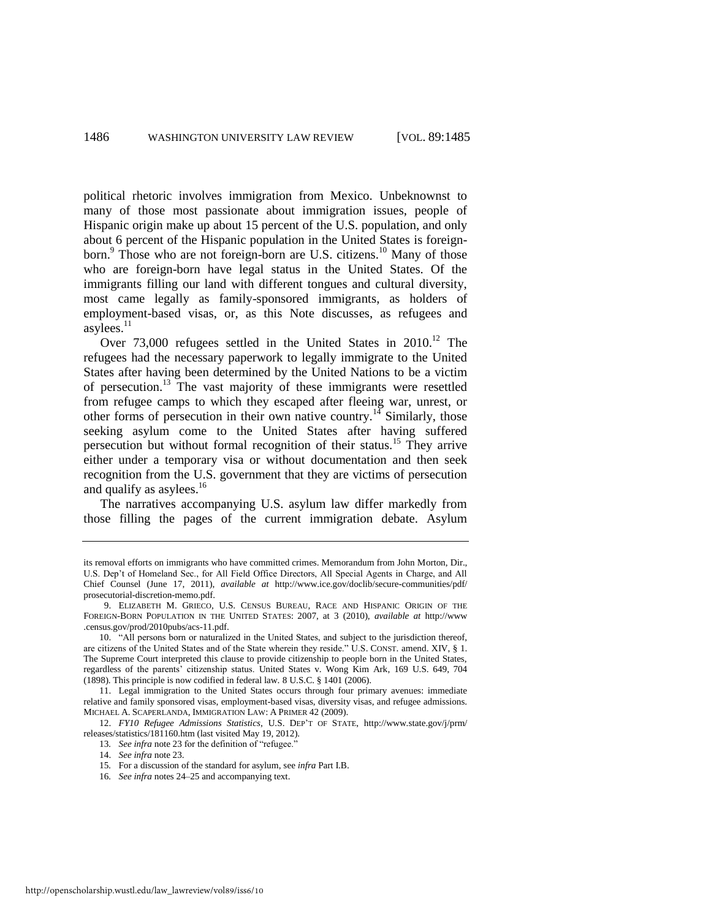political rhetoric involves immigration from Mexico. Unbeknownst to many of those most passionate about immigration issues, people of Hispanic origin make up about 15 percent of the U.S. population, and only about 6 percent of the Hispanic population in the United States is foreign-born.[9] Those who are not foreign-born are U.S. citizens.[10] Many of those who are foreign-born have legal status in the United States. Of the immigrants filling our land with different tongues and cultural diversity, most came legally as family-sponsored immigrants, as holders of employment-based visas, or, as this Note discusses, as refugees and asylees.[11]

Over 73,000 refugees settled in the United States in 2010.[12] The refugees had the necessary paperwork to legally immigrate to the United States after having been determined by the United Nations to be a victim of persecution.[13] The vast majority of these immigrants were resettled from refugee camps to which they escaped after fleeing war, unrest, or other forms of persecution in their own native country.[14] Similarly, those seeking asylum come to the United States after having suffered persecution but without formal recognition of their status.[15] They arrive either under a temporary visa or without documentation and then seek recognition from the U.S. government that they are victims of persecution and qualify as asylees.[16]

The narratives accompanying U.S. asylum law differ markedly from those filling the pages of the current immigration debate. Asylum

---

its removal efforts on immigrants who have committed crimes. Memorandum from John Morton, Dir., U.S. Dep't of Homeland Sec., for All Field Office Directors, All Special Agents in Charge, and All Chief Counsel (June 17, 2011), *available at* http://www.ice.gov/doclib/secure-communities/pdf/prosecutorial-discretion-memo.pdf.

9. ELIZABETH M. GRIECO, U.S. CENSUS BUREAU, RACE AND HISPANIC ORIGIN OF THE FOREIGN-BORN POPULATION IN THE UNITED STATES: 2007, at 3 (2010), *available at* http://www.census.gov/prod/2010pubs/acs-11.pdf.

10. "All persons born or naturalized in the United States, and subject to the jurisdiction thereof, are citizens of the United States and of the State wherein they reside." U.S. CONST. amend. XIV, § 1. The Supreme Court interpreted this clause to provide citizenship to people born in the United States, regardless of the parents' citizenship status. United States v. Wong Kim Ark, 169 U.S. 649, 704 (1898). This principle is now codified in federal law. 8 U.S.C. § 1401 (2006).

11. Legal immigration to the United States occurs through four primary avenues: immediate relative and family sponsored visas, employment-based visas, diversity visas, and refugee admissions. MICHAEL A. SCAPERLANDA, IMMIGRATION LAW: A PRIMER 42 (2009).

12. *FY10 Refugee Admissions Statistics*, U.S. DEP'T OF STATE, http://www.state.gov/j/prm/releases/statistics/181160.htm (last visited May 19, 2012).

13. *See infra* note 23 for the definition of "refugee."

14. *See infra* note 23.

15. For a discussion of the standard for asylum, see *infra* Part I.B.

16. *See infra* notes 24–25 and accompanying text.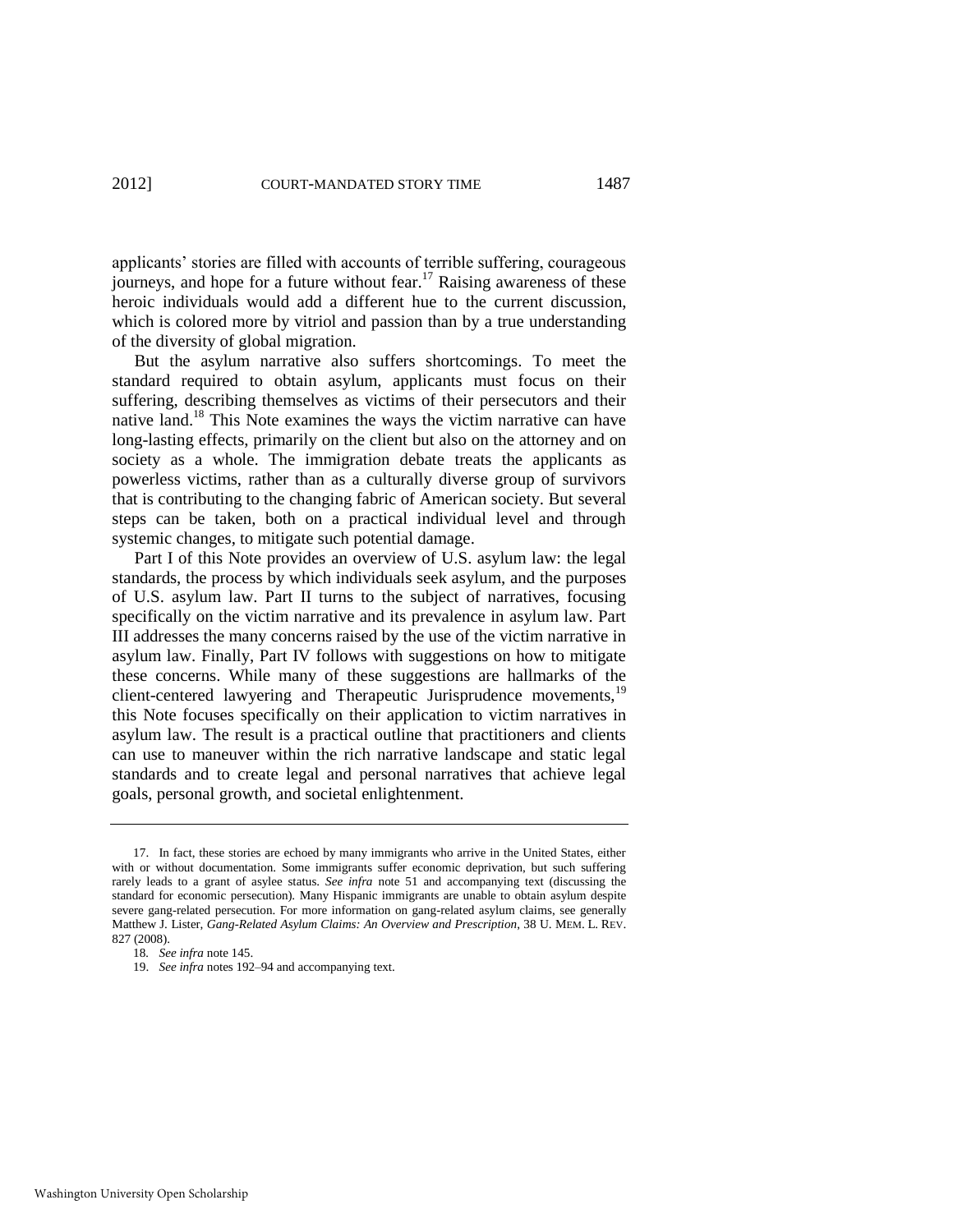applicants' stories are filled with accounts of terrible suffering, courageous journeys, and hope for a future without fear.[17] Raising awareness of these heroic individuals would add a different hue to the current discussion, which is colored more by vitriol and passion than by a true understanding of the diversity of global migration.

But the asylum narrative also suffers shortcomings. To meet the standard required to obtain asylum, applicants must focus on their suffering, describing themselves as victims of their persecutors and their native land.[18] This Note examines the ways the victim narrative can have long-lasting effects, primarily on the client but also on the attorney and on society as a whole. The immigration debate treats the applicants as powerless victims, rather than as a culturally diverse group of survivors that is contributing to the changing fabric of American society. But several steps can be taken, both on a practical individual level and through systemic changes, to mitigate such potential damage.

Part I of this Note provides an overview of U.S. asylum law: the legal standards, the process by which individuals seek asylum, and the purposes of U.S. asylum law. Part II turns to the subject of narratives, focusing specifically on the victim narrative and its prevalence in asylum law. Part III addresses the many concerns raised by the use of the victim narrative in asylum law. Finally, Part IV follows with suggestions on how to mitigate these concerns. While many of these suggestions are hallmarks of the client-centered lawyering and Therapeutic Jurisprudence movements,[19] this Note focuses specifically on their application to victim narratives in asylum law. The result is a practical outline that practitioners and clients can use to maneuver within the rich narrative landscape and static legal standards and to create legal and personal narratives that achieve legal goals, personal growth, and societal enlightenment.

---

17. In fact, these stories are echoed by many immigrants who arrive in the United States, either with or without documentation. Some immigrants suffer economic deprivation, but such suffering rarely leads to a grant of asylee status. *See infra* note 51 and accompanying text (discussing the standard for economic persecution). Many Hispanic immigrants are unable to obtain asylum despite severe gang-related persecution. For more information on gang-related asylum claims, see generally Matthew J. Lister, *Gang-Related Asylum Claims: An Overview and Prescription*, 38 U. MEM. L. REV. 827 (2008).

18. *See infra* note 145.

19. *See infra* notes 192–94 and accompanying text.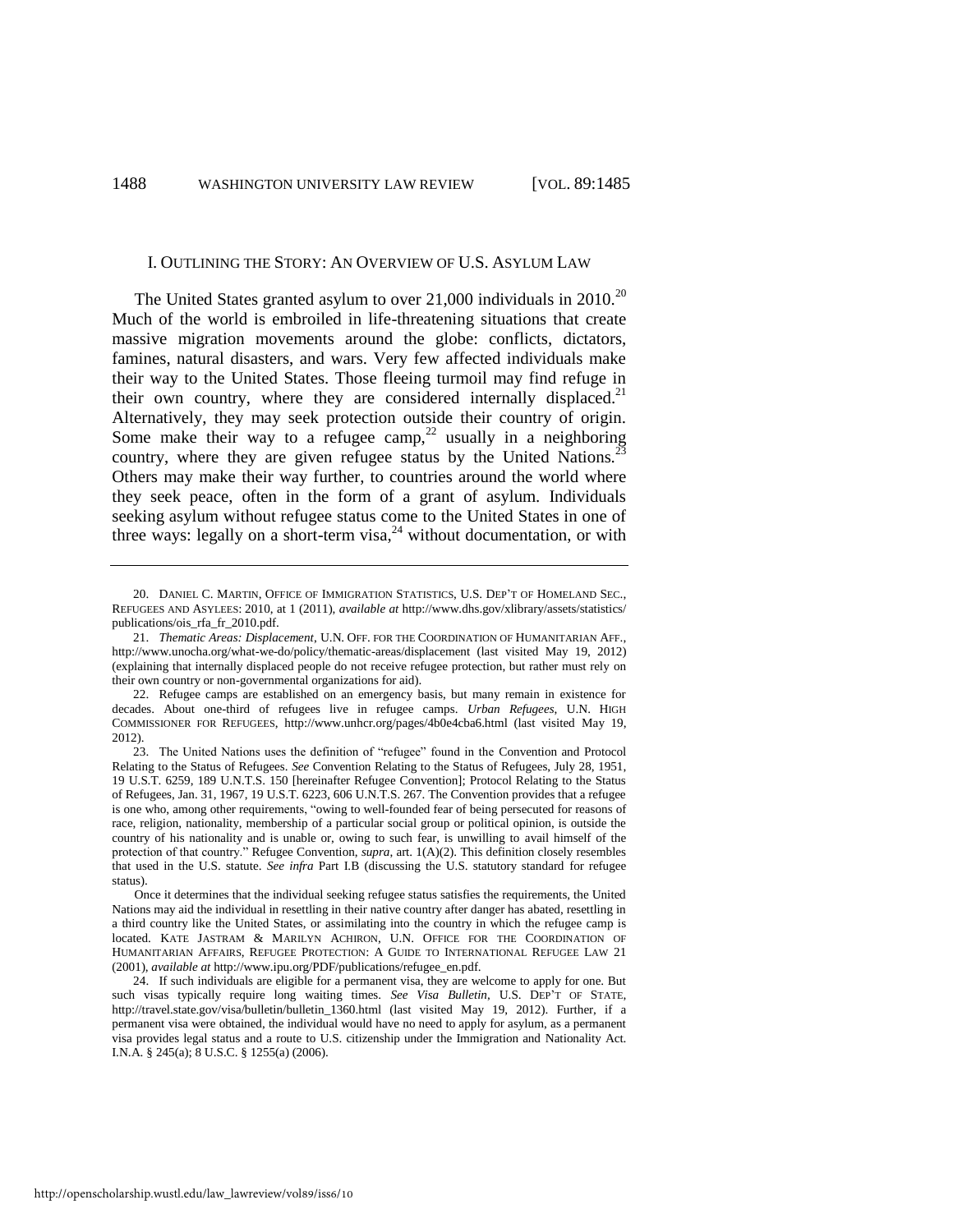## I. OUTLINING THE STORY: AN OVERVIEW OF U.S. ASYLUM LAW

The United States granted asylum to over 21,000 individuals in 2010.[20] Much of the world is embroiled in life-threatening situations that create massive migration movements around the globe: conflicts, dictators, famines, natural disasters, and wars. Very few affected individuals make their way to the United States. Those fleeing turmoil may find refuge in their own country, where they are considered internally displaced.[21] Alternatively, they may seek protection outside their country of origin. Some make their way to a refugee camp,[22] usually in a neighboring country, where they are given refugee status by the United Nations.[23] Others may make their way further, to countries around the world where they seek peace, often in the form of a grant of asylum. Individuals seeking asylum without refugee status come to the United States in one of three ways: legally on a short-term visa,[24] without documentation, or with

---

20. DANIEL C. MARTIN, OFFICE OF IMMIGRATION STATISTICS, U.S. DEP'T OF HOMELAND SEC., REFUGEES AND ASYLEES: 2010, at 1 (2011), *available at* http://www.dhs.gov/xlibrary/assets/statistics/publications/ois_rfa_fr_2010.pdf.

21. *Thematic Areas: Displacement*, U.N. OFF. FOR THE COORDINATION OF HUMANITARIAN AFF., http://www.unocha.org/what-we-do/policy/thematic-areas/displacement (last visited May 19, 2012) (explaining that internally displaced people do not receive refugee protection, but rather must rely on their own country or non-governmental organizations for aid).

22. Refugee camps are established on an emergency basis, but many remain in existence for decades. About one-third of refugees live in refugee camps. *Urban Refugees*, U.N. HIGH COMMISSIONER FOR REFUGEES, http://www.unhcr.org/pages/4b0e4cba6.html (last visited May 19, 2012).

23. The United Nations uses the definition of "refugee" found in the Convention and Protocol Relating to the Status of Refugees. *See* Convention Relating to the Status of Refugees, July 28, 1951, 19 U.S.T. 6259, 189 U.N.T.S. 150 [hereinafter Refugee Convention]; Protocol Relating to the Status of Refugees, Jan. 31, 1967, 19 U.S.T. 6223, 606 U.N.T.S. 267. The Convention provides that a refugee is one who, among other requirements, "owing to well-founded fear of being persecuted for reasons of race, religion, nationality, membership of a particular social group or political opinion, is outside the country of his nationality and is unable or, owing to such fear, is unwilling to avail himself of the protection of that country." Refugee Convention, *supra*, art. 1(A)(2). This definition closely resembles that used in the U.S. statute. *See infra* Part I.B (discussing the U.S. statutory standard for refugee status).

Once it determines that the individual seeking refugee status satisfies the requirements, the United Nations may aid the individual in resettling in their native country after danger has abated, resettling in a third country like the United States, or assimilating into the country in which the refugee camp is located. KATE JASTRAM & MARILYN ACHIRON, U.N. OFFICE FOR THE COORDINATION OF HUMANITARIAN AFFAIRS, REFUGEE PROTECTION: A GUIDE TO INTERNATIONAL REFUGEE LAW 21 (2001), *available at* http://www.ipu.org/PDF/publications/refugee_en.pdf.

24. If such individuals are eligible for a permanent visa, they are welcome to apply for one. But such visas typically require long waiting times. *See Visa Bulletin*, U.S. DEP'T OF STATE, http://travel.state.gov/visa/bulletin/bulletin_1360.html (last visited May 19, 2012). Further, if a permanent visa were obtained, the individual would have no need to apply for asylum, as a permanent visa provides legal status and a route to U.S. citizenship under the Immigration and Nationality Act. I.N.A. § 245(a); 8 U.S.C. § 1255(a) (2006).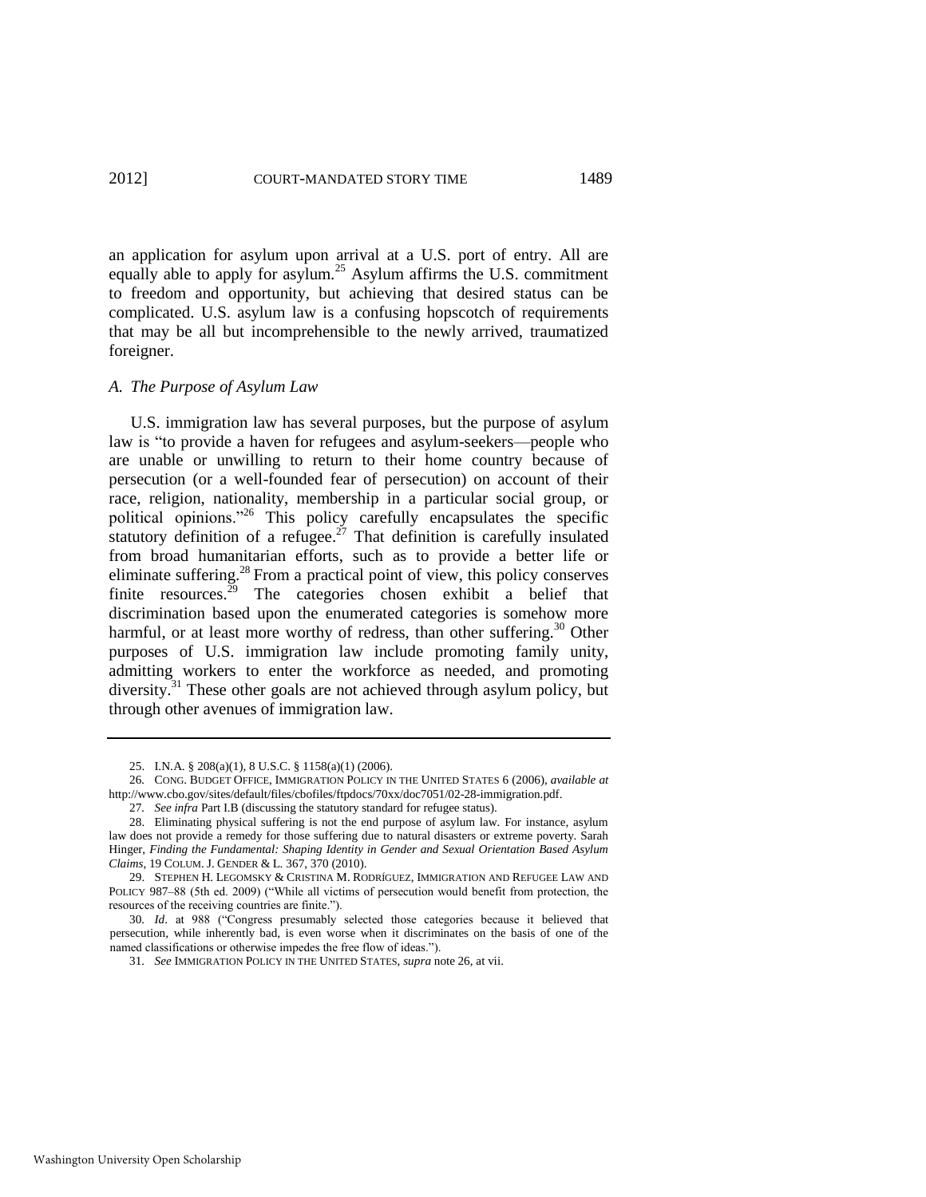an application for asylum upon arrival at a U.S. port of entry. All are equally able to apply for asylum.[25] Asylum affirms the U.S. commitment to freedom and opportunity, but achieving that desired status can be complicated. U.S. asylum law is a confusing hopscotch of requirements that may be all but incomprehensible to the newly arrived, traumatized foreigner.

### *A. The Purpose of Asylum Law*

U.S. immigration law has several purposes, but the purpose of asylum law is "to provide a haven for refugees and asylum-seekers—people who are unable or unwilling to return to their home country because of persecution (or a well-founded fear of persecution) on account of their race, religion, nationality, membership in a particular social group, or political opinions."[26] This policy carefully encapsulates the specific statutory definition of a refugee.[27] That definition is carefully insulated from broad humanitarian efforts, such as to provide a better life or eliminate suffering.[28] From a practical point of view, this policy conserves finite resources.[29] The categories chosen exhibit a belief that discrimination based upon the enumerated categories is somehow more harmful, or at least more worthy of redress, than other suffering.[30] Other purposes of U.S. immigration law include promoting family unity, admitting workers to enter the workforce as needed, and promoting diversity.[31] These other goals are not achieved through asylum policy, but through other avenues of immigration law.

---

25. I.N.A. § 208(a)(1), 8 U.S.C. § 1158(a)(1) (2006).

26. CONG. BUDGET OFFICE, IMMIGRATION POLICY IN THE UNITED STATES 6 (2006), *available at* http://www.cbo.gov/sites/default/files/cbofiles/ftpdocs/70xx/doc7051/02-28-immigration.pdf.

27. *See infra* Part I.B (discussing the statutory standard for refugee status).

28. Eliminating physical suffering is not the end purpose of asylum law. For instance, asylum law does not provide a remedy for those suffering due to natural disasters or extreme poverty. Sarah Hinger, *Finding the Fundamental: Shaping Identity in Gender and Sexual Orientation Based Asylum Claims*, 19 COLUM. J. GENDER & L. 367, 370 (2010).

29. STEPHEN H. LEGOMSKY & CRISTINA M. RODRÍGUEZ, IMMIGRATION AND REFUGEE LAW AND POLICY 987–88 (5th ed. 2009) ("While all victims of persecution would benefit from protection, the resources of the receiving countries are finite.").

30. *Id*. at 988 ("Congress presumably selected those categories because it believed that persecution, while inherently bad, is even worse when it discriminates on the basis of one of the named classifications or otherwise impedes the free flow of ideas.").

31. *See* IMMIGRATION POLICY IN THE UNITED STATES, *supra* note 26, at vii.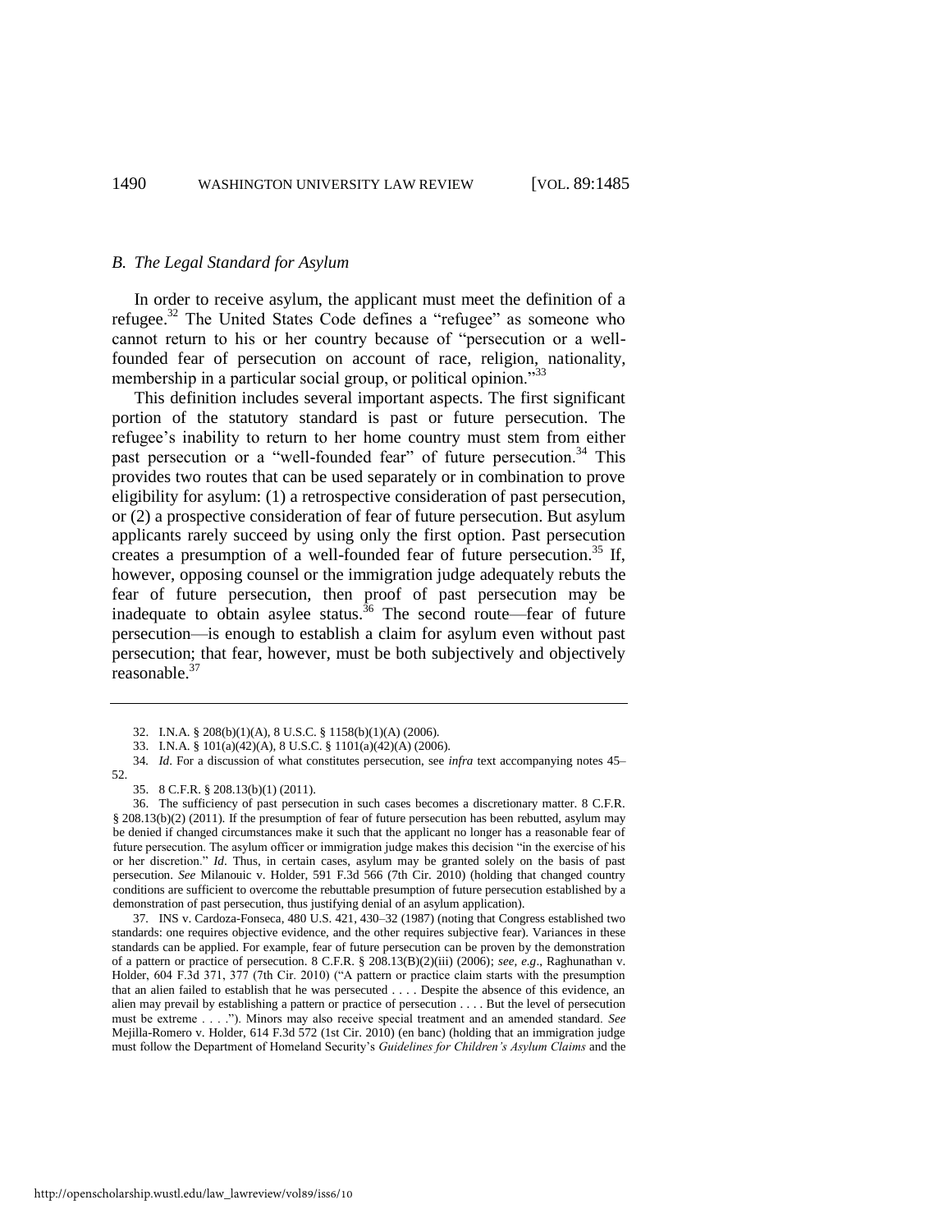### *B. The Legal Standard for Asylum*

In order to receive asylum, the applicant must meet the definition of a refugee.[32] The United States Code defines a "refugee" as someone who cannot return to his or her country because of "persecution or a well-founded fear of persecution on account of race, religion, nationality, membership in a particular social group, or political opinion."[33]

This definition includes several important aspects. The first significant portion of the statutory standard is past or future persecution. The refugee's inability to return to her home country must stem from either past persecution or a "well-founded fear" of future persecution.[34] This provides two routes that can be used separately or in combination to prove eligibility for asylum: (1) a retrospective consideration of past persecution, or (2) a prospective consideration of fear of future persecution. But asylum applicants rarely succeed by using only the first option. Past persecution creates a presumption of a well-founded fear of future persecution.[35] If, however, opposing counsel or the immigration judge adequately rebuts the fear of future persecution, then proof of past persecution may be inadequate to obtain asylee status.[36] The second route—fear of future persecution—is enough to establish a claim for asylum even without past persecution; that fear, however, must be both subjectively and objectively reasonable.[37]

---

32. I.N.A. § 208(b)(1)(A), 8 U.S.C. § 1158(b)(1)(A) (2006).

33. I.N.A. § 101(a)(42)(A), 8 U.S.C. § 1101(a)(42)(A) (2006).

34. *Id*. For a discussion of what constitutes persecution, see *infra* text accompanying notes 45–52.

35. 8 C.F.R. § 208.13(b)(1) (2011).

36. The sufficiency of past persecution in such cases becomes a discretionary matter. 8 C.F.R. § 208.13(b)(2) (2011). If the presumption of fear of future persecution has been rebutted, asylum may be denied if changed circumstances make it such that the applicant no longer has a reasonable fear of future persecution. The asylum officer or immigration judge makes this decision "in the exercise of his or her discretion." *Id*. Thus, in certain cases, asylum may be granted solely on the basis of past persecution. *See* Milanouic v. Holder, 591 F.3d 566 (7th Cir. 2010) (holding that changed country conditions are sufficient to overcome the rebuttable presumption of future persecution established by a demonstration of past persecution, thus justifying denial of an asylum application).

37. INS v. Cardoza-Fonseca, 480 U.S. 421, 430–32 (1987) (noting that Congress established two standards: one requires objective evidence, and the other requires subjective fear). Variances in these standards can be applied. For example, fear of future persecution can be proven by the demonstration of a pattern or practice of persecution. 8 C.F.R. § 208.13(B)(2)(iii) (2006); *see, e.g*., Raghunathan v. Holder, 604 F.3d 371, 377 (7th Cir. 2010) ("A pattern or practice claim starts with the presumption that an alien failed to establish that he was persecuted . . . . Despite the absence of this evidence, an alien may prevail by establishing a pattern or practice of persecution . . . . But the level of persecution must be extreme . . . ."). Minors may also receive special treatment and an amended standard. *See* Mejilla-Romero v. Holder, 614 F.3d 572 (1st Cir. 2010) (en banc) (holding that an immigration judge must follow the Department of Homeland Security's *Guidelines for Children's Asylum Claims* and the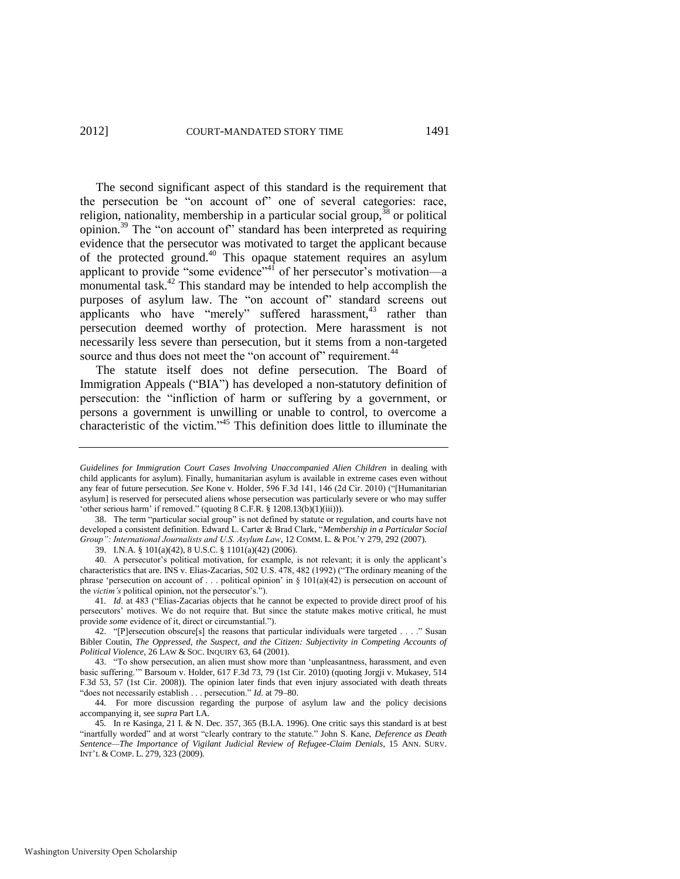The second significant aspect of this standard is the requirement that the persecution be "on account of" one of several categories: race, religion, nationality, membership in a particular social group,[38] or political opinion.[39] The "on account of" standard has been interpreted as requiring evidence that the persecutor was motivated to target the applicant because of the protected ground.[40] This opaque statement requires an asylum applicant to provide "some evidence"[41] of her persecutor's motivation—a monumental task.[42] This standard may be intended to help accomplish the purposes of asylum law. The "on account of" standard screens out applicants who have "merely" suffered harassment,[43] rather than persecution deemed worthy of protection. Mere harassment is not necessarily less severe than persecution, but it stems from a non-targeted source and thus does not meet the "on account of" requirement.[44]

The statute itself does not define persecution. The Board of Immigration Appeals ("BIA") has developed a non-statutory definition of persecution: the "infliction of harm or suffering by a government, or persons a government is unwilling or unable to control, to overcome a characteristic of the victim."[45] This definition does little to illuminate the

---

*Guidelines for Immigration Court Cases Involving Unaccompanied Alien Children* in dealing with child applicants for asylum). Finally, humanitarian asylum is available in extreme cases even without any fear of future persecution. *See* Kone v. Holder, 596 F.3d 141, 146 (2d Cir. 2010) ("[Humanitarian asylum] is reserved for persecuted aliens whose persecution was particularly severe or who may suffer 'other serious harm' if removed." (quoting 8 C.F.R. § 1208.13(b)(1)(iii))).

38. The term "particular social group" is not defined by statute or regulation, and courts have not developed a consistent definition. Edward L. Carter & Brad Clark, "*Membership in a Particular Social Group": International Journalists and U.S. Asylum Law*, 12 COMM. L. & POL'Y 279, 292 (2007).

39. I.N.A. § 101(a)(42), 8 U.S.C. § 1101(a)(42) (2006).

40. A persecutor's political motivation, for example, is not relevant; it is only the applicant's characteristics that are. INS v. Elias-Zacarias, 502 U.S. 478, 482 (1992) ("The ordinary meaning of the phrase 'persecution on account of . . . political opinion' in § 101(a)(42) is persecution on account of the *victim's* political opinion, not the persecutor's.").

41. *Id*. at 483 ("Elias-Zacarias objects that he cannot be expected to provide direct proof of his persecutors' motives. We do not require that. But since the statute makes motive critical, he must provide *some* evidence of it, direct or circumstantial.").

42. "[P]ersecution obscure[s] the reasons that particular individuals were targeted . . . ." Susan Bibler Coutin, *The Oppressed, the Suspect, and the Citizen: Subjectivity in Competing Accounts of Political Violence*, 26 LAW & SOC. INQUIRY 63, 64 (2001).

43. "To show persecution, an alien must show more than 'unpleasantness, harassment, and even basic suffering.'" Barsoum v. Holder, 617 F.3d 73, 79 (1st Cir. 2010) (quoting Jorgji v. Mukasey, 514 F.3d 53, 57 (1st Cir. 2008)). The opinion later finds that even injury associated with death threats "does not necessarily establish . . . persecution." *Id*. at 79–80.

44. For more discussion regarding the purpose of asylum law and the policy decisions accompanying it, see *supra* Part I.A.

45. In re Kasinga, 21 I. & N. Dec. 357, 365 (B.I.A. 1996). One critic says this standard is at best "inartfully worded" and at worst "clearly contrary to the statute." John S. Kane, *Deference as Death Sentence—The Importance of Vigilant Judicial Review of Refugee-Claim Denials*, 15 ANN. SURV. INT'L & COMP. L. 279, 323 (2009).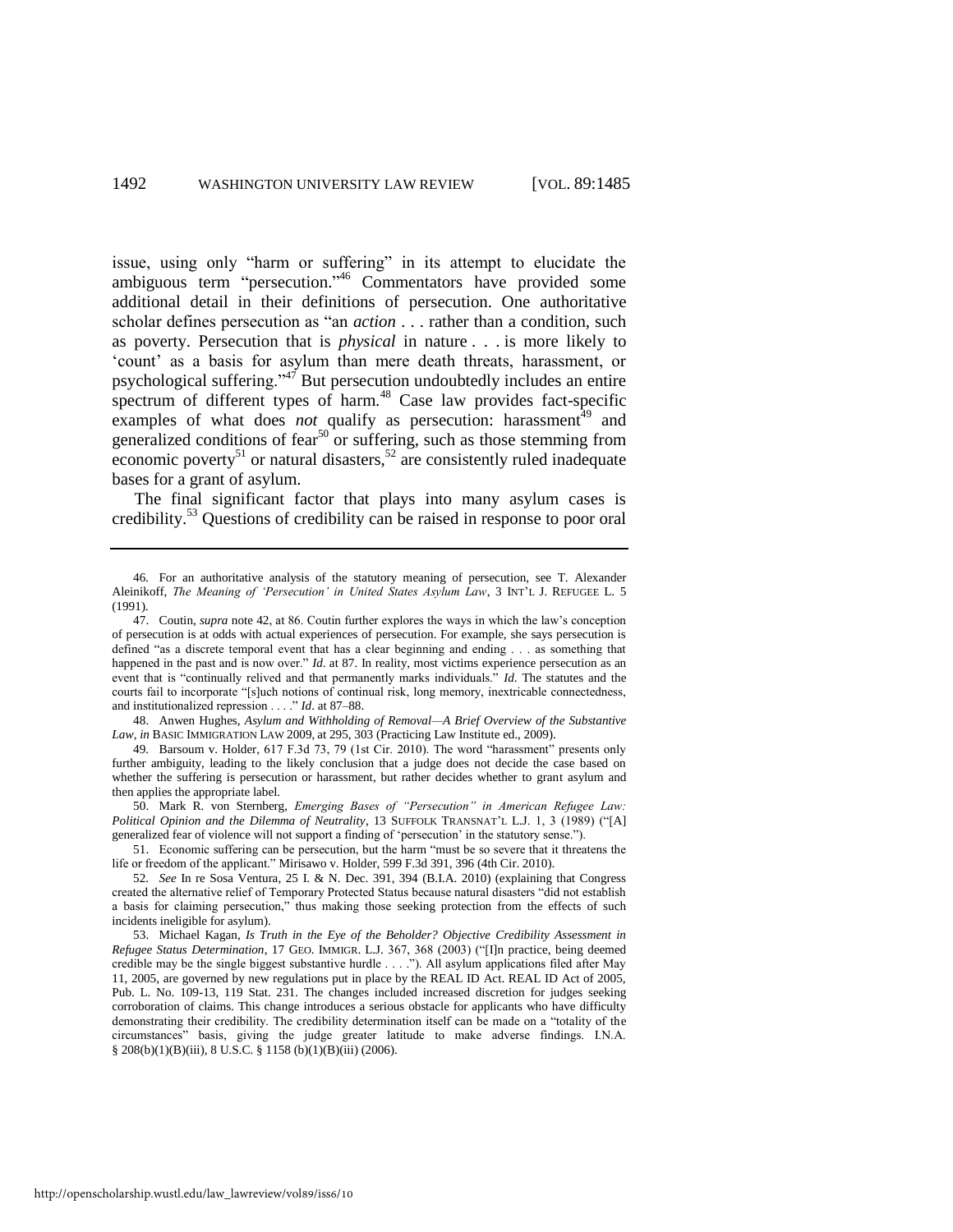issue, using only "harm or suffering" in its attempt to elucidate the ambiguous term "persecution."[46] Commentators have provided some additional detail in their definitions of persecution. One authoritative scholar defines persecution as "an *action* . . . rather than a condition, such as poverty. Persecution that is *physical* in nature . . . is more likely to 'count' as a basis for asylum than mere death threats, harassment, or psychological suffering."[47] But persecution undoubtedly includes an entire spectrum of different types of harm.[48] Case law provides fact-specific examples of what does *not* qualify as persecution: harassment[49] and generalized conditions of fear[50] or suffering, such as those stemming from economic poverty[51] or natural disasters,[52] are consistently ruled inadequate bases for a grant of asylum.

The final significant factor that plays into many asylum cases is credibility.[53] Questions of credibility can be raised in response to poor oral

---

46. For an authoritative analysis of the statutory meaning of persecution, see T. Alexander Aleinikoff, *The Meaning of 'Persecution' in United States Asylum Law*, 3 INT'L J. REFUGEE L. 5 (1991).

47. Coutin, *supra* note 42, at 86. Coutin further explores the ways in which the law's conception of persecution is at odds with actual experiences of persecution. For example, she says persecution is defined "as a discrete temporal event that has a clear beginning and ending . . . as something that happened in the past and is now over." *Id.* at 87. In reality, most victims experience persecution as an event that is "continually relived and that permanently marks individuals." *Id.* The statutes and the courts fail to incorporate "[s]uch notions of continual risk, long memory, inextricable connectedness, and institutionalized repression . . . ." *Id.* at 87–88.

48. Anwen Hughes, *Asylum and Withholding of Removal—A Brief Overview of the Substantive Law*, *in* BASIC IMMIGRATION LAW 2009, at 295, 303 (Practicing Law Institute ed., 2009).

49. Barsoum v. Holder, 617 F.3d 73, 79 (1st Cir. 2010). The word "harassment" presents only further ambiguity, leading to the likely conclusion that a judge does not decide the case based on whether the suffering is persecution or harassment, but rather decides whether to grant asylum and then applies the appropriate label.

50. Mark R. von Sternberg, *Emerging Bases of "Persecution" in American Refugee Law: Political Opinion and the Dilemma of Neutrality*, 13 SUFFOLK TRANSNAT'L L.J. 1, 3 (1989) ("[A] generalized fear of violence will not support a finding of 'persecution' in the statutory sense.").

51. Economic suffering can be persecution, but the harm "must be so severe that it threatens the life or freedom of the applicant." Mirisawo v. Holder, 599 F.3d 391, 396 (4th Cir. 2010).

52. *See* In re Sosa Ventura, 25 I. & N. Dec. 391, 394 (B.I.A. 2010) (explaining that Congress created the alternative relief of Temporary Protected Status because natural disasters "did not establish a basis for claiming persecution," thus making those seeking protection from the effects of such incidents ineligible for asylum).

53. Michael Kagan, *Is Truth in the Eye of the Beholder? Objective Credibility Assessment in Refugee Status Determination*, 17 GEO. IMMIGR. L.J. 367, 368 (2003) ("[I]n practice, being deemed credible may be the single biggest substantive hurdle . . . ."). All asylum applications filed after May 11, 2005, are governed by new regulations put in place by the REAL ID Act. REAL ID Act of 2005, Pub. L. No. 109-13, 119 Stat. 231. The changes included increased discretion for judges seeking corroboration of claims. This change introduces a serious obstacle for applicants who have difficulty demonstrating their credibility. The credibility determination itself can be made on a "totality of the circumstances" basis, giving the judge greater latitude to make adverse findings. I.N.A. § 208(b)(1)(B)(iii), 8 U.S.C. § 1158 (b)(1)(B)(iii) (2006).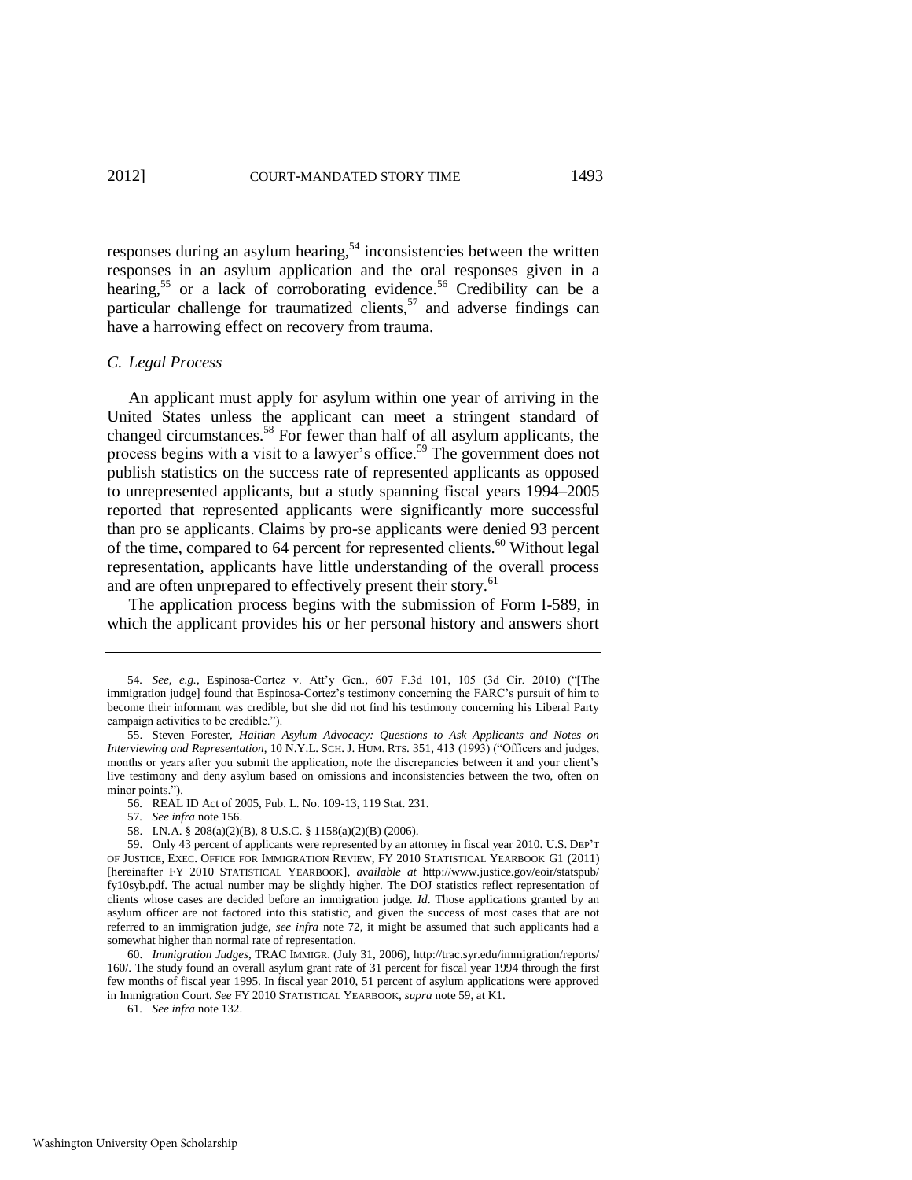responses during an asylum hearing,[54] inconsistencies between the written responses in an asylum application and the oral responses given in a hearing,[55] or a lack of corroborating evidence.[56] Credibility can be a particular challenge for traumatized clients,[57] and adverse findings can have a harrowing effect on recovery from trauma.

### *C. Legal Process*

An applicant must apply for asylum within one year of arriving in the United States unless the applicant can meet a stringent standard of changed circumstances.[58] For fewer than half of all asylum applicants, the process begins with a visit to a lawyer's office.[59] The government does not publish statistics on the success rate of represented applicants as opposed to unrepresented applicants, but a study spanning fiscal years 1994–2005 reported that represented applicants were significantly more successful than pro se applicants. Claims by pro-se applicants were denied 93 percent of the time, compared to 64 percent for represented clients.[60] Without legal representation, applicants have little understanding of the overall process and are often unprepared to effectively present their story.[61]

The application process begins with the submission of Form I-589, in which the applicant provides his or her personal history and answers short

---

54. *See, e.g.*, Espinosa-Cortez v. Att'y Gen., 607 F.3d 101, 105 (3d Cir. 2010) ("[The immigration judge] found that Espinosa-Cortez's testimony concerning the FARC's pursuit of him to become their informant was credible, but she did not find his testimony concerning his Liberal Party campaign activities to be credible.").

55. Steven Forester, *Haitian Asylum Advocacy: Questions to Ask Applicants and Notes on Interviewing and Representation*, 10 N.Y.L. SCH. J. HUM. RTS. 351, 413 (1993) ("Officers and judges, months or years after you submit the application, note the discrepancies between it and your client's live testimony and deny asylum based on omissions and inconsistencies between the two, often on minor points.").

56. REAL ID Act of 2005, Pub. L. No. 109-13, 119 Stat. 231.

57. *See infra* note 156.

58. I.N.A. § 208(a)(2)(B), 8 U.S.C. § 1158(a)(2)(B) (2006).

59. Only 43 percent of applicants were represented by an attorney in fiscal year 2010. U.S. DEP'T OF JUSTICE, EXEC. OFFICE FOR IMMIGRATION REVIEW, FY 2010 STATISTICAL YEARBOOK G1 (2011) [hereinafter FY 2010 STATISTICAL YEARBOOK], *available at* http://www.justice.gov/eoir/statspub/fy10syb.pdf. The actual number may be slightly higher. The DOJ statistics reflect representation of clients whose cases are decided before an immigration judge. *Id*. Those applications granted by an asylum officer are not factored into this statistic, and given the success of most cases that are not referred to an immigration judge, *see infra* note 72, it might be assumed that such applicants had a somewhat higher than normal rate of representation.

60. *Immigration Judges*, TRAC IMMIGR. (July 31, 2006), http://trac.syr.edu/immigration/reports/160/. The study found an overall asylum grant rate of 31 percent for fiscal year 1994 through the first few months of fiscal year 1995. In fiscal year 2010, 51 percent of asylum applications were approved in Immigration Court. *See* FY 2010 STATISTICAL YEARBOOK, *supra* note 59, at K1.

61. *See infra* note 132.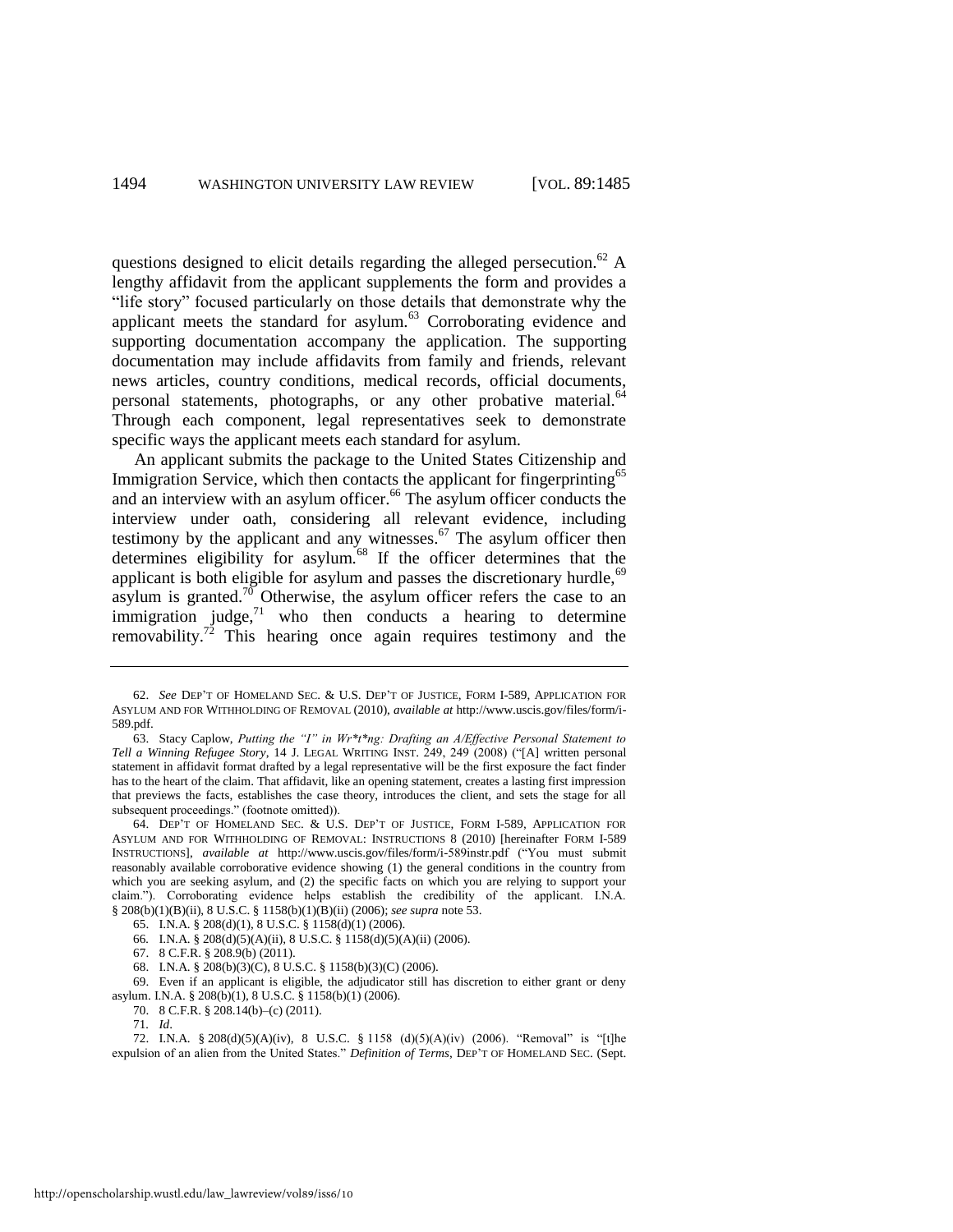questions designed to elicit details regarding the alleged persecution.[62] A lengthy affidavit from the applicant supplements the form and provides a "life story" focused particularly on those details that demonstrate why the applicant meets the standard for asylum.[63] Corroborating evidence and supporting documentation accompany the application. The supporting documentation may include affidavits from family and friends, relevant news articles, country conditions, medical records, official documents, personal statements, photographs, or any other probative material.[64] Through each component, legal representatives seek to demonstrate specific ways the applicant meets each standard for asylum.

An applicant submits the package to the United States Citizenship and Immigration Service, which then contacts the applicant for fingerprinting[65] and an interview with an asylum officer.[66] The asylum officer conducts the interview under oath, considering all relevant evidence, including testimony by the applicant and any witnesses.[67] The asylum officer then determines eligibility for asylum.[68] If the officer determines that the applicant is both eligible for asylum and passes the discretionary hurdle,[69] asylum is granted.[70] Otherwise, the asylum officer refers the case to an immigration judge,[71] who then conducts a hearing to determine removability.[72] This hearing once again requires testimony and the

---

62. *See* DEP'T OF HOMELAND SEC. & U.S. DEP'T OF JUSTICE, FORM I-589, APPLICATION FOR ASYLUM AND FOR WITHHOLDING OF REMOVAL (2010), *available at* http://www.uscis.gov/files/form/i-589.pdf.

63. Stacy Caplow, *Putting the "I" in Wr*t*ng: Drafting an A/Effective Personal Statement to Tell a Winning Refugee Story*, 14 J. LEGAL WRITING INST. 249, 249 (2008) ("[A] written personal statement in affidavit format drafted by a legal representative will be the first exposure the fact finder has to the heart of the claim. That affidavit, like an opening statement, creates a lasting first impression that previews the facts, establishes the case theory, introduces the client, and sets the stage for all subsequent proceedings." (footnote omitted)).

64. DEP'T OF HOMELAND SEC. & U.S. DEP'T OF JUSTICE, FORM I-589, APPLICATION FOR ASYLUM AND FOR WITHHOLDING OF REMOVAL: INSTRUCTIONS 8 (2010) [hereinafter FORM I-589 INSTRUCTIONS], *available at* http://www.uscis.gov/files/form/i-589instr.pdf ("You must submit reasonably available corroborative evidence showing (1) the general conditions in the country from which you are seeking asylum, and (2) the specific facts on which you are relying to support your claim."). Corroborating evidence helps establish the credibility of the applicant. I.N.A. § 208(b)(1)(B)(ii), 8 U.S.C. § 1158(b)(1)(B)(ii) (2006); *see supra* note 53.

65. I.N.A. § 208(d)(1), 8 U.S.C. § 1158(d)(1) (2006).

66. I.N.A. § 208(d)(5)(A)(ii), 8 U.S.C. § 1158(d)(5)(A)(ii) (2006).

67. 8 C.F.R. § 208.9(b) (2011).

68. I.N.A. § 208(b)(3)(C), 8 U.S.C. § 1158(b)(3)(C) (2006).

69. Even if an applicant is eligible, the adjudicator still has discretion to either grant or deny asylum. I.N.A. § 208(b)(1), 8 U.S.C. § 1158(b)(1) (2006).

70. 8 C.F.R. § 208.14(b)–(c) (2011).

71. *Id*.

72. I.N.A. § 208(d)(5)(A)(iv), 8 U.S.C. § 1158 (d)(5)(A)(iv) (2006). "Removal" is "[t]he expulsion of an alien from the United States." *Definition of Terms*, DEP'T OF HOMELAND SEC. (Sept.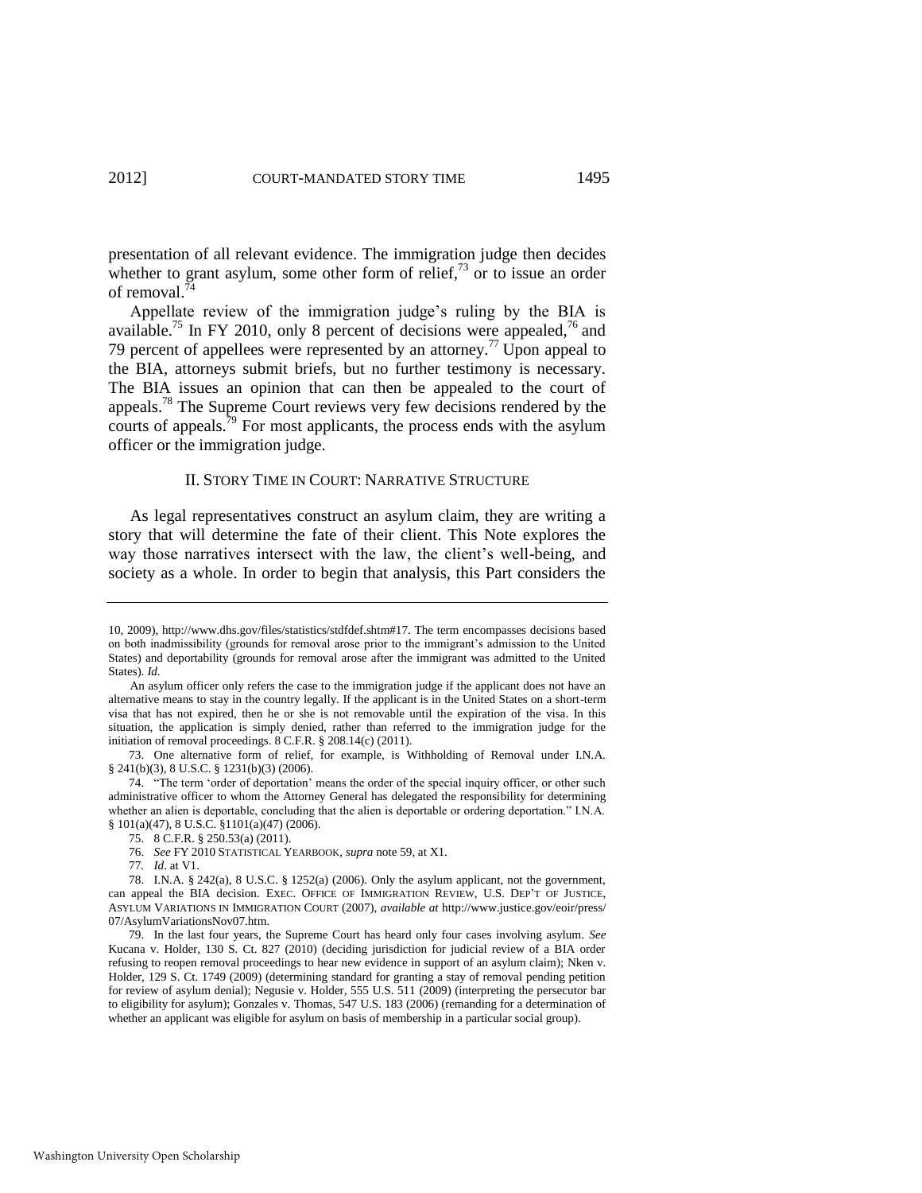presentation of all relevant evidence. The immigration judge then decides whether to grant asylum, some other form of relief,[73] or to issue an order of removal.[74]

Appellate review of the immigration judge's ruling by the BIA is available.[75] In FY 2010, only 8 percent of decisions were appealed,[76] and 79 percent of appellees were represented by an attorney.[77] Upon appeal to the BIA, attorneys submit briefs, but no further testimony is necessary. The BIA issues an opinion that can then be appealed to the court of appeals.[78] The Supreme Court reviews very few decisions rendered by the courts of appeals.[79] For most applicants, the process ends with the asylum officer or the immigration judge.

## II. STORY TIME IN COURT: NARRATIVE STRUCTURE

As legal representatives construct an asylum claim, they are writing a story that will determine the fate of their client. This Note explores the way those narratives intersect with the law, the client's well-being, and society as a whole. In order to begin that analysis, this Part considers the

---

10, 2009), http://www.dhs.gov/files/statistics/stdfdef.shtm#17. The term encompasses decisions based on both inadmissibility (grounds for removal arose prior to the immigrant's admission to the United States) and deportability (grounds for removal arose after the immigrant was admitted to the United States). *Id.*

An asylum officer only refers the case to the immigration judge if the applicant does not have an alternative means to stay in the country legally. If the applicant is in the United States on a short-term visa that has not expired, then he or she is not removable until the expiration of the visa. In this situation, the application is simply denied, rather than referred to the immigration judge for the initiation of removal proceedings. 8 C.F.R. § 208.14(c) (2011).

73. One alternative form of relief, for example, is Withholding of Removal under I.N.A. § 241(b)(3), 8 U.S.C. § 1231(b)(3) (2006).

74. "The term 'order of deportation' means the order of the special inquiry officer, or other such administrative officer to whom the Attorney General has delegated the responsibility for determining whether an alien is deportable, concluding that the alien is deportable or ordering deportation." I.N.A. § 101(a)(47), 8 U.S.C. §1101(a)(47) (2006).

75. 8 C.F.R. § 250.53(a) (2011).

76. *See* FY 2010 STATISTICAL YEARBOOK, *supra* note 59, at X1.

77. *Id.* at V1.

78. I.N.A. § 242(a), 8 U.S.C. § 1252(a) (2006). Only the asylum applicant, not the government, can appeal the BIA decision. EXEC. OFFICE OF IMMIGRATION REVIEW, U.S. DEP'T OF JUSTICE, ASYLUM VARIATIONS IN IMMIGRATION COURT (2007), *available at* http://www.justice.gov/eoir/press/07/AsylumVariationsNov07.htm.

79. In the last four years, the Supreme Court has heard only four cases involving asylum. *See* Kucana v. Holder, 130 S. Ct. 827 (2010) (deciding jurisdiction for judicial review of a BIA order refusing to reopen removal proceedings to hear new evidence in support of an asylum claim); Nken v. Holder, 129 S. Ct. 1749 (2009) (determining standard for granting a stay of removal pending petition for review of asylum denial); Negusie v. Holder, 555 U.S. 511 (2009) (interpreting the persecutor bar to eligibility for asylum); Gonzales v. Thomas, 547 U.S. 183 (2006) (remanding for a determination of whether an applicant was eligible for asylum on basis of membership in a particular social group).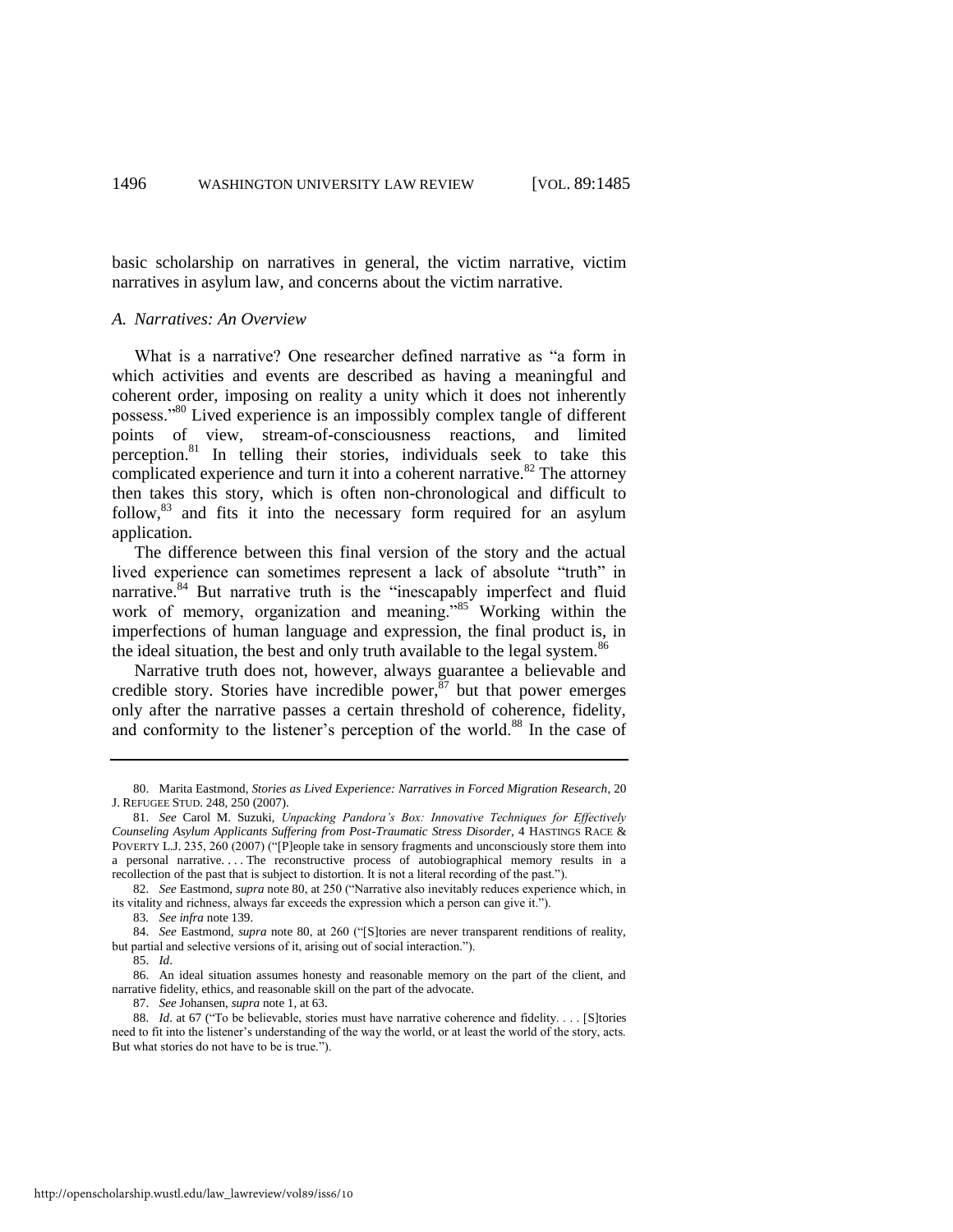basic scholarship on narratives in general, the victim narrative, victim narratives in asylum law, and concerns about the victim narrative.

### *A. Narratives: An Overview*

What is a narrative? One researcher defined narrative as "a form in which activities and events are described as having a meaningful and coherent order, imposing on reality a unity which it does not inherently possess."[80] Lived experience is an impossibly complex tangle of different points of view, stream-of-consciousness reactions, and limited perception.[81] In telling their stories, individuals seek to take this complicated experience and turn it into a coherent narrative.[82] The attorney then takes this story, which is often non-chronological and difficult to follow,[83] and fits it into the necessary form required for an asylum application.

The difference between this final version of the story and the actual lived experience can sometimes represent a lack of absolute "truth" in narrative.[84] But narrative truth is the "inescapably imperfect and fluid work of memory, organization and meaning."[85] Working within the imperfections of human language and expression, the final product is, in the ideal situation, the best and only truth available to the legal system.[86]

Narrative truth does not, however, always guarantee a believable and credible story. Stories have incredible power,[87] but that power emerges only after the narrative passes a certain threshold of coherence, fidelity, and conformity to the listener's perception of the world.[88] In the case of

---

80. Marita Eastmond, *Stories as Lived Experience: Narratives in Forced Migration Research*, 20 J. REFUGEE STUD. 248, 250 (2007).

81. *See* Carol M. Suzuki, *Unpacking Pandora's Box: Innovative Techniques for Effectively Counseling Asylum Applicants Suffering from Post-Traumatic Stress Disorder*, 4 HASTINGS RACE & POVERTY L.J. 235, 260 (2007) ("[P]eople take in sensory fragments and unconsciously store them into a personal narrative. . . . The reconstructive process of autobiographical memory results in a recollection of the past that is subject to distortion. It is not a literal recording of the past.").

82. *See* Eastmond, *supra* note 80, at 250 ("Narrative also inevitably reduces experience which, in its vitality and richness, always far exceeds the expression which a person can give it.").

83. *See infra* note 139.

84. *See* Eastmond, *supra* note 80, at 260 ("[S]tories are never transparent renditions of reality, but partial and selective versions of it, arising out of social interaction.").

85. *Id*.

86. An ideal situation assumes honesty and reasonable memory on the part of the client, and narrative fidelity, ethics, and reasonable skill on the part of the advocate.

87. *See* Johansen, *supra* note 1, at 63.

88. *Id*. at 67 ("To be believable, stories must have narrative coherence and fidelity. . . . [S]tories need to fit into the listener's understanding of the way the world, or at least the world of the story, acts. But what stories do not have to be is true.").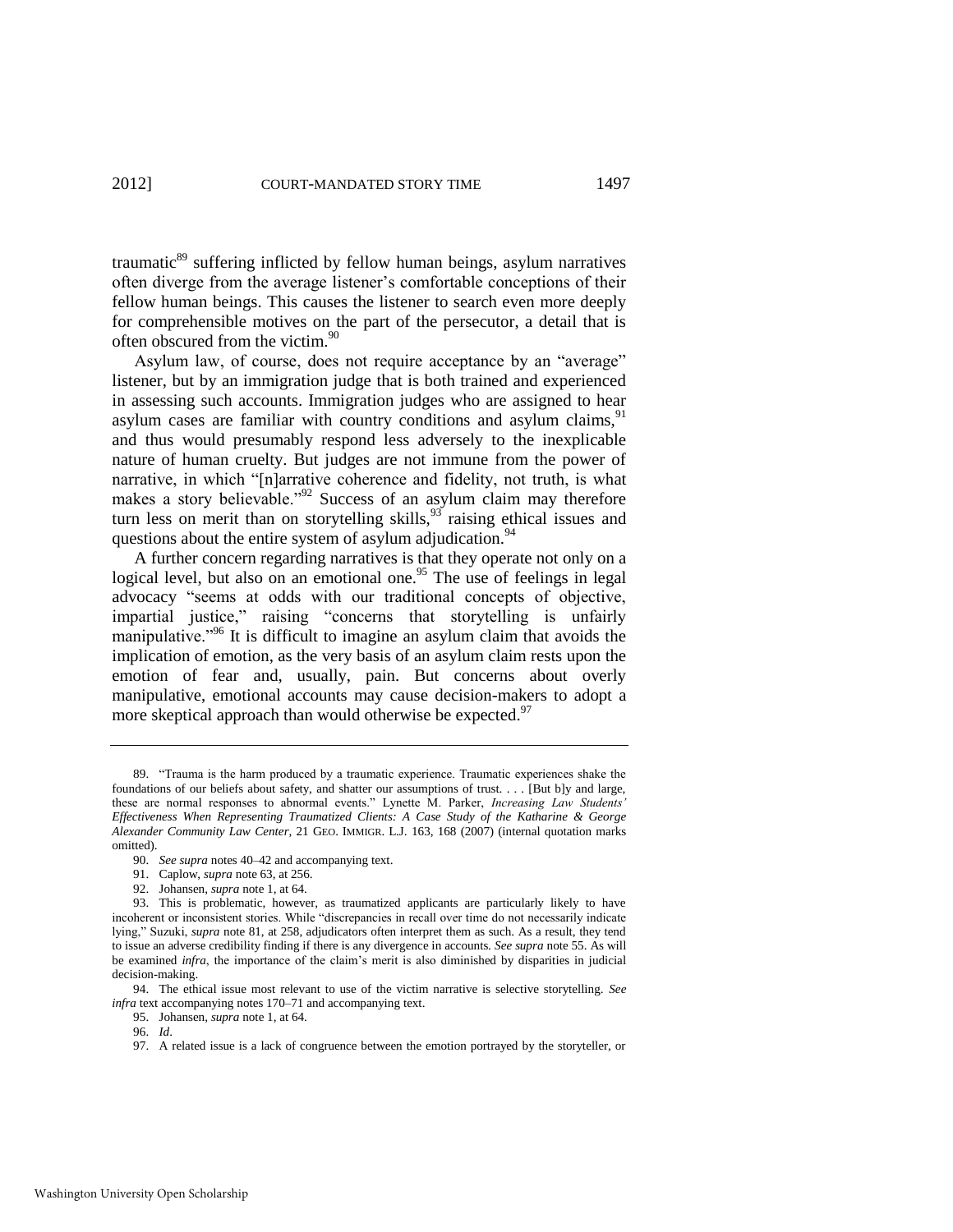traumatic[89] suffering inflicted by fellow human beings, asylum narratives often diverge from the average listener's comfortable conceptions of their fellow human beings. This causes the listener to search even more deeply for comprehensible motives on the part of the persecutor, a detail that is often obscured from the victim.[90]

Asylum law, of course, does not require acceptance by an "average" listener, but by an immigration judge that is both trained and experienced in assessing such accounts. Immigration judges who are assigned to hear asylum cases are familiar with country conditions and asylum claims,[91] and thus would presumably respond less adversely to the inexplicable nature of human cruelty. But judges are not immune from the power of narrative, in which "[n]arrative coherence and fidelity, not truth, is what makes a story believable."[92] Success of an asylum claim may therefore turn less on merit than on storytelling skills,[93] raising ethical issues and questions about the entire system of asylum adjudication.[94]

A further concern regarding narratives is that they operate not only on a logical level, but also on an emotional one.[95] The use of feelings in legal advocacy "seems at odds with our traditional concepts of objective, impartial justice," raising "concerns that storytelling is unfairly manipulative."[96] It is difficult to imagine an asylum claim that avoids the implication of emotion, as the very basis of an asylum claim rests upon the emotion of fear and, usually, pain. But concerns about overly manipulative, emotional accounts may cause decision-makers to adopt a more skeptical approach than would otherwise be expected.[97]

---

89. "Trauma is the harm produced by a traumatic experience. Traumatic experiences shake the foundations of our beliefs about safety, and shatter our assumptions of trust. . . . [But b]y and large, these are normal responses to abnormal events." Lynette M. Parker, *Increasing Law Students' Effectiveness When Representing Traumatized Clients: A Case Study of the Katharine & George Alexander Community Law Center*, 21 GEO. IMMIGR. L.J. 163, 168 (2007) (internal quotation marks omitted).

90. *See supra* notes 40–42 and accompanying text.

91. Caplow, *supra* note 63, at 256.

92. Johansen, *supra* note 1, at 64.

93. This is problematic, however, as traumatized applicants are particularly likely to have incoherent or inconsistent stories. While "discrepancies in recall over time do not necessarily indicate lying," Suzuki, *supra* note 81, at 258, adjudicators often interpret them as such. As a result, they tend to issue an adverse credibility finding if there is any divergence in accounts. *See supra* note 55. As will be examined *infra*, the importance of the claim's merit is also diminished by disparities in judicial decision-making.

94. The ethical issue most relevant to use of the victim narrative is selective storytelling. *See infra* text accompanying notes 170–71 and accompanying text.

95. Johansen, *supra* note 1, at 64.

96. *Id*.

97. A related issue is a lack of congruence between the emotion portrayed by the storyteller, or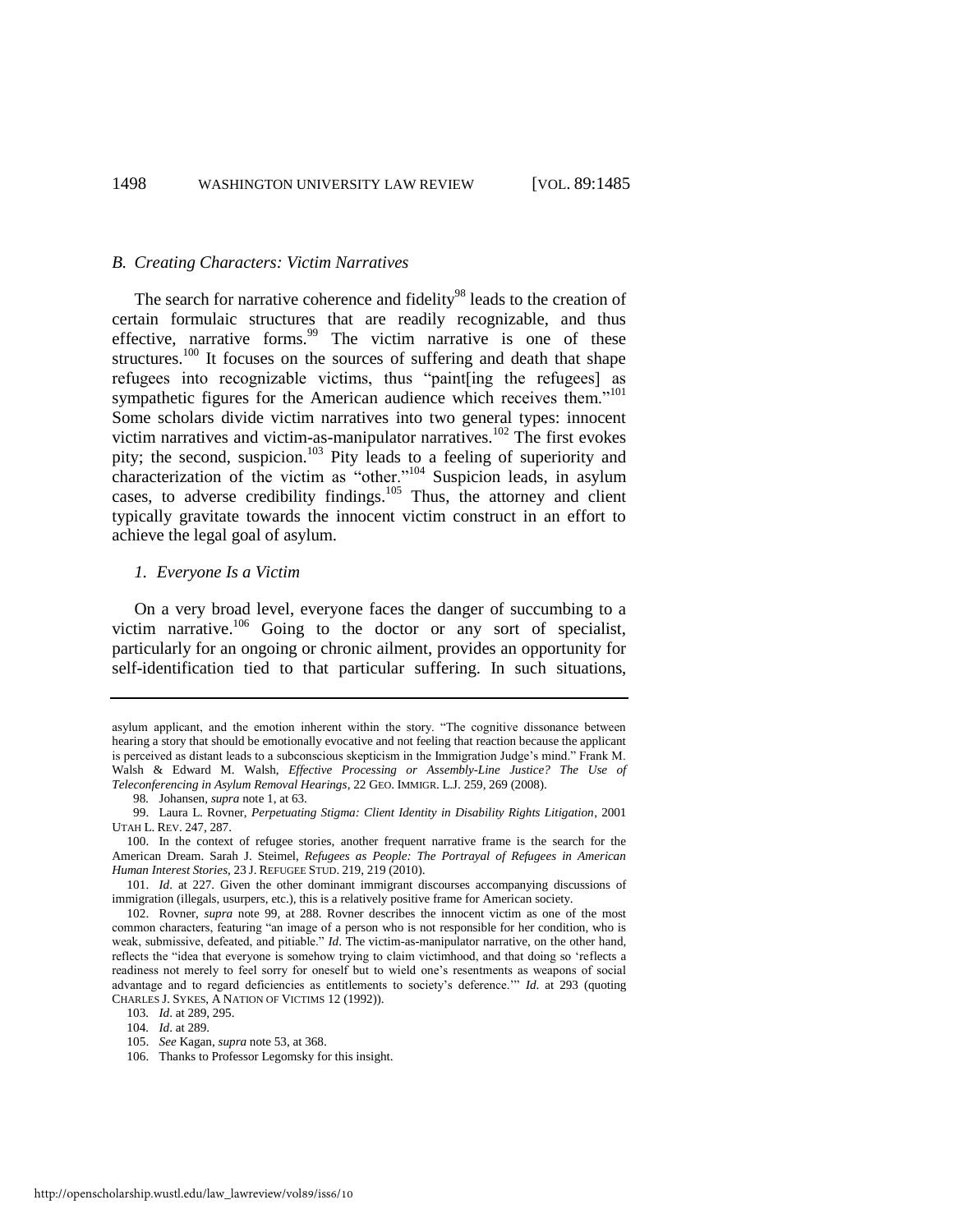### B. Creating Characters: Victim Narratives

The search for narrative coherence and fidelity[98] leads to the creation of certain formulaic structures that are readily recognizable, and thus effective, narrative forms.[99] The victim narrative is one of these structures.[100] It focuses on the sources of suffering and death that shape refugees into recognizable victims, thus "paint[ing the refugees] as sympathetic figures for the American audience which receives them."[101] Some scholars divide victim narratives into two general types: innocent victim narratives and victim-as-manipulator narratives.[102] The first evokes pity; the second, suspicion.[103] Pity leads to a feeling of superiority and characterization of the victim as "other."[104] Suspicion leads, in asylum cases, to adverse credibility findings.[105] Thus, the attorney and client typically gravitate towards the innocent victim construct in an effort to achieve the legal goal of asylum.

#### 1. Everyone Is a Victim

On a very broad level, everyone faces the danger of succumbing to a victim narrative.[106] Going to the doctor or any sort of specialist, particularly for an ongoing or chronic ailment, provides an opportunity for self-identification tied to that particular suffering. In such situations,

---

asylum applicant, and the emotion inherent within the story. "The cognitive dissonance between hearing a story that should be emotionally evocative and not feeling that reaction because the applicant is perceived as distant leads to a subconscious skepticism in the Immigration Judge's mind." Frank M. Walsh & Edward M. Walsh, *Effective Processing or Assembly-Line Justice? The Use of Teleconferencing in Asylum Removal Hearings*, 22 GEO. IMMIGR. L.J. 259, 269 (2008).

98. Johansen, *supra* note 1, at 63.

99. Laura L. Rovner, *Perpetuating Stigma: Client Identity in Disability Rights Litigation*, 2001 UTAH L. REV. 247, 287.

100. In the context of refugee stories, another frequent narrative frame is the search for the American Dream. Sarah J. Steimel, *Refugees as People: The Portrayal of Refugees in American Human Interest Stories*, 23 J. REFUGEE STUD. 219, 219 (2010).

101. *Id*. at 227. Given the other dominant immigrant discourses accompanying discussions of immigration (illegals, usurpers, etc.), this is a relatively positive frame for American society.

102. Rovner, *supra* note 99, at 288. Rovner describes the innocent victim as one of the most common characters, featuring "an image of a person who is not responsible for her condition, who is weak, submissive, defeated, and pitiable." *Id*. The victim-as-manipulator narrative, on the other hand, reflects the "idea that everyone is somehow trying to claim victimhood, and that doing so 'reflects a readiness not merely to feel sorry for oneself but to wield one's resentments as weapons of social advantage and to regard deficiencies as entitlements to society's deference.'" *Id*. at 293 (quoting CHARLES J. SYKES, A NATION OF VICTIMS 12 (1992)).

103. *Id*. at 289, 295.

104. *Id*. at 289.

105. *See* Kagan, *supra* note 53, at 368.

106. Thanks to Professor Legomsky for this insight.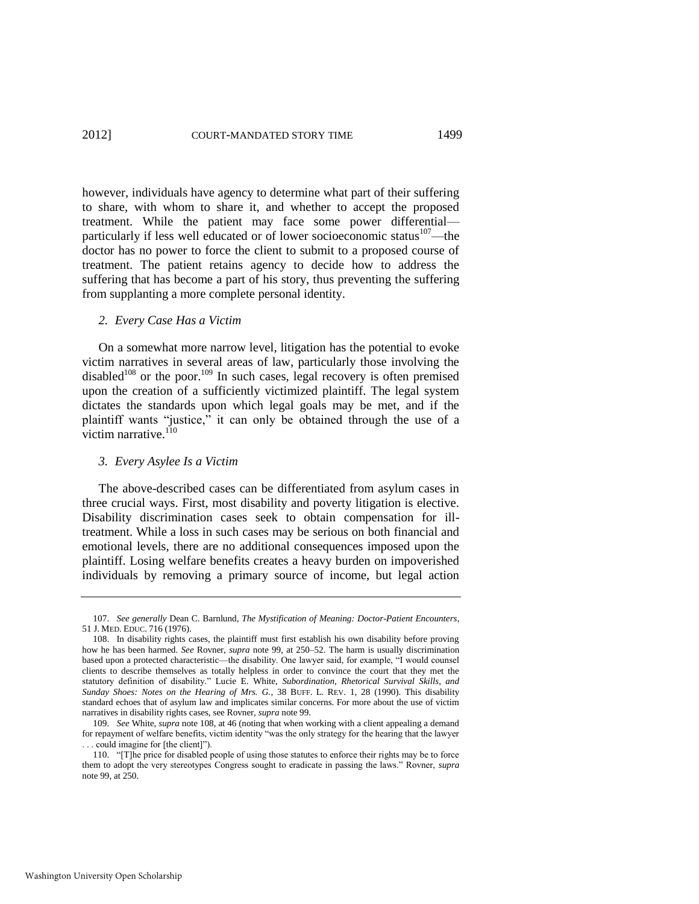however, individuals have agency to determine what part of their suffering to share, with whom to share it, and whether to accept the proposed treatment. While the patient may face some power differential—particularly if less well educated or of lower socioeconomic status[107]—the doctor has no power to force the client to submit to a proposed course of treatment. The patient retains agency to decide how to address the suffering that has become a part of his story, thus preventing the suffering from supplanting a more complete personal identity.

### *2. Every Case Has a Victim*

On a somewhat more narrow level, litigation has the potential to evoke victim narratives in several areas of law, particularly those involving the disabled[108] or the poor.[109] In such cases, legal recovery is often premised upon the creation of a sufficiently victimized plaintiff. The legal system dictates the standards upon which legal goals may be met, and if the plaintiff wants "justice," it can only be obtained through the use of a victim narrative.[110]

### *3. Every Asylee Is a Victim*

The above-described cases can be differentiated from asylum cases in three crucial ways. First, most disability and poverty litigation is elective. Disability discrimination cases seek to obtain compensation for ill-treatment. While a loss in such cases may be serious on both financial and emotional levels, there are no additional consequences imposed upon the plaintiff. Losing welfare benefits creates a heavy burden on impoverished individuals by removing a primary source of income, but legal action

---

107. *See generally* Dean C. Barnlund, *The Mystification of Meaning: Doctor-Patient Encounters*, 51 J. MED. EDUC. 716 (1976).

108. In disability rights cases, the plaintiff must first establish his own disability before proving how he has been harmed. *See* Rovner, *supra* note 99, at 250–52. The harm is usually discrimination based upon a protected characteristic—the disability. One lawyer said, for example, "I would counsel clients to describe themselves as totally helpless in order to convince the court that they met the statutory definition of disability." Lucie E. White, *Subordination, Rhetorical Survival Skills, and Sunday Shoes: Notes on the Hearing of Mrs. G.*, 38 BUFF. L. REV. 1, 28 (1990). This disability standard echoes that of asylum law and implicates similar concerns. For more about the use of victim narratives in disability rights cases, see Rovner, *supra* note 99.

109. *See* White, *supra* note 108, at 46 (noting that when working with a client appealing a demand for repayment of welfare benefits, victim identity "was the only strategy for the hearing that the lawyer . . . could imagine for [the client]").

110. "[T]he price for disabled people of using those statutes to enforce their rights may be to force them to adopt the very stereotypes Congress sought to eradicate in passing the laws." Rovner, *supra* note 99, at 250.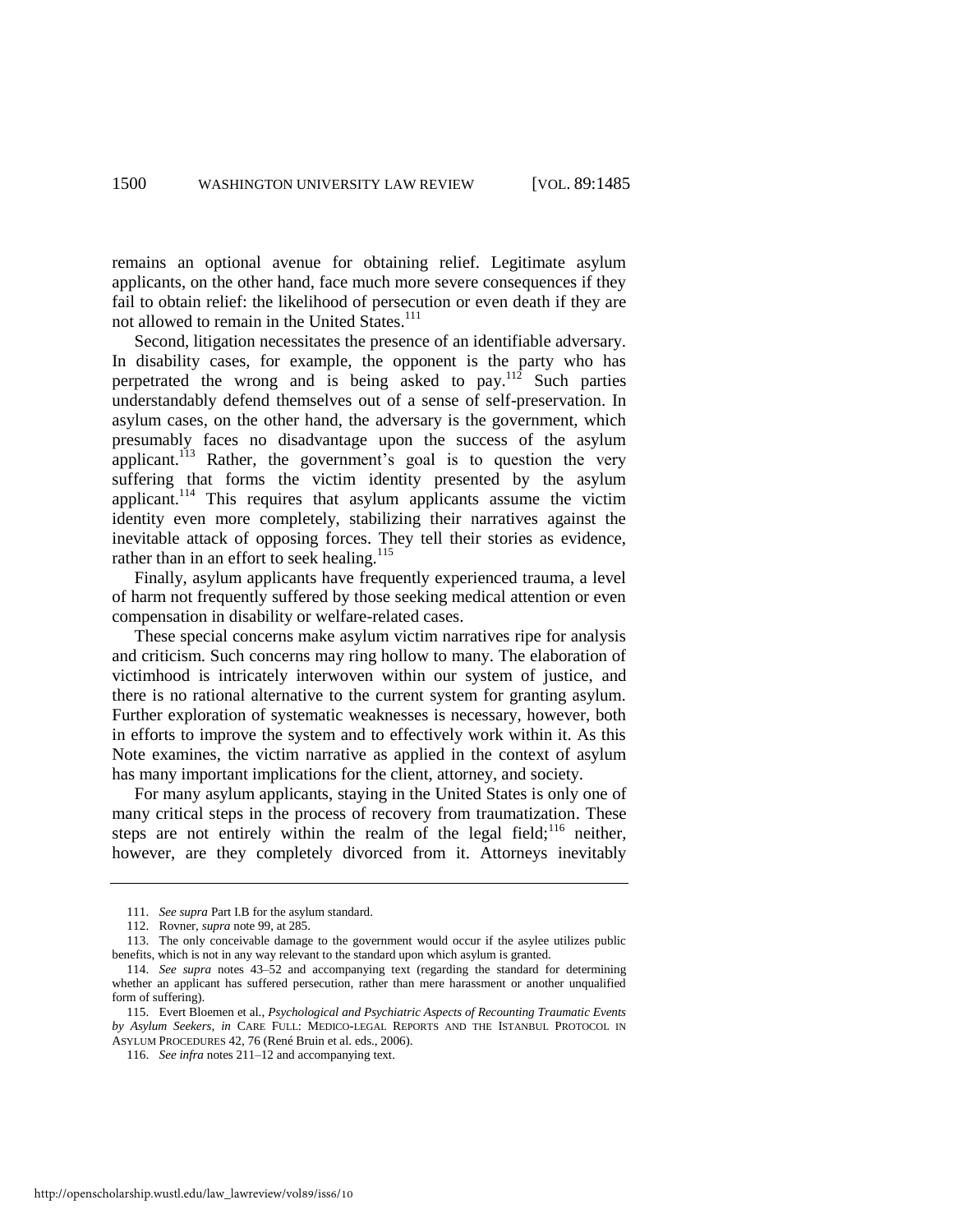remains an optional avenue for obtaining relief. Legitimate asylum applicants, on the other hand, face much more severe consequences if they fail to obtain relief: the likelihood of persecution or even death if they are not allowed to remain in the United States.[111]

Second, litigation necessitates the presence of an identifiable adversary. In disability cases, for example, the opponent is the party who has perpetrated the wrong and is being asked to pay.[112] Such parties understandably defend themselves out of a sense of self-preservation. In asylum cases, on the other hand, the adversary is the government, which presumably faces no disadvantage upon the success of the asylum applicant.[113] Rather, the government's goal is to question the very suffering that forms the victim identity presented by the asylum applicant.[114] This requires that asylum applicants assume the victim identity even more completely, stabilizing their narratives against the inevitable attack of opposing forces. They tell their stories as evidence, rather than in an effort to seek healing.[115]

Finally, asylum applicants have frequently experienced trauma, a level of harm not frequently suffered by those seeking medical attention or even compensation in disability or welfare-related cases.

These special concerns make asylum victim narratives ripe for analysis and criticism. Such concerns may ring hollow to many. The elaboration of victimhood is intricately interwoven within our system of justice, and there is no rational alternative to the current system for granting asylum. Further exploration of systematic weaknesses is necessary, however, both in efforts to improve the system and to effectively work within it. As this Note examines, the victim narrative as applied in the context of asylum has many important implications for the client, attorney, and society.

For many asylum applicants, staying in the United States is only one of many critical steps in the process of recovery from traumatization. These steps are not entirely within the realm of the legal field;[116] neither, however, are they completely divorced from it. Attorneys inevitably

---

111. *See supra* Part I.B for the asylum standard.

112. Rovner, *supra* note 99, at 285.

113. The only conceivable damage to the government would occur if the asylee utilizes public benefits, which is not in any way relevant to the standard upon which asylum is granted.

114. *See supra* notes 43–52 and accompanying text (regarding the standard for determining whether an applicant has suffered persecution, rather than mere harassment or another unqualified form of suffering).

115. Evert Bloemen et al., *Psychological and Psychiatric Aspects of Recounting Traumatic Events by Asylum Seekers*, *in* CARE FULL: MEDICO-LEGAL REPORTS AND THE ISTANBUL PROTOCOL IN ASYLUM PROCEDURES 42, 76 (René Bruin et al. eds., 2006).

116. *See infra* notes 211–12 and accompanying text.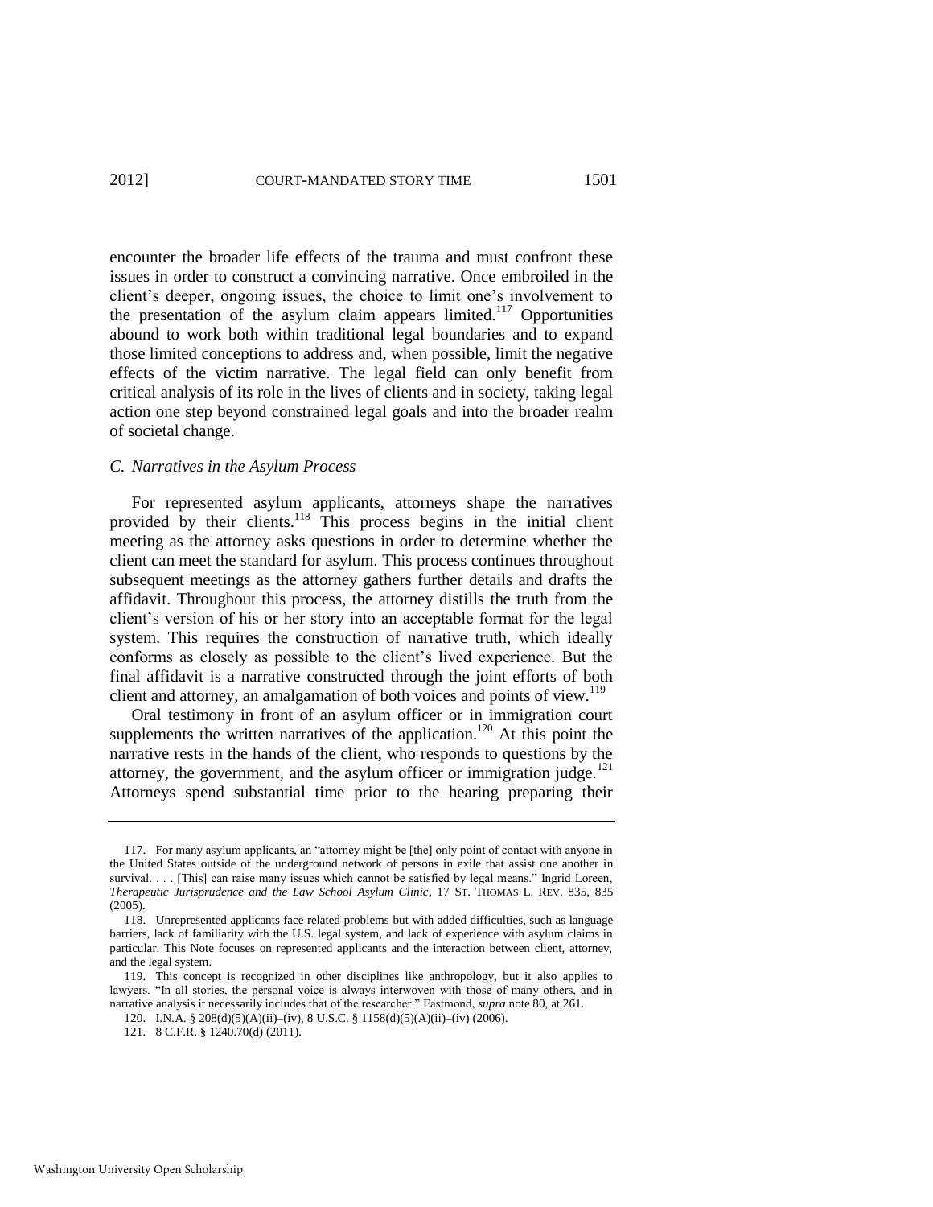encounter the broader life effects of the trauma and must confront these issues in order to construct a convincing narrative. Once embroiled in the client's deeper, ongoing issues, the choice to limit one's involvement to the presentation of the asylum claim appears limited.[117] Opportunities abound to work both within traditional legal boundaries and to expand those limited conceptions to address and, when possible, limit the negative effects of the victim narrative. The legal field can only benefit from critical analysis of its role in the lives of clients and in society, taking legal action one step beyond constrained legal goals and into the broader realm of societal change.

### *C. Narratives in the Asylum Process*

For represented asylum applicants, attorneys shape the narratives provided by their clients.[118] This process begins in the initial client meeting as the attorney asks questions in order to determine whether the client can meet the standard for asylum. This process continues throughout subsequent meetings as the attorney gathers further details and drafts the affidavit. Throughout this process, the attorney distills the truth from the client's version of his or her story into an acceptable format for the legal system. This requires the construction of narrative truth, which ideally conforms as closely as possible to the client's lived experience. But the final affidavit is a narrative constructed through the joint efforts of both client and attorney, an amalgamation of both voices and points of view.[119]

Oral testimony in front of an asylum officer or in immigration court supplements the written narratives of the application.[120] At this point the narrative rests in the hands of the client, who responds to questions by the attorney, the government, and the asylum officer or immigration judge.[121] Attorneys spend substantial time prior to the hearing preparing their

117. For many asylum applicants, an "attorney might be [the] only point of contact with anyone in the United States outside of the underground network of persons in exile that assist one another in survival. . . . [This] can raise many issues which cannot be satisfied by legal means." Ingrid Loreen, *Therapeutic Jurisprudence and the Law School Asylum Clinic*, 17 ST. THOMAS L. REV. 835, 835 (2005).

118. Unrepresented applicants face related problems but with added difficulties, such as language barriers, lack of familiarity with the U.S. legal system, and lack of experience with asylum claims in particular. This Note focuses on represented applicants and the interaction between client, attorney, and the legal system.

119. This concept is recognized in other disciplines like anthropology, but it also applies to lawyers. "In all stories, the personal voice is always interwoven with those of many others, and in narrative analysis it necessarily includes that of the researcher." Eastmond, *supra* note 80, at 261.

120. I.N.A. § 208(d)(5)(A)(ii)–(iv), 8 U.S.C. § 1158(d)(5)(A)(ii)–(iv) (2006).

121. 8 C.F.R. § 1240.70(d) (2011).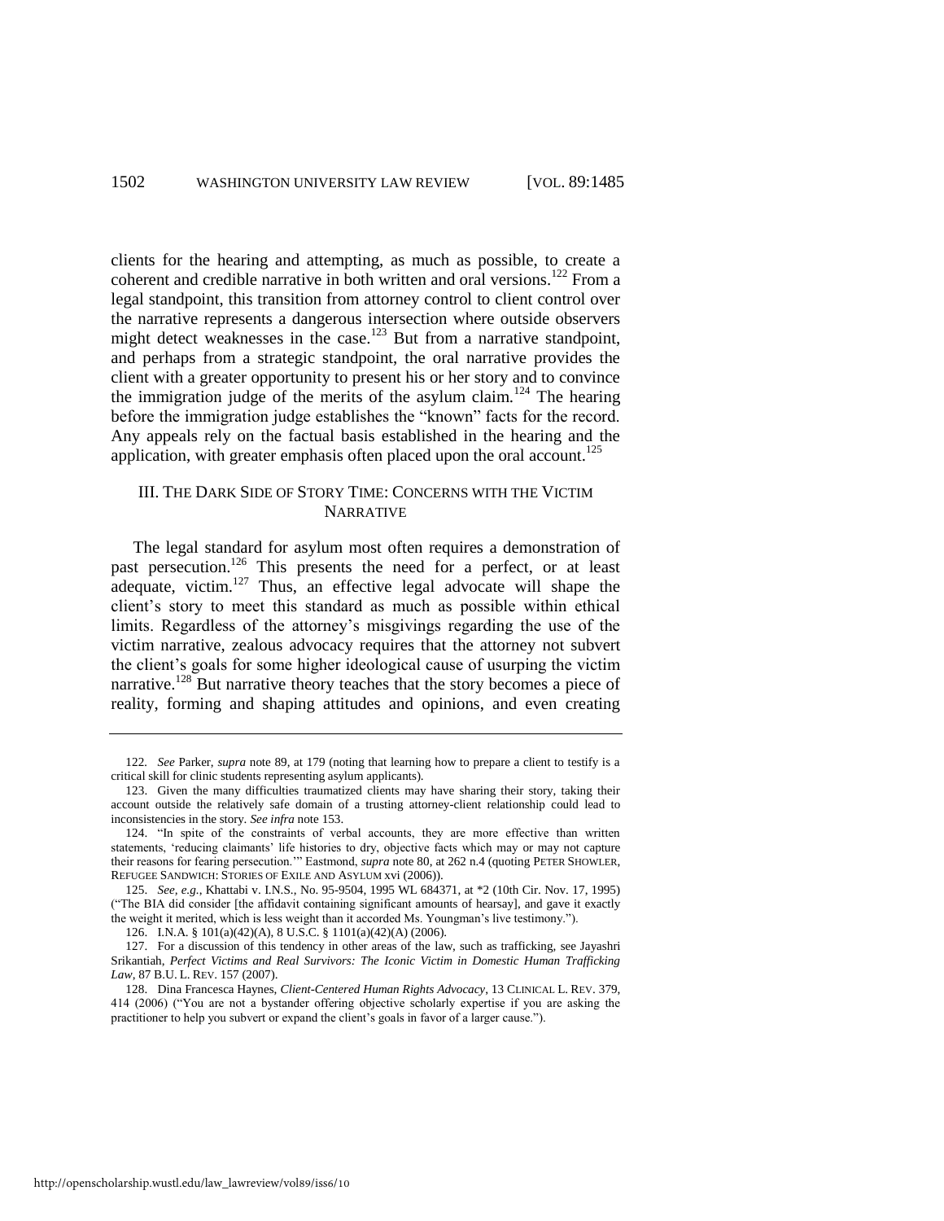clients for the hearing and attempting, as much as possible, to create a coherent and credible narrative in both written and oral versions.[122] From a legal standpoint, this transition from attorney control to client control over the narrative represents a dangerous intersection where outside observers might detect weaknesses in the case.[123] But from a narrative standpoint, and perhaps from a strategic standpoint, the oral narrative provides the client with a greater opportunity to present his or her story and to convince the immigration judge of the merits of the asylum claim.[124] The hearing before the immigration judge establishes the "known" facts for the record. Any appeals rely on the factual basis established in the hearing and the application, with greater emphasis often placed upon the oral account.[125]

## III. THE DARK SIDE OF STORY TIME: CONCERNS WITH THE VICTIM NARRATIVE

The legal standard for asylum most often requires a demonstration of past persecution.[126] This presents the need for a perfect, or at least adequate, victim.[127] Thus, an effective legal advocate will shape the client's story to meet this standard as much as possible within ethical limits. Regardless of the attorney's misgivings regarding the use of the victim narrative, zealous advocacy requires that the attorney not subvert the client's goals for some higher ideological cause of usurping the victim narrative.[128] But narrative theory teaches that the story becomes a piece of reality, forming and shaping attitudes and opinions, and even creating

---

122. *See* Parker, *supra* note 89, at 179 (noting that learning how to prepare a client to testify is a critical skill for clinic students representing asylum applicants).

123. Given the many difficulties traumatized clients may have sharing their story, taking their account outside the relatively safe domain of a trusting attorney-client relationship could lead to inconsistencies in the story. *See infra* note 153.

124. "In spite of the constraints of verbal accounts, they are more effective than written statements, 'reducing claimants' life histories to dry, objective facts which may or may not capture their reasons for fearing persecution.'" Eastmond, *supra* note 80, at 262 n.4 (quoting PETER SHOWLER, REFUGEE SANDWICH: STORIES OF EXILE AND ASYLUM xvi (2006)).

125. *See, e.g.*, Khattabi v. I.N.S., No. 95-9504, 1995 WL 684371, at *2 (10th Cir. Nov. 17, 1995) ("The BIA did consider [the affidavit containing significant amounts of hearsay], and gave it exactly the weight it merited, which is less weight than it accorded Ms. Youngman's live testimony.").

126. I.N.A. § 101(a)(42)(A), 8 U.S.C. § 1101(a)(42)(A) (2006).

127. For a discussion of this tendency in other areas of the law, such as trafficking, see Jayashri Srikantiah, *Perfect Victims and Real Survivors: The Iconic Victim in Domestic Human Trafficking Law*, 87 B.U. L. REV. 157 (2007).

128. Dina Francesca Haynes, *Client-Centered Human Rights Advocacy*, 13 CLINICAL L. REV. 379, 414 (2006) ("You are not a bystander offering objective scholarly expertise if you are asking the practitioner to help you subvert or expand the client's goals in favor of a larger cause.").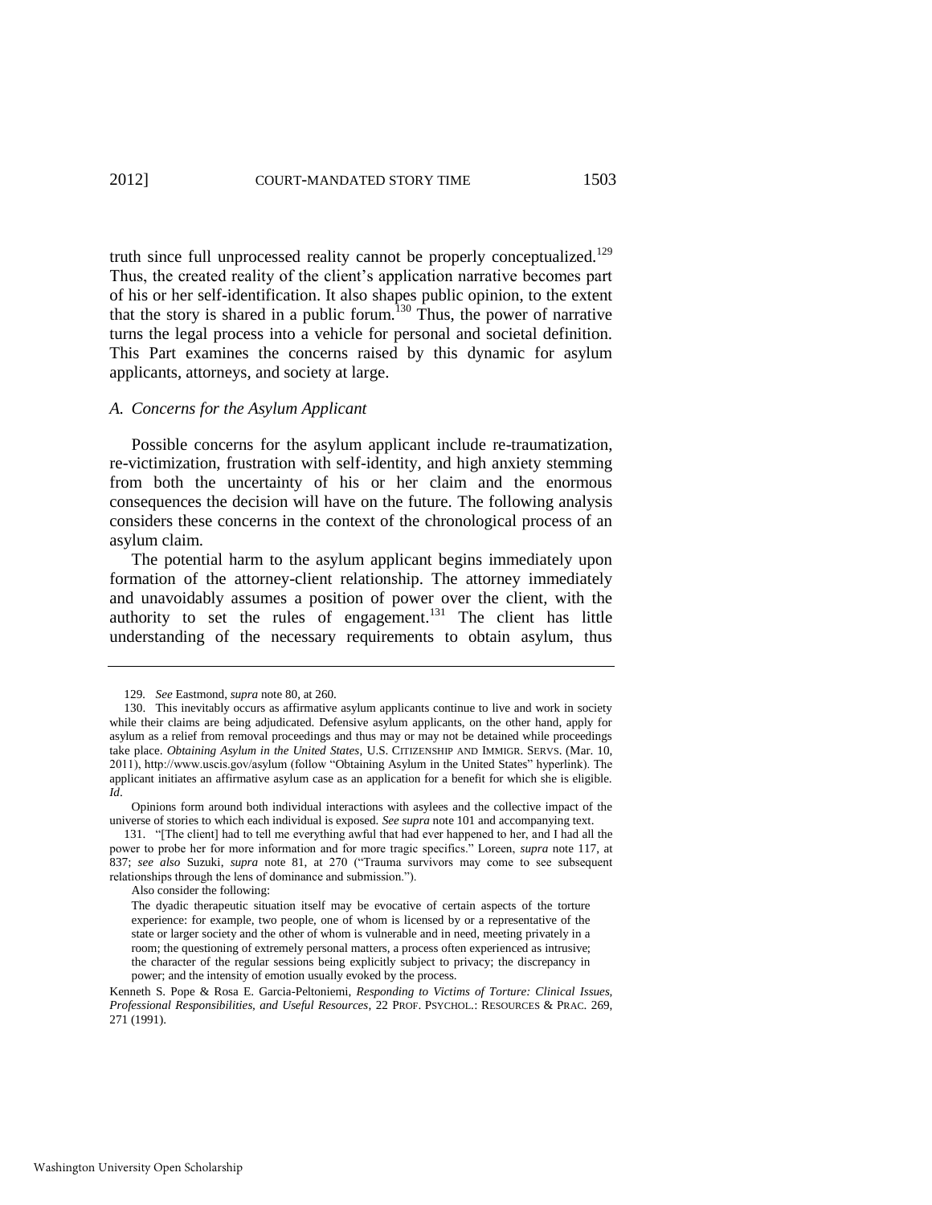truth since full unprocessed reality cannot be properly conceptualized.[129] Thus, the created reality of the client's application narrative becomes part of his or her self-identification. It also shapes public opinion, to the extent that the story is shared in a public forum.[130] Thus, the power of narrative turns the legal process into a vehicle for personal and societal definition. This Part examines the concerns raised by this dynamic for asylum applicants, attorneys, and society at large.

### *A. Concerns for the Asylum Applicant*

Possible concerns for the asylum applicant include re-traumatization, re-victimization, frustration with self-identity, and high anxiety stemming from both the uncertainty of his or her claim and the enormous consequences the decision will have on the future. The following analysis considers these concerns in the context of the chronological process of an asylum claim.

The potential harm to the asylum applicant begins immediately upon formation of the attorney-client relationship. The attorney immediately and unavoidably assumes a position of power over the client, with the authority to set the rules of engagement.[131] The client has little understanding of the necessary requirements to obtain asylum, thus

---

129. *See* Eastmond, *supra* note 80, at 260.

130. This inevitably occurs as affirmative asylum applicants continue to live and work in society while their claims are being adjudicated. Defensive asylum applicants, on the other hand, apply for asylum as a relief from removal proceedings and thus may or may not be detained while proceedings take place. *Obtaining Asylum in the United States*, U.S. CITIZENSHIP AND IMMIGR. SERVS. (Mar. 10, 2011), http://www.uscis.gov/asylum (follow "Obtaining Asylum in the United States" hyperlink). The applicant initiates an affirmative asylum case as an application for a benefit for which she is eligible. *Id*.

Opinions form around both individual interactions with asylees and the collective impact of the universe of stories to which each individual is exposed. *See supra* note 101 and accompanying text.

131. "[The client] had to tell me everything awful that had ever happened to her, and I had all the power to probe her for more information and for more tragic specifics." Loreen, *supra* note 117, at 837; *see also* Suzuki, *supra* note 81, at 270 ("Trauma survivors may come to see subsequent relationships through the lens of dominance and submission.").

Also consider the following:

> The dyadic therapeutic situation itself may be evocative of certain aspects of the torture experience: for example, two people, one of whom is licensed by or a representative of the state or larger society and the other of whom is vulnerable and in need, meeting privately in a room; the questioning of extremely personal matters, a process often experienced as intrusive; the character of the regular sessions being explicitly subject to privacy; the discrepancy in power; and the intensity of emotion usually evoked by the process.

Kenneth S. Pope & Rosa E. Garcia-Peltoniemi, *Responding to Victims of Torture: Clinical Issues, Professional Responsibilities, and Useful Resources*, 22 PROF. PSYCHOL.: RESOURCES & PRAC. 269, 271 (1991).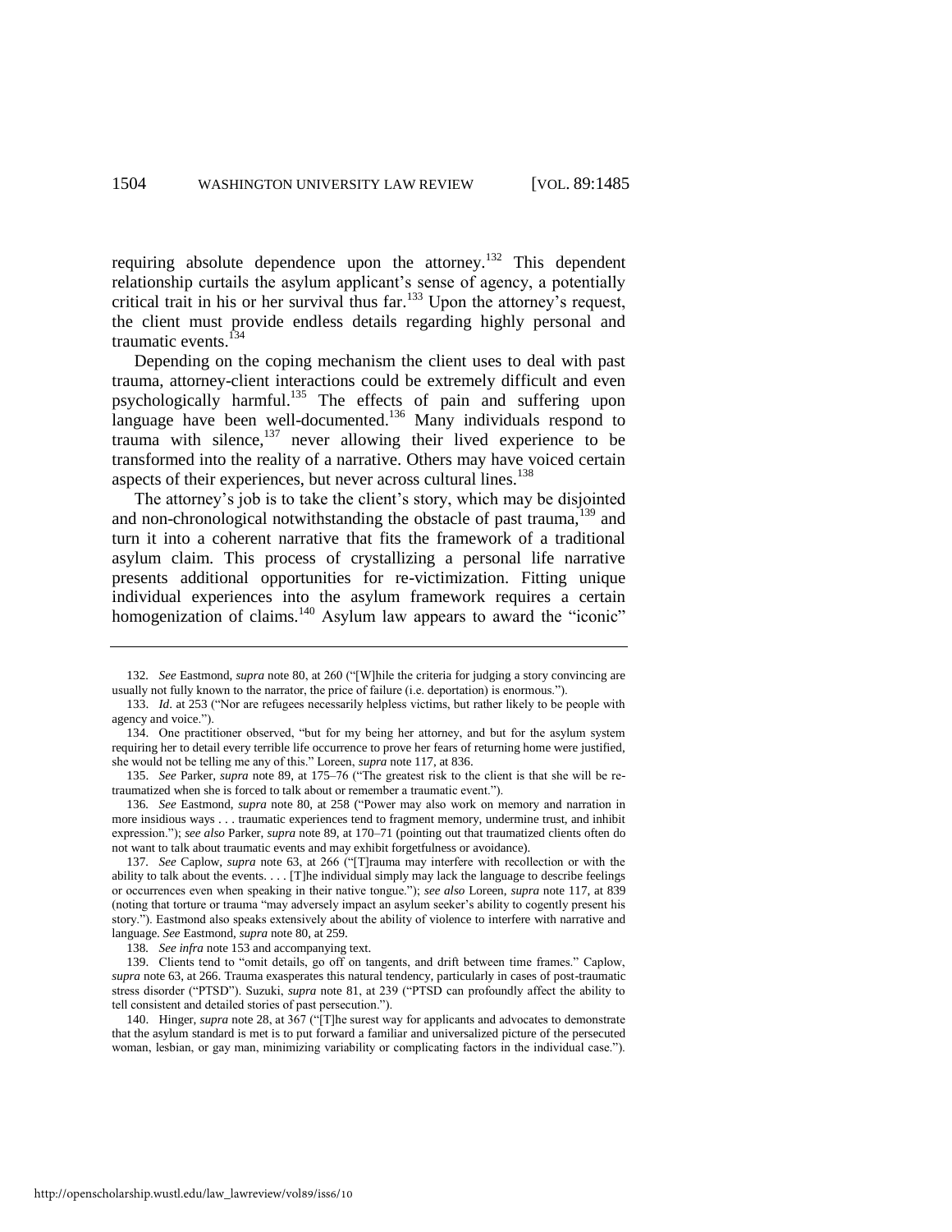requiring absolute dependence upon the attorney.[132] This dependent relationship curtails the asylum applicant's sense of agency, a potentially critical trait in his or her survival thus far.[133] Upon the attorney's request, the client must provide endless details regarding highly personal and traumatic events.[134]

Depending on the coping mechanism the client uses to deal with past trauma, attorney-client interactions could be extremely difficult and even psychologically harmful.[135] The effects of pain and suffering upon language have been well-documented.[136] Many individuals respond to trauma with silence,[137] never allowing their lived experience to be transformed into the reality of a narrative. Others may have voiced certain aspects of their experiences, but never across cultural lines.[138]

The attorney's job is to take the client's story, which may be disjointed and non-chronological notwithstanding the obstacle of past trauma,[139] and turn it into a coherent narrative that fits the framework of a traditional asylum claim. This process of crystallizing a personal life narrative presents additional opportunities for re-victimization. Fitting unique individual experiences into the asylum framework requires a certain homogenization of claims.[140] Asylum law appears to award the "iconic"

---

132. *See* Eastmond, *supra* note 80, at 260 ("[W]hile the criteria for judging a story convincing are usually not fully known to the narrator, the price of failure (i.e. deportation) is enormous.").

133. *Id*. at 253 ("Nor are refugees necessarily helpless victims, but rather likely to be people with agency and voice.").

134. One practitioner observed, "but for my being her attorney, and but for the asylum system requiring her to detail every terrible life occurrence to prove her fears of returning home were justified, she would not be telling me any of this." Loreen, *supra* note 117, at 836.

135. *See* Parker, *supra* note 89, at 175–76 ("The greatest risk to the client is that she will be re-traumatized when she is forced to talk about or remember a traumatic event.").

136. *See* Eastmond, *supra* note 80, at 258 ("Power may also work on memory and narration in more insidious ways . . . traumatic experiences tend to fragment memory, undermine trust, and inhibit expression."); *see also* Parker, *supra* note 89, at 170–71 (pointing out that traumatized clients often do not want to talk about traumatic events and may exhibit forgetfulness or avoidance).

137. *See* Caplow, *supra* note 63, at 266 ("[T]rauma may interfere with recollection or with the ability to talk about the events. . . . [T]he individual simply may lack the language to describe feelings or occurrences even when speaking in their native tongue."); *see also* Loreen, *supra* note 117, at 839 (noting that torture or trauma "may adversely impact an asylum seeker's ability to cogently present his story."). Eastmond also speaks extensively about the ability of violence to interfere with narrative and language. *See* Eastmond, *supra* note 80, at 259.

138. *See infra* note 153 and accompanying text.

139. Clients tend to "omit details, go off on tangents, and drift between time frames." Caplow, *supra* note 63, at 266. Trauma exasperates this natural tendency, particularly in cases of post-traumatic stress disorder ("PTSD"). Suzuki, *supra* note 81, at 239 ("PTSD can profoundly affect the ability to tell consistent and detailed stories of past persecution.").

140. Hinger, *supra* note 28, at 367 ("[T]he surest way for applicants and advocates to demonstrate that the asylum standard is met is to put forward a familiar and universalized picture of the persecuted woman, lesbian, or gay man, minimizing variability or complicating factors in the individual case.").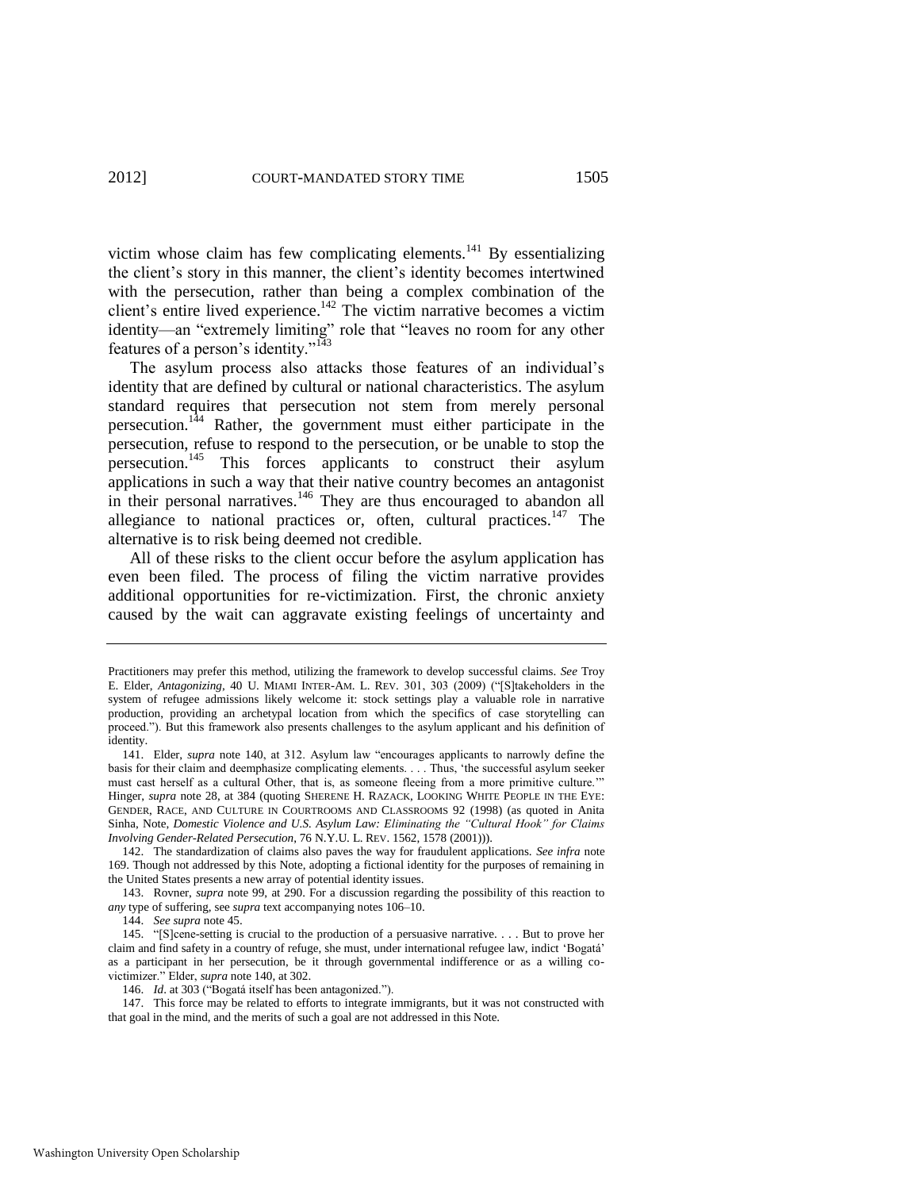victim whose claim has few complicating elements.[141] By essentializing the client's story in this manner, the client's identity becomes intertwined with the persecution, rather than being a complex combination of the client's entire lived experience.[142] The victim narrative becomes a victim identity—an "extremely limiting" role that "leaves no room for any other features of a person's identity."[143]

The asylum process also attacks those features of an individual's identity that are defined by cultural or national characteristics. The asylum standard requires that persecution not stem from merely personal persecution.[144] Rather, the government must either participate in the persecution, refuse to respond to the persecution, or be unable to stop the persecution.[145] This forces applicants to construct their asylum applications in such a way that their native country becomes an antagonist in their personal narratives.[146] They are thus encouraged to abandon all allegiance to national practices or, often, cultural practices.[147] The alternative is to risk being deemed not credible.

All of these risks to the client occur before the asylum application has even been filed. The process of filing the victim narrative provides additional opportunities for re-victimization. First, the chronic anxiety caused by the wait can aggravate existing feelings of uncertainty and

---

Practitioners may prefer this method, utilizing the framework to develop successful claims. *See* Troy E. Elder, *Antagonizing*, 40 U. MIAMI INTER-AM. L. REV. 301, 303 (2009) ("[S]takeholders in the system of refugee admissions likely welcome it: stock settings play a valuable role in narrative production, providing an archetypal location from which the specifics of case storytelling can proceed."). But this framework also presents challenges to the asylum applicant and his definition of identity.

141. Elder, *supra* note 140, at 312. Asylum law "encourages applicants to narrowly define the basis for their claim and deemphasize complicating elements. . . . Thus, 'the successful asylum seeker must cast herself as a cultural Other, that is, as someone fleeing from a more primitive culture.'" Hinger, *supra* note 28, at 384 (quoting SHERENE H. RAZACK, LOOKING WHITE PEOPLE IN THE EYE: GENDER, RACE, AND CULTURE IN COURTROOMS AND CLASSROOMS 92 (1998) (as quoted in Anita Sinha, Note, *Domestic Violence and U.S. Asylum Law: Eliminating the "Cultural Hook" for Claims Involving Gender-Related Persecution*, 76 N.Y.U. L. REV. 1562, 1578 (2001))).

142. The standardization of claims also paves the way for fraudulent applications. *See infra* note 169. Though not addressed by this Note, adopting a fictional identity for the purposes of remaining in the United States presents a new array of potential identity issues.

143. Rovner, *supra* note 99, at 290. For a discussion regarding the possibility of this reaction to *any* type of suffering, see *supra* text accompanying notes 106–10.

144. *See supra* note 45.

145. "[S]cene-setting is crucial to the production of a persuasive narrative. . . . But to prove her claim and find safety in a country of refuge, she must, under international refugee law, indict 'Bogatá' as a participant in her persecution, be it through governmental indifference or as a willing co-victimizer." Elder, *supra* note 140, at 302.

146. *Id*. at 303 ("Bogatá itself has been antagonized.").

147. This force may be related to efforts to integrate immigrants, but it was not constructed with that goal in the mind, and the merits of such a goal are not addressed in this Note.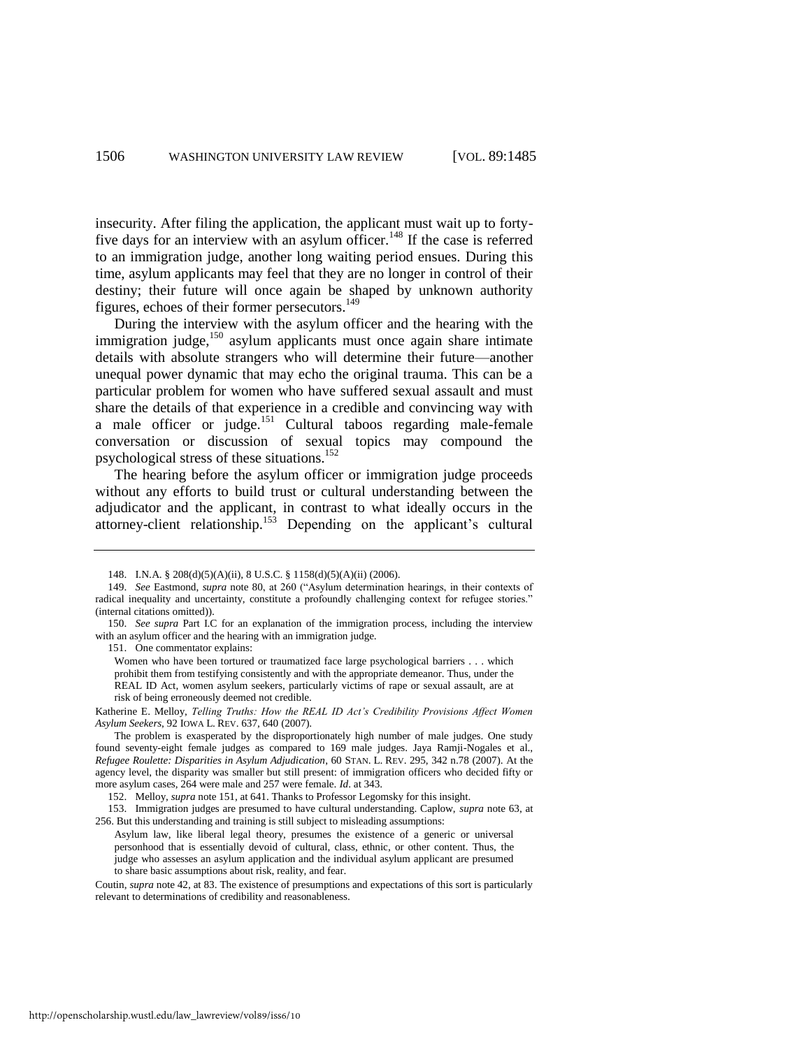insecurity. After filing the application, the applicant must wait up to forty-five days for an interview with an asylum officer.[148] If the case is referred to an immigration judge, another long waiting period ensues. During this time, asylum applicants may feel that they are no longer in control of their destiny; their future will once again be shaped by unknown authority figures, echoes of their former persecutors.[149]

During the interview with the asylum officer and the hearing with the immigration judge,[150] asylum applicants must once again share intimate details with absolute strangers who will determine their future—another unequal power dynamic that may echo the original trauma. This can be a particular problem for women who have suffered sexual assault and must share the details of that experience in a credible and convincing way with a male officer or judge.[151] Cultural taboos regarding male-female conversation or discussion of sexual topics may compound the psychological stress of these situations.[152]

The hearing before the asylum officer or immigration judge proceeds without any efforts to build trust or cultural understanding between the adjudicator and the applicant, in contrast to what ideally occurs in the attorney-client relationship.[153] Depending on the applicant's cultural

---

148. I.N.A. § 208(d)(5)(A)(ii), 8 U.S.C. § 1158(d)(5)(A)(ii) (2006).

149. *See* Eastmond, *supra* note 80, at 260 ("Asylum determination hearings, in their contexts of radical inequality and uncertainty, constitute a profoundly challenging context for refugee stories." (internal citations omitted)).

150. *See supra* Part I.C for an explanation of the immigration process, including the interview with an asylum officer and the hearing with an immigration judge.

151. One commentator explains:

> Women who have been tortured or traumatized face large psychological barriers . . . which prohibit them from testifying consistently and with the appropriate demeanor. Thus, under the REAL ID Act, women asylum seekers, particularly victims of rape or sexual assault, are at risk of being erroneously deemed not credible.

Katherine E. Melloy, *Telling Truths: How the REAL ID Act's Credibility Provisions Affect Women Asylum Seekers*, 92 IOWA L. REV. 637, 640 (2007).

The problem is exasperated by the disproportionately high number of male judges. One study found seventy-eight female judges as compared to 169 male judges. Jaya Ramji-Nogales et al., *Refugee Roulette: Disparities in Asylum Adjudication*, 60 STAN. L. REV. 295, 342 n.78 (2007). At the agency level, the disparity was smaller but still present: of immigration officers who decided fifty or more asylum cases, 264 were male and 257 were female. *Id*. at 343.

152. Melloy, *supra* note 151, at 641. Thanks to Professor Legomsky for this insight.

153. Immigration judges are presumed to have cultural understanding. Caplow, *supra* note 63, at 256. But this understanding and training is still subject to misleading assumptions:

> Asylum law, like liberal legal theory, presumes the existence of a generic or universal personhood that is essentially devoid of cultural, class, ethnic, or other content. Thus, the judge who assesses an asylum application and the individual asylum applicant are presumed to share basic assumptions about risk, reality, and fear.

Coutin, *supra* note 42, at 83. The existence of presumptions and expectations of this sort is particularly relevant to determinations of credibility and reasonableness.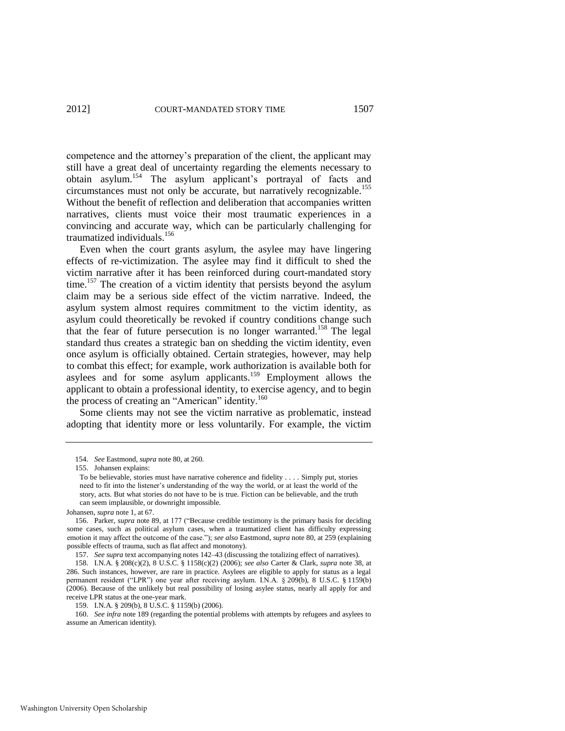competence and the attorney's preparation of the client, the applicant may still have a great deal of uncertainty regarding the elements necessary to obtain asylum.[154] The asylum applicant's portrayal of facts and circumstances must not only be accurate, but narratively recognizable.[155] Without the benefit of reflection and deliberation that accompanies written narratives, clients must voice their most traumatic experiences in a convincing and accurate way, which can be particularly challenging for traumatized individuals.[156]

Even when the court grants asylum, the asylee may have lingering effects of re-victimization. The asylee may find it difficult to shed the victim narrative after it has been reinforced during court-mandated story time.[157] The creation of a victim identity that persists beyond the asylum claim may be a serious side effect of the victim narrative. Indeed, the asylum system almost requires commitment to the victim identity, as asylum could theoretically be revoked if country conditions change such that the fear of future persecution is no longer warranted.[158] The legal standard thus creates a strategic ban on shedding the victim identity, even once asylum is officially obtained. Certain strategies, however, may help to combat this effect; for example, work authorization is available both for asylees and for some asylum applicants.[159] Employment allows the applicant to obtain a professional identity, to exercise agency, and to begin the process of creating an "American" identity.[160]

Some clients may not see the victim narrative as problematic, instead adopting that identity more or less voluntarily. For example, the victim

---

154. *See* Eastmond, *supra* note 80, at 260.

155. Johansen explains:

> To be believable, stories must have narrative coherence and fidelity . . . . Simply put, stories need to fit into the listener's understanding of the way the world, or at least the world of the story, acts. But what stories do not have to be is true. Fiction can be believable, and the truth can seem implausible, or downright impossible.

Johansen, *supra* note 1, at 67.

156. Parker, *supra* note 89, at 177 ("Because credible testimony is the primary basis for deciding some cases, such as political asylum cases, when a traumatized client has difficulty expressing emotion it may affect the outcome of the case."); *see also* Eastmond, *supra* note 80, at 259 (explaining possible effects of trauma, such as flat affect and monotony).

157. *See supra* text accompanying notes 142–43 (discussing the totalizing effect of narratives).

158. I.N.A. § 208(c)(2), 8 U.S.C. § 1158(c)(2) (2006); *see also* Carter & Clark, *supra* note 38, at 286. Such instances, however, are rare in practice. Asylees are eligible to apply for status as a legal permanent resident ("LPR") one year after receiving asylum. I.N.A. § 209(b), 8 U.S.C. § 1159(b) (2006). Because of the unlikely but real possibility of losing asylee status, nearly all apply for and receive LPR status at the one-year mark.

159. I.N.A. § 209(b), 8 U.S.C. § 1159(b) (2006).

160. *See infra* note 189 (regarding the potential problems with attempts by refugees and asylees to assume an American identity).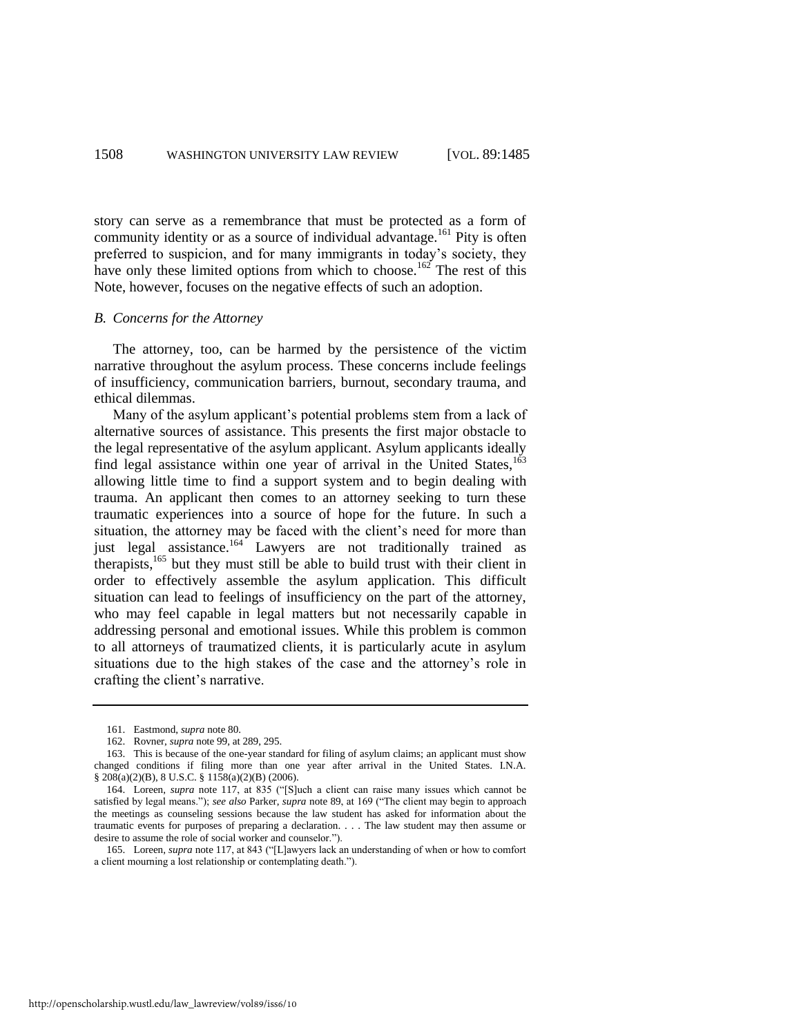story can serve as a remembrance that must be protected as a form of community identity or as a source of individual advantage.[161] Pity is often preferred to suspicion, and for many immigrants in today's society, they have only these limited options from which to choose.[162] The rest of this Note, however, focuses on the negative effects of such an adoption.

### *B. Concerns for the Attorney*

The attorney, too, can be harmed by the persistence of the victim narrative throughout the asylum process. These concerns include feelings of insufficiency, communication barriers, burnout, secondary trauma, and ethical dilemmas.

Many of the asylum applicant's potential problems stem from a lack of alternative sources of assistance. This presents the first major obstacle to the legal representative of the asylum applicant. Asylum applicants ideally find legal assistance within one year of arrival in the United States,[163] allowing little time to find a support system and to begin dealing with trauma. An applicant then comes to an attorney seeking to turn these traumatic experiences into a source of hope for the future. In such a situation, the attorney may be faced with the client's need for more than just legal assistance.[164] Lawyers are not traditionally trained as therapists,[165] but they must still be able to build trust with their client in order to effectively assemble the asylum application. This difficult situation can lead to feelings of insufficiency on the part of the attorney, who may feel capable in legal matters but not necessarily capable in addressing personal and emotional issues. While this problem is common to all attorneys of traumatized clients, it is particularly acute in asylum situations due to the high stakes of the case and the attorney's role in crafting the client's narrative.

---

161. Eastmond, *supra* note 80.

162. Rovner, *supra* note 99, at 289, 295.

163. This is because of the one-year standard for filing of asylum claims; an applicant must show changed conditions if filing more than one year after arrival in the United States. I.N.A. § 208(a)(2)(B), 8 U.S.C. § 1158(a)(2)(B) (2006).

164. Loreen, *supra* note 117, at 835 ("[S]uch a client can raise many issues which cannot be satisfied by legal means."); *see also* Parker, *supra* note 89, at 169 ("The client may begin to approach the meetings as counseling sessions because the law student has asked for information about the traumatic events for purposes of preparing a declaration. . . . The law student may then assume or desire to assume the role of social worker and counselor.").

165. Loreen, *supra* note 117, at 843 ("[L]awyers lack an understanding of when or how to comfort a client mourning a lost relationship or contemplating death.").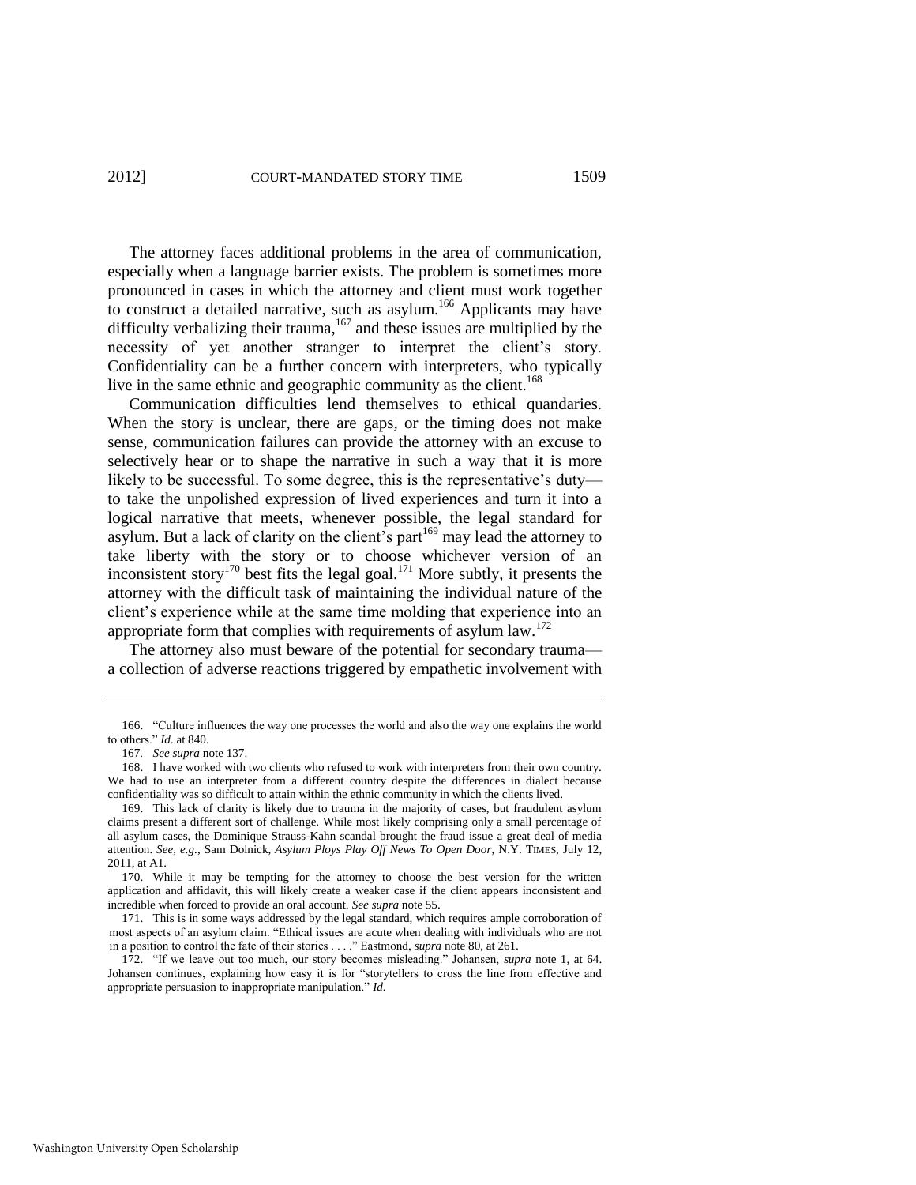The attorney faces additional problems in the area of communication, especially when a language barrier exists. The problem is sometimes more pronounced in cases in which the attorney and client must work together to construct a detailed narrative, such as asylum.[166] Applicants may have difficulty verbalizing their trauma,[167] and these issues are multiplied by the necessity of yet another stranger to interpret the client's story. Confidentiality can be a further concern with interpreters, who typically live in the same ethnic and geographic community as the client.[168]

Communication difficulties lend themselves to ethical quandaries. When the story is unclear, there are gaps, or the timing does not make sense, communication failures can provide the attorney with an excuse to selectively hear or to shape the narrative in such a way that it is more likely to be successful. To some degree, this is the representative's duty—to take the unpolished expression of lived experiences and turn it into a logical narrative that meets, whenever possible, the legal standard for asylum. But a lack of clarity on the client's part[169] may lead the attorney to take liberty with the story or to choose whichever version of an inconsistent story[170] best fits the legal goal.[171] More subtly, it presents the attorney with the difficult task of maintaining the individual nature of the client's experience while at the same time molding that experience into an appropriate form that complies with requirements of asylum law.[172]

The attorney also must beware of the potential for secondary trauma—a collection of adverse reactions triggered by empathetic involvement with

---

166. "Culture influences the way one processes the world and also the way one explains the world to others." *Id*. at 840.

167. *See supra* note 137.

168. I have worked with two clients who refused to work with interpreters from their own country. We had to use an interpreter from a different country despite the differences in dialect because confidentiality was so difficult to attain within the ethnic community in which the clients lived.

169. This lack of clarity is likely due to trauma in the majority of cases, but fraudulent asylum claims present a different sort of challenge. While most likely comprising only a small percentage of all asylum cases, the Dominique Strauss-Kahn scandal brought the fraud issue a great deal of media attention. *See, e.g.*, Sam Dolnick, *Asylum Ploys Play Off News To Open Door*, N.Y. TIMES, July 12, 2011, at A1.

170. While it may be tempting for the attorney to choose the best version for the written application and affidavit, this will likely create a weaker case if the client appears inconsistent and incredible when forced to provide an oral account. *See supra* note 55.

171. This is in some ways addressed by the legal standard, which requires ample corroboration of most aspects of an asylum claim. "Ethical issues are acute when dealing with individuals who are not in a position to control the fate of their stories . . . ." Eastmond, *supra* note 80, at 261.

172. "If we leave out too much, our story becomes misleading." Johansen, *supra* note 1, at 64. Johansen continues, explaining how easy it is for "storytellers to cross the line from effective and appropriate persuasion to inappropriate manipulation." *Id*.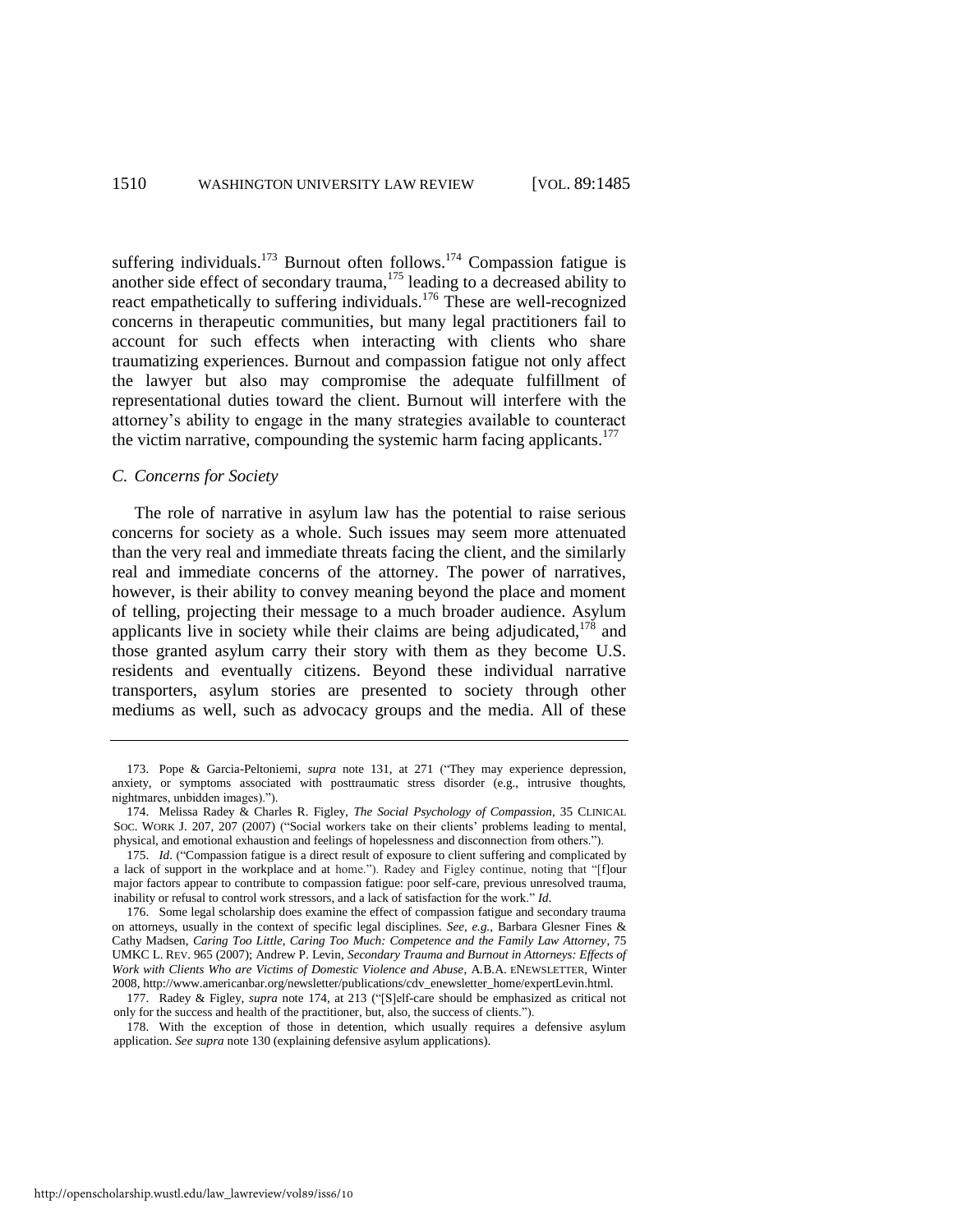suffering individuals.[173] Burnout often follows.[174] Compassion fatigue is another side effect of secondary trauma,[175] leading to a decreased ability to react empathetically to suffering individuals.[176] These are well-recognized concerns in therapeutic communities, but many legal practitioners fail to account for such effects when interacting with clients who share traumatizing experiences. Burnout and compassion fatigue not only affect the lawyer but also may compromise the adequate fulfillment of representational duties toward the client. Burnout will interfere with the attorney's ability to engage in the many strategies available to counteract the victim narrative, compounding the systemic harm facing applicants.[177]

### *C. Concerns for Society*

The role of narrative in asylum law has the potential to raise serious concerns for society as a whole. Such issues may seem more attenuated than the very real and immediate threats facing the client, and the similarly real and immediate concerns of the attorney. The power of narratives, however, is their ability to convey meaning beyond the place and moment of telling, projecting their message to a much broader audience. Asylum applicants live in society while their claims are being adjudicated,[178] and those granted asylum carry their story with them as they become U.S. residents and eventually citizens. Beyond these individual narrative transporters, asylum stories are presented to society through other mediums as well, such as advocacy groups and the media. All of these

---

173. Pope & Garcia-Peltoniemi, *supra* note 131, at 271 ("They may experience depression, anxiety, or symptoms associated with posttraumatic stress disorder (e.g., intrusive thoughts, nightmares, unbidden images).").

174. Melissa Radey & Charles R. Figley, *The Social Psychology of Compassion*, 35 CLINICAL SOC. WORK J. 207, 207 (2007) ("Social workers take on their clients' problems leading to mental, physical, and emotional exhaustion and feelings of hopelessness and disconnection from others.").

175. *Id*. ("Compassion fatigue is a direct result of exposure to client suffering and complicated by a lack of support in the workplace and at home."). Radey and Figley continue, noting that "[f]our major factors appear to contribute to compassion fatigue: poor self-care, previous unresolved trauma, inability or refusal to control work stressors, and a lack of satisfaction for the work." *Id.*

176. Some legal scholarship does examine the effect of compassion fatigue and secondary trauma on attorneys, usually in the context of specific legal disciplines. *See, e.g.*, Barbara Glesner Fines & Cathy Madsen, *Caring Too Little, Caring Too Much: Competence and the Family Law Attorney*, 75 UMKC L. REV. 965 (2007); Andrew P. Levin, *Secondary Trauma and Burnout in Attorneys: Effects of Work with Clients Who are Victims of Domestic Violence and Abuse*, A.B.A. ENEWSLETTER, Winter 2008, http://www.americanbar.org/newsletter/publications/cdv_enewsletter_home/expertLevin.html.

177. Radey & Figley, *supra* note 174, at 213 ("[S]elf-care should be emphasized as critical not only for the success and health of the practitioner, but, also, the success of clients.").

178. With the exception of those in detention, which usually requires a defensive asylum application. *See supra* note 130 (explaining defensive asylum applications).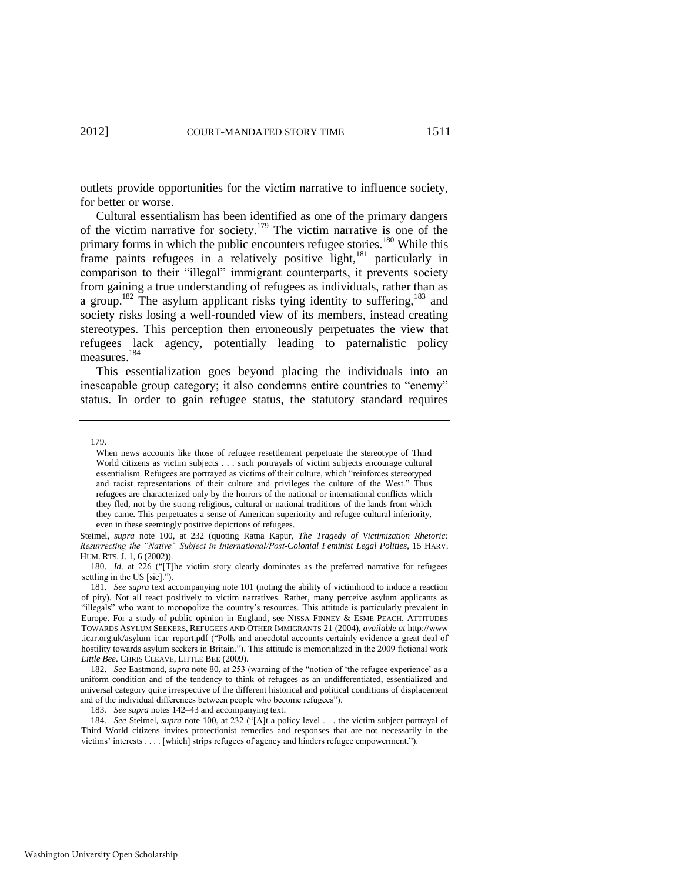outlets provide opportunities for the victim narrative to influence society, for better or worse.

Cultural essentialism has been identified as one of the primary dangers of the victim narrative for society.[179] The victim narrative is one of the primary forms in which the public encounters refugee stories.[180] While this frame paints refugees in a relatively positive light,[181] particularly in comparison to their "illegal" immigrant counterparts, it prevents society from gaining a true understanding of refugees as individuals, rather than as a group.[182] The asylum applicant risks tying identity to suffering,[183] and society risks losing a well-rounded view of its members, instead creating stereotypes. This perception then erroneously perpetuates the view that refugees lack agency, potentially leading to paternalistic policy measures.[184]

This essentialization goes beyond placing the individuals into an inescapable group category; it also condemns entire countries to "enemy" status. In order to gain refugee status, the statutory standard requires

---

179.

> When news accounts like those of refugee resettlement perpetuate the stereotype of Third World citizens as victim subjects . . . such portrayals of victim subjects encourage cultural essentialism. Refugees are portrayed as victims of their culture, which "reinforces stereotyped and racist representations of their culture and privileges the culture of the West." Thus refugees are characterized only by the horrors of the national or international conflicts which they fled, not by the strong religious, cultural or national traditions of the lands from which they came. This perpetuates a sense of American superiority and refugee cultural inferiority, even in these seemingly positive depictions of refugees.

Steimel, *supra* note 100, at 232 (quoting Ratna Kapur, *The Tragedy of Victimization Rhetoric: Resurrecting the "Native" Subject in International/Post-Colonial Feminist Legal Polities*, 15 HARV. HUM. RTS. J. 1, 6 (2002)).

180. *Id*. at 226 ("[T]he victim story clearly dominates as the preferred narrative for refugees settling in the US [sic].").

181. *See supra* text accompanying note 101 (noting the ability of victimhood to induce a reaction of pity). Not all react positively to victim narratives. Rather, many perceive asylum applicants as "illegals" who want to monopolize the country's resources. This attitude is particularly prevalent in Europe. For a study of public opinion in England, see NISSA FINNEY & ESME PEACH, ATTITUDES TOWARDS ASYLUM SEEKERS, REFUGEES AND OTHER IMMIGRANTS 21 (2004), *available at* http://www.icar.org.uk/asylum_icar_report.pdf ("Polls and anecdotal accounts certainly evidence a great deal of hostility towards asylum seekers in Britain."). This attitude is memorialized in the 2009 fictional work *Little Bee*. CHRIS CLEAVE, LITTLE BEE (2009).

182. *See* Eastmond, *supra* note 80, at 253 (warning of the "notion of 'the refugee experience' as a uniform condition and of the tendency to think of refugees as an undifferentiated, essentialized and universal category quite irrespective of the different historical and political conditions of displacement and of the individual differences between people who become refugees").

183. *See supra* notes 142–43 and accompanying text.

184. *See* Steimel, *supra* note 100, at 232 ("[A]t a policy level . . . the victim subject portrayal of Third World citizens invites protectionist remedies and responses that are not necessarily in the victims' interests . . . . [which] strips refugees of agency and hinders refugee empowerment.").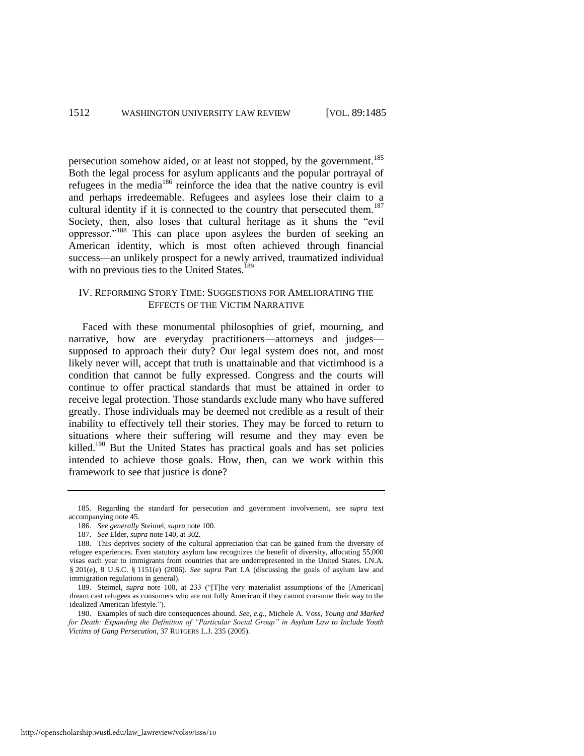persecution somehow aided, or at least not stopped, by the government.[185] Both the legal process for asylum applicants and the popular portrayal of refugees in the media[186] reinforce the idea that the native country is evil and perhaps irredeemable. Refugees and asylees lose their claim to a cultural identity if it is connected to the country that persecuted them.[187] Society, then, also loses that cultural heritage as it shuns the "evil oppressor."[188] This can place upon asylees the burden of seeking an American identity, which is most often achieved through financial success—an unlikely prospect for a newly arrived, traumatized individual with no previous ties to the United States.[189]

## IV. Reforming Story Time: Suggestions for Ameliorating the Effects of the Victim Narrative

Faced with these monumental philosophies of grief, mourning, and narrative, how are everyday practitioners—attorneys and judges—supposed to approach their duty? Our legal system does not, and most likely never will, accept that truth is unattainable and that victimhood is a condition that cannot be fully expressed. Congress and the courts will continue to offer practical standards that must be attained in order to receive legal protection. Those standards exclude many who have suffered greatly. Those individuals may be deemed not credible as a result of their inability to effectively tell their stories. They may be forced to return to situations where their suffering will resume and they may even be killed.[190] But the United States has practical goals and has set policies intended to achieve those goals. How, then, can we work within this framework to see that justice is done?

---

185. Regarding the standard for persecution and government involvement, see *supra* text accompanying note 45.

186. *See generally* Steimel, *supra* note 100.

187. *See* Elder, *supra* note 140, at 302.

188. This deprives society of the cultural appreciation that can be gained from the diversity of refugee experiences. Even statutory asylum law recognizes the benefit of diversity, allocating 55,000 visas each year to immigrants from countries that are underrepresented in the United States. I.N.A. § 201(e), 8 U.S.C. § 1151(e) (2006). *See supra* Part I.A (discussing the goals of asylum law and immigration regulations in general).

189. Steimel, *supra* note 100, at 233 ("[T]he very materialist assumptions of the [American] dream cast refugees as consumers who are not fully American if they cannot consume their way to the idealized American lifestyle.").

190. Examples of such dire consequences abound. *See, e.g.*, Michele A. Voss, *Young and Marked for Death: Expanding the Definition of "Particular Social Group" in Asylum Law to Include Youth Victims of Gang Persecution*, 37 RUTGERS L.J. 235 (2005).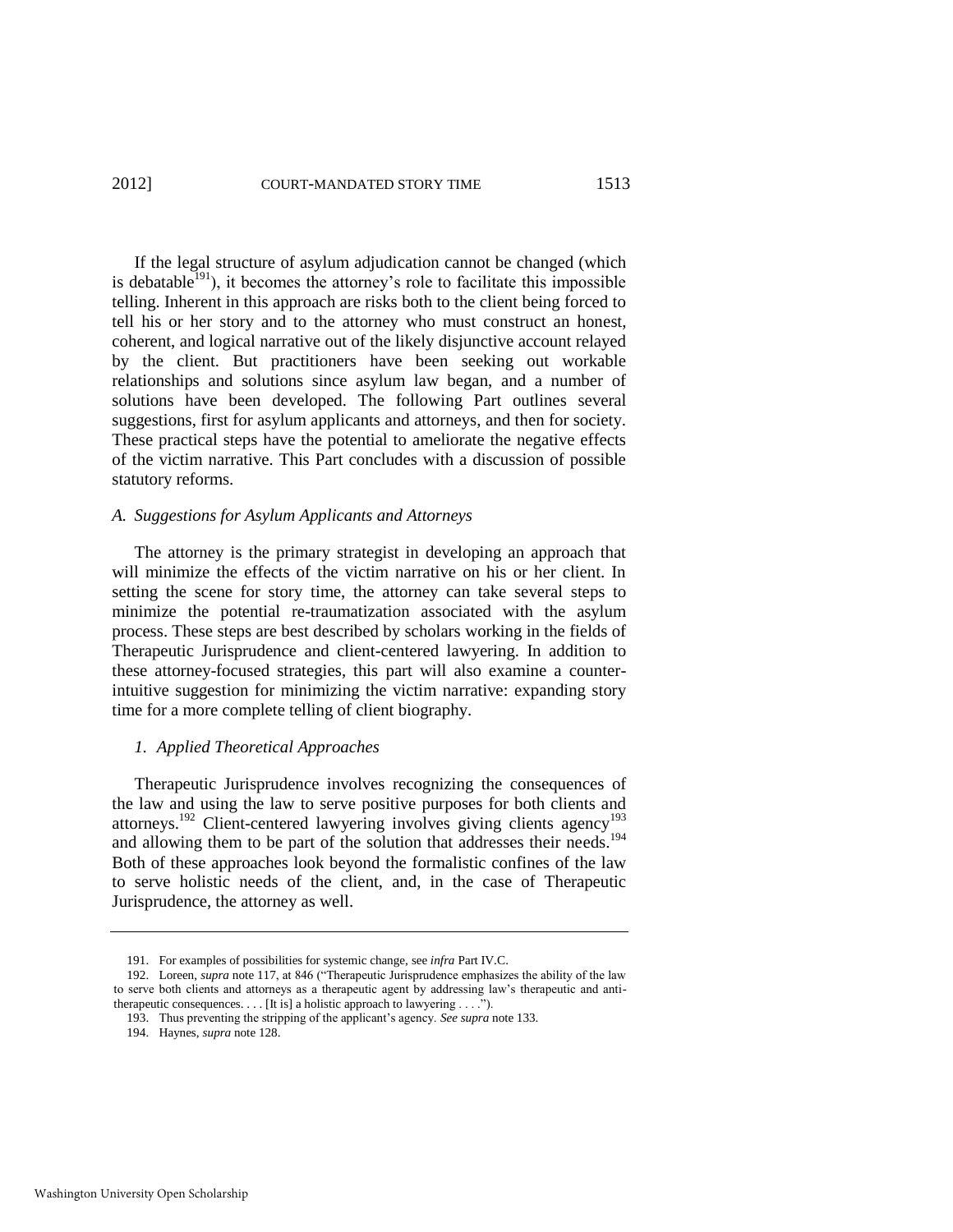If the legal structure of asylum adjudication cannot be changed (which is debatable[191]), it becomes the attorney's role to facilitate this impossible telling. Inherent in this approach are risks both to the client being forced to tell his or her story and to the attorney who must construct an honest, coherent, and logical narrative out of the likely disjunctive account relayed by the client. But practitioners have been seeking out workable relationships and solutions since asylum law began, and a number of solutions have been developed. The following Part outlines several suggestions, first for asylum applicants and attorneys, and then for society. These practical steps have the potential to ameliorate the negative effects of the victim narrative. This Part concludes with a discussion of possible statutory reforms.

### *A. Suggestions for Asylum Applicants and Attorneys*

The attorney is the primary strategist in developing an approach that will minimize the effects of the victim narrative on his or her client. In setting the scene for story time, the attorney can take several steps to minimize the potential re-traumatization associated with the asylum process. These steps are best described by scholars working in the fields of Therapeutic Jurisprudence and client-centered lawyering. In addition to these attorney-focused strategies, this part will also examine a counter-intuitive suggestion for minimizing the victim narrative: expanding story time for a more complete telling of client biography.

#### *1. Applied Theoretical Approaches*

Therapeutic Jurisprudence involves recognizing the consequences of the law and using the law to serve positive purposes for both clients and attorneys.[192] Client-centered lawyering involves giving clients agency[193] and allowing them to be part of the solution that addresses their needs.[194] Both of these approaches look beyond the formalistic confines of the law to serve holistic needs of the client, and, in the case of Therapeutic Jurisprudence, the attorney as well.

---

191. For examples of possibilities for systemic change, see *infra* Part IV.C.

192. Loreen, *supra* note 117, at 846 ("Therapeutic Jurisprudence emphasizes the ability of the law to serve both clients and attorneys as a therapeutic agent by addressing law's therapeutic and anti-therapeutic consequences. . . . [It is] a holistic approach to lawyering . . . .").

193. Thus preventing the stripping of the applicant's agency. *See supra* note 133.

194. Haynes, *supra* note 128.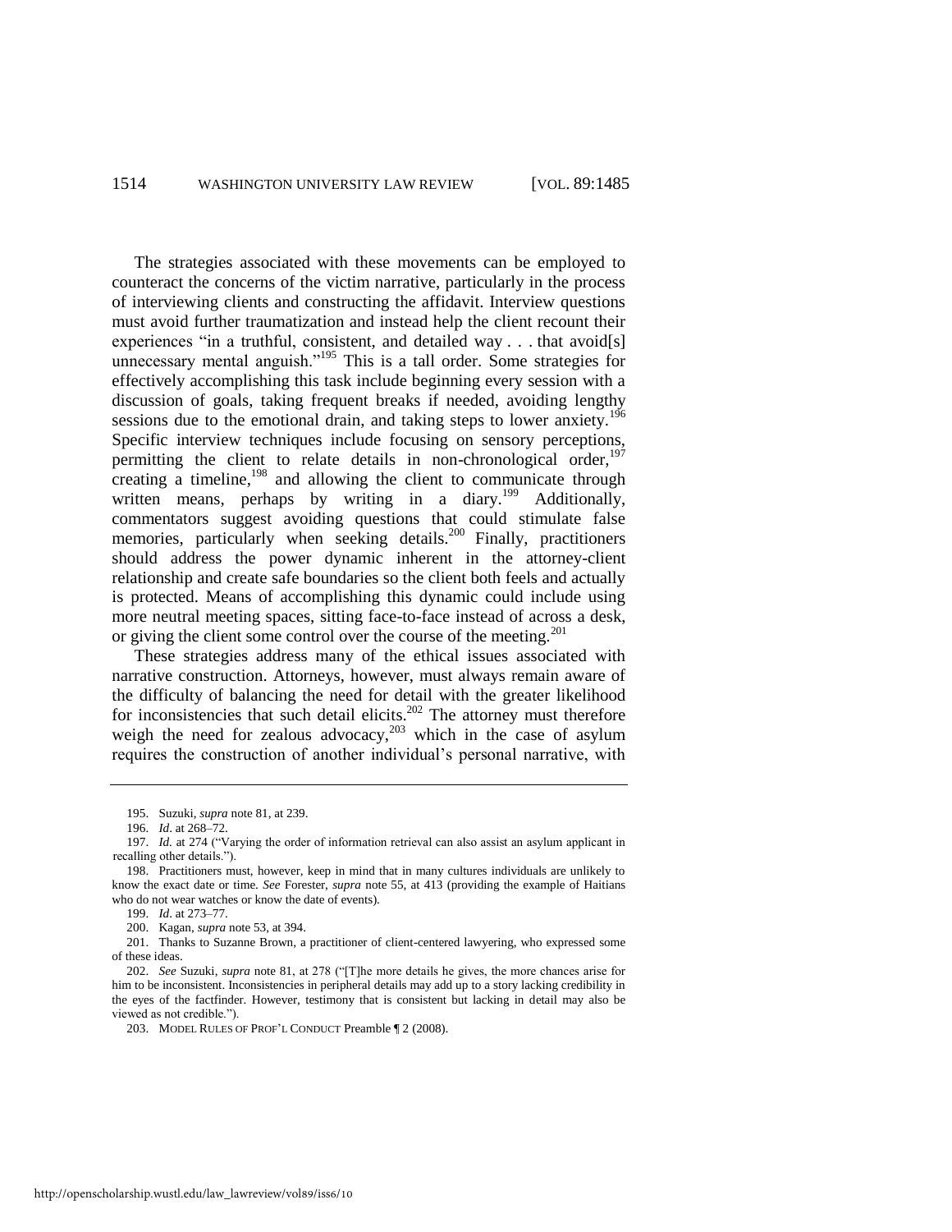The strategies associated with these movements can be employed to counteract the concerns of the victim narrative, particularly in the process of interviewing clients and constructing the affidavit. Interview questions must avoid further traumatization and instead help the client recount their experiences "in a truthful, consistent, and detailed way . . . that avoid[s] unnecessary mental anguish."[195] This is a tall order. Some strategies for effectively accomplishing this task include beginning every session with a discussion of goals, taking frequent breaks if needed, avoiding lengthy sessions due to the emotional drain, and taking steps to lower anxiety.[196] Specific interview techniques include focusing on sensory perceptions, permitting the client to relate details in non-chronological order,[197] creating a timeline,[198] and allowing the client to communicate through written means, perhaps by writing in a diary.[199] Additionally, commentators suggest avoiding questions that could stimulate false memories, particularly when seeking details.[200] Finally, practitioners should address the power dynamic inherent in the attorney-client relationship and create safe boundaries so the client both feels and actually is protected. Means of accomplishing this dynamic could include using more neutral meeting spaces, sitting face-to-face instead of across a desk, or giving the client some control over the course of the meeting.[201]

These strategies address many of the ethical issues associated with narrative construction. Attorneys, however, must always remain aware of the difficulty of balancing the need for detail with the greater likelihood for inconsistencies that such detail elicits.[202] The attorney must therefore weigh the need for zealous advocacy,[203] which in the case of asylum requires the construction of another individual's personal narrative, with

---

195. Suzuki, *supra* note 81, at 239.

196. *Id*. at 268–72.

197. *Id.* at 274 ("Varying the order of information retrieval can also assist an asylum applicant in recalling other details.").

198. Practitioners must, however, keep in mind that in many cultures individuals are unlikely to know the exact date or time. *See* Forester, *supra* note 55, at 413 (providing the example of Haitians who do not wear watches or know the date of events).

199. *Id*. at 273–77.

200. Kagan, *supra* note 53, at 394.

201. Thanks to Suzanne Brown, a practitioner of client-centered lawyering, who expressed some of these ideas.

202. *See* Suzuki, *supra* note 81, at 278 ("[T]he more details he gives, the more chances arise for him to be inconsistent. Inconsistencies in peripheral details may add up to a story lacking credibility in the eyes of the factfinder. However, testimony that is consistent but lacking in detail may also be viewed as not credible.").

203. MODEL RULES OF PROF'L CONDUCT Preamble ¶ 2 (2008).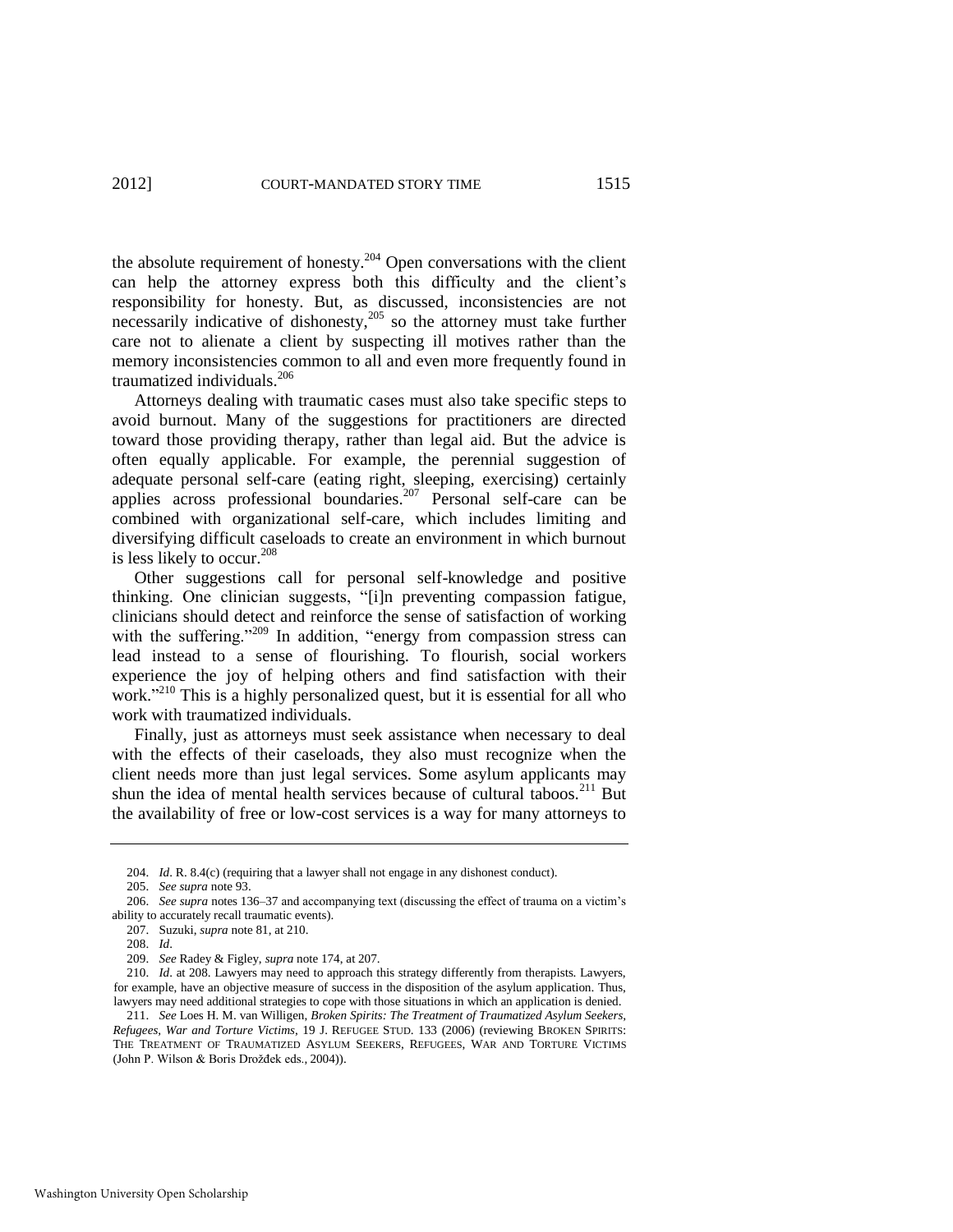the absolute requirement of honesty.[204] Open conversations with the client can help the attorney express both this difficulty and the client's responsibility for honesty. But, as discussed, inconsistencies are not necessarily indicative of dishonesty,[205] so the attorney must take further care not to alienate a client by suspecting ill motives rather than the memory inconsistencies common to all and even more frequently found in traumatized individuals.[206]

Attorneys dealing with traumatic cases must also take specific steps to avoid burnout. Many of the suggestions for practitioners are directed toward those providing therapy, rather than legal aid. But the advice is often equally applicable. For example, the perennial suggestion of adequate personal self-care (eating right, sleeping, exercising) certainly applies across professional boundaries.[207] Personal self-care can be combined with organizational self-care, which includes limiting and diversifying difficult caseloads to create an environment in which burnout is less likely to occur.[208]

Other suggestions call for personal self-knowledge and positive thinking. One clinician suggests, "[i]n preventing compassion fatigue, clinicians should detect and reinforce the sense of satisfaction of working with the suffering."[209] In addition, "energy from compassion stress can lead instead to a sense of flourishing. To flourish, social workers experience the joy of helping others and find satisfaction with their work."[210] This is a highly personalized quest, but it is essential for all who work with traumatized individuals.

Finally, just as attorneys must seek assistance when necessary to deal with the effects of their caseloads, they also must recognize when the client needs more than just legal services. Some asylum applicants may shun the idea of mental health services because of cultural taboos.[211] But the availability of free or low-cost services is a way for many attorneys to

---

204. *Id*. R. 8.4(c) (requiring that a lawyer shall not engage in any dishonest conduct).

205. *See supra* note 93.

206. *See supra* notes 136–37 and accompanying text (discussing the effect of trauma on a victim's ability to accurately recall traumatic events).

207. Suzuki, *supra* note 81, at 210.

208. *Id*.

209. *See* Radey & Figley, *supra* note 174, at 207.

210. *Id*. at 208. Lawyers may need to approach this strategy differently from therapists. Lawyers, for example, have an objective measure of success in the disposition of the asylum application. Thus, lawyers may need additional strategies to cope with those situations in which an application is denied.

211. *See* Loes H. M. van Willigen, *Broken Spirits: The Treatment of Traumatized Asylum Seekers, Refugees, War and Torture Victims*, 19 J. REFUGEE STUD. 133 (2006) (reviewing BROKEN SPIRITS: THE TREATMENT OF TRAUMATIZED ASYLUM SEEKERS, REFUGEES, WAR AND TORTURE VICTIMS (John P. Wilson & Boris Drožđek eds., 2004)).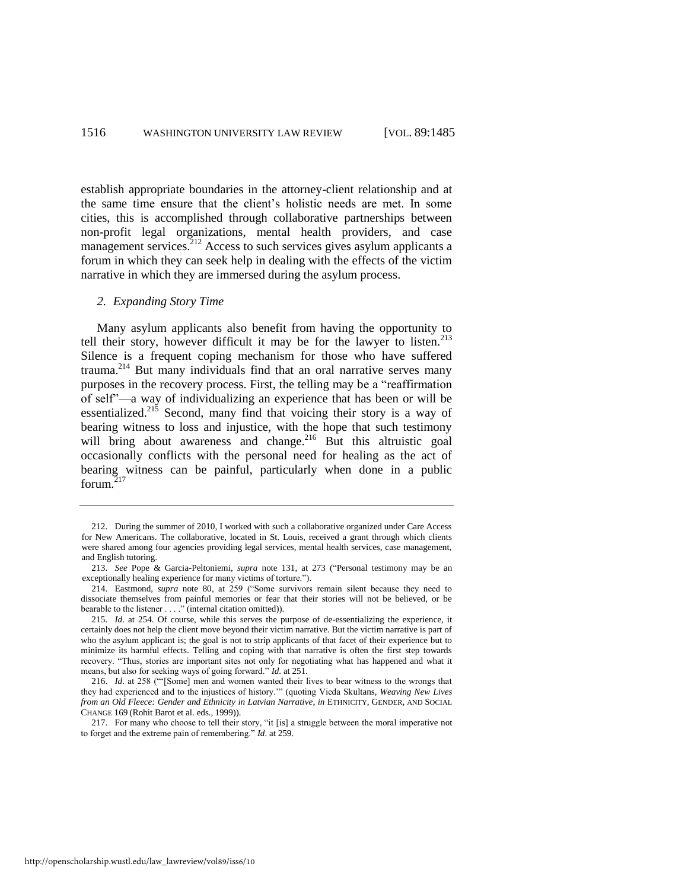establish appropriate boundaries in the attorney-client relationship and at the same time ensure that the client's holistic needs are met. In some cities, this is accomplished through collaborative partnerships between non-profit legal organizations, mental health providers, and case management services.[212] Access to such services gives asylum applicants a forum in which they can seek help in dealing with the effects of the victim narrative in which they are immersed during the asylum process.

### *2. Expanding Story Time*

Many asylum applicants also benefit from having the opportunity to tell their story, however difficult it may be for the lawyer to listen.[213] Silence is a frequent coping mechanism for those who have suffered trauma.[214] But many individuals find that an oral narrative serves many purposes in the recovery process. First, the telling may be a "reaffirmation of self"—a way of individualizing an experience that has been or will be essentialized.[215] Second, many find that voicing their story is a way of bearing witness to loss and injustice, with the hope that such testimony will bring about awareness and change.[216] But this altruistic goal occasionally conflicts with the personal need for healing as the act of bearing witness can be painful, particularly when done in a public forum.[217]

---

212. During the summer of 2010, I worked with such a collaborative organized under Care Access for New Americans. The collaborative, located in St. Louis, received a grant through which clients were shared among four agencies providing legal services, mental health services, case management, and English tutoring.

213. *See* Pope & Garcia-Peltoniemi, *supra* note 131, at 273 ("Personal testimony may be an exceptionally healing experience for many victims of torture.").

214. Eastmond, *supra* note 80, at 259 ("Some survivors remain silent because they need to dissociate themselves from painful memories or fear that their stories will not be believed, or be bearable to the listener . . . ." (internal citation omitted)).

215. *Id*. at 254. Of course, while this serves the purpose of de-essentializing the experience, it certainly does not help the client move beyond their victim narrative. But the victim narrative is part of who the asylum applicant is; the goal is not to strip applicants of that facet of their experience but to minimize its harmful effects. Telling and coping with that narrative is often the first step towards recovery. "Thus, stories are important sites not only for negotiating what has happened and what it means, but also for seeking ways of going forward." *Id*. at 251.

216. *Id*. at 258 ("'[Some] men and women wanted their lives to bear witness to the wrongs that they had experienced and to the injustices of history.'" (quoting Vieda Skultans, *Weaving New Lives from an Old Fleece: Gender and Ethnicity in Latvian Narrative*, *in* ETHNICITY, GENDER, AND SOCIAL CHANGE 169 (Rohit Barot et al. eds., 1999)).

217. For many who choose to tell their story, "it [is] a struggle between the moral imperative not to forget and the extreme pain of remembering." *Id*. at 259.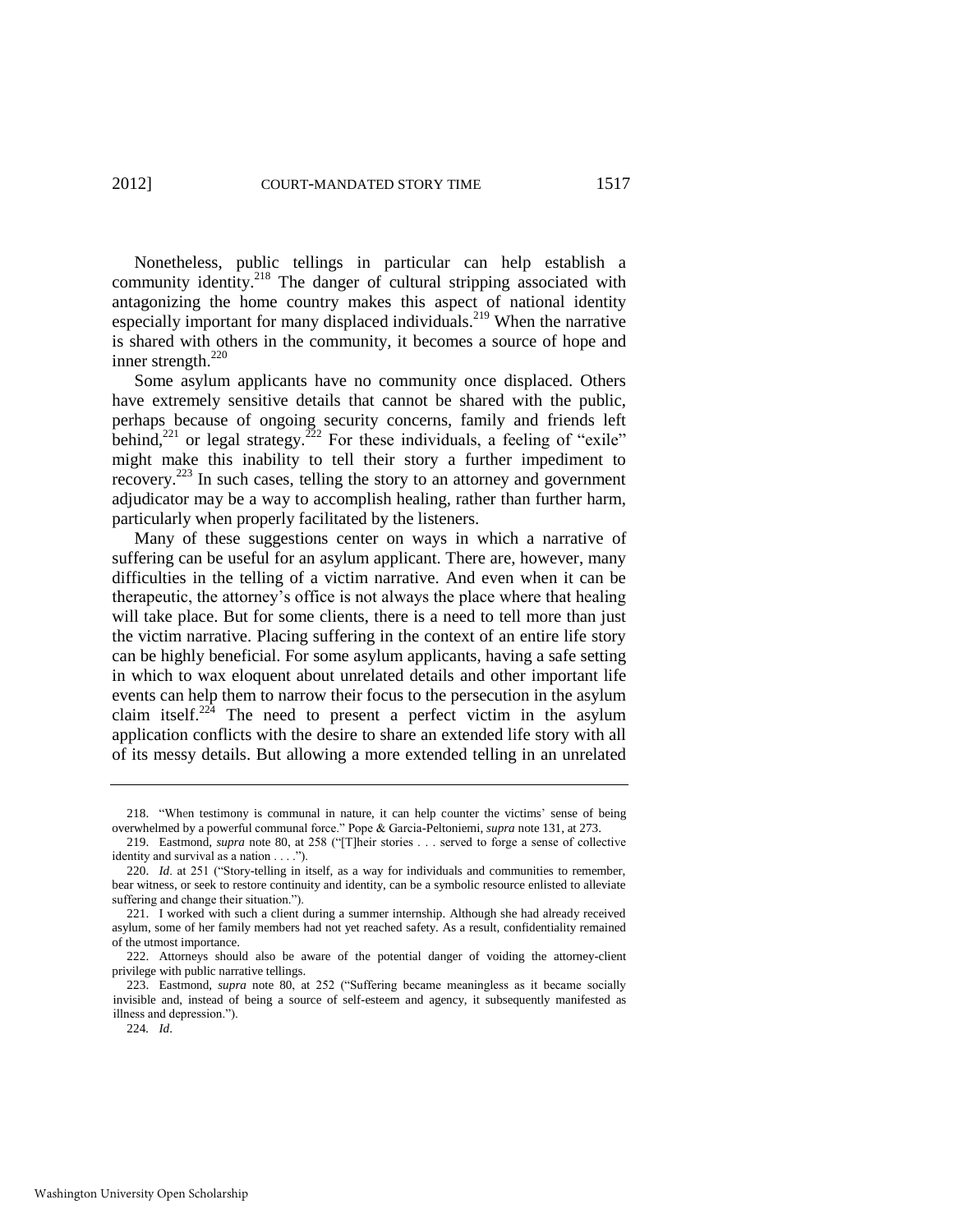Nonetheless, public tellings in particular can help establish a community identity.[218] The danger of cultural stripping associated with antagonizing the home country makes this aspect of national identity especially important for many displaced individuals.[219] When the narrative is shared with others in the community, it becomes a source of hope and inner strength.[220]

Some asylum applicants have no community once displaced. Others have extremely sensitive details that cannot be shared with the public, perhaps because of ongoing security concerns, family and friends left behind,[221] or legal strategy.[222] For these individuals, a feeling of "exile" might make this inability to tell their story a further impediment to recovery.[223] In such cases, telling the story to an attorney and government adjudicator may be a way to accomplish healing, rather than further harm, particularly when properly facilitated by the listeners.

Many of these suggestions center on ways in which a narrative of suffering can be useful for an asylum applicant. There are, however, many difficulties in the telling of a victim narrative. And even when it can be therapeutic, the attorney's office is not always the place where that healing will take place. But for some clients, there is a need to tell more than just the victim narrative. Placing suffering in the context of an entire life story can be highly beneficial. For some asylum applicants, having a safe setting in which to wax eloquent about unrelated details and other important life events can help them to narrow their focus to the persecution in the asylum claim itself.[224] The need to present a perfect victim in the asylum application conflicts with the desire to share an extended life story with all of its messy details. But allowing a more extended telling in an unrelated

---

218. "When testimony is communal in nature, it can help counter the victims' sense of being overwhelmed by a powerful communal force." Pope & Garcia-Peltoniemi, *supra* note 131, at 273.

219. Eastmond, *supra* note 80, at 258 ("[T]heir stories . . . served to forge a sense of collective identity and survival as a nation . . . .").

220. *Id*. at 251 ("Story-telling in itself, as a way for individuals and communities to remember, bear witness, or seek to restore continuity and identity, can be a symbolic resource enlisted to alleviate suffering and change their situation.").

221. I worked with such a client during a summer internship. Although she had already received asylum, some of her family members had not yet reached safety. As a result, confidentiality remained of the utmost importance.

222. Attorneys should also be aware of the potential danger of voiding the attorney-client privilege with public narrative tellings.

223. Eastmond, *supra* note 80, at 252 ("Suffering became meaningless as it became socially invisible and, instead of being a source of self-esteem and agency, it subsequently manifested as illness and depression.").

224. *Id*.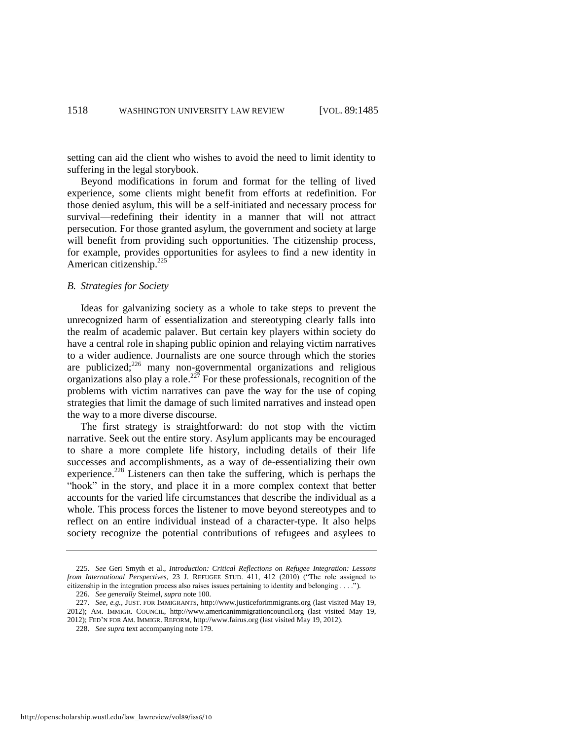setting can aid the client who wishes to avoid the need to limit identity to suffering in the legal storybook.

Beyond modifications in forum and format for the telling of lived experience, some clients might benefit from efforts at redefinition. For those denied asylum, this will be a self-initiated and necessary process for survival—redefining their identity in a manner that will not attract persecution. For those granted asylum, the government and society at large will benefit from providing such opportunities. The citizenship process, for example, provides opportunities for asylees to find a new identity in American citizenship.[225]

### *B. Strategies for Society*

Ideas for galvanizing society as a whole to take steps to prevent the unrecognized harm of essentialization and stereotyping clearly falls into the realm of academic palaver. But certain key players within society do have a central role in shaping public opinion and relaying victim narratives to a wider audience. Journalists are one source through which the stories are publicized;[226] many non-governmental organizations and religious organizations also play a role.[227] For these professionals, recognition of the problems with victim narratives can pave the way for the use of coping strategies that limit the damage of such limited narratives and instead open the way to a more diverse discourse.

The first strategy is straightforward: do not stop with the victim narrative. Seek out the entire story. Asylum applicants may be encouraged to share a more complete life history, including details of their life successes and accomplishments, as a way of de-essentializing their own experience.[228] Listeners can then take the suffering, which is perhaps the "hook" in the story, and place it in a more complex context that better accounts for the varied life circumstances that describe the individual as a whole. This process forces the listener to move beyond stereotypes and to reflect on an entire individual instead of a character-type. It also helps society recognize the potential contributions of refugees and asylees to

---

225. *See* Geri Smyth et al., *Introduction: Critical Reflections on Refugee Integration: Lessons from International Perspectives*, 23 J. REFUGEE STUD. 411, 412 (2010) ("The role assigned to citizenship in the integration process also raises issues pertaining to identity and belonging . . . .").

226. *See generally* Steimel, *supra* note 100.

227. *See, e.g.*, JUST. FOR IMMIGRANTS, http://www.justiceforimmigrants.org (last visited May 19, 2012); AM. IMMIGR. COUNCIL, http://www.americanimmigrationcouncil.org (last visited May 19, 2012); FED'N FOR AM. IMMIGR. REFORM, http://www.fairus.org (last visited May 19, 2012).

228. *See supra* text accompanying note 179.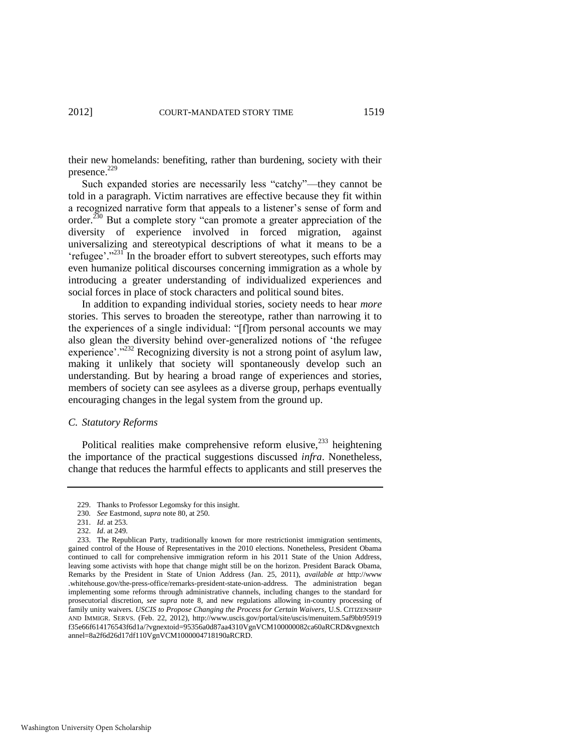their new homelands: benefiting, rather than burdening, society with their presence.[229]

Such expanded stories are necessarily less "catchy"—they cannot be told in a paragraph. Victim narratives are effective because they fit within a recognized narrative form that appeals to a listener's sense of form and order.[230] But a complete story "can promote a greater appreciation of the diversity of experience involved in forced migration, against universalizing and stereotypical descriptions of what it means to be a 'refugee'."[231] In the broader effort to subvert stereotypes, such efforts may even humanize political discourses concerning immigration as a whole by introducing a greater understanding of individualized experiences and social forces in place of stock characters and political sound bites.

In addition to expanding individual stories, society needs to hear *more* stories. This serves to broaden the stereotype, rather than narrowing it to the experiences of a single individual: "[f]rom personal accounts we may also glean the diversity behind over-generalized notions of 'the refugee experience'."[232] Recognizing diversity is not a strong point of asylum law, making it unlikely that society will spontaneously develop such an understanding. But by hearing a broad range of experiences and stories, members of society can see asylees as a diverse group, perhaps eventually encouraging changes in the legal system from the ground up.

### *C. Statutory Reforms*

Political realities make comprehensive reform elusive,[233] heightening the importance of the practical suggestions discussed *infra*. Nonetheless, change that reduces the harmful effects to applicants and still preserves the

---

229. Thanks to Professor Legomsky for this insight.

230. *See* Eastmond, *supra* note 80, at 250.

231. *Id*. at 253.

232. *Id*. at 249.

233. The Republican Party, traditionally known for more restrictionist immigration sentiments, gained control of the House of Representatives in the 2010 elections. Nonetheless, President Obama continued to call for comprehensive immigration reform in his 2011 State of the Union Address, leaving some activists with hope that change might still be on the horizon. President Barack Obama, Remarks by the President in State of Union Address (Jan. 25, 2011), *available at* http://www.whitehouse.gov/the-press-office/remarks-president-state-union-address. The administration began implementing some reforms through administrative channels, including changes to the standard for prosecutorial discretion, *see supra* note 8, and new regulations allowing in-country processing of family unity waivers. *USCIS to Propose Changing the Process for Certain Waivers*, U.S. CITIZENSHIP AND IMMIGR. SERVS. (Feb. 22, 2012), http://www.uscis.gov/portal/site/uscis/menuitem.5af9bb95919f35e66f614176543f6d1a/?vgnextoid=95356a0d87aa4310VgnVCM100000082ca60aRCRD&vgnextchannel=8a2f6d26d17df110VgnVCM1000004718190aRCRD.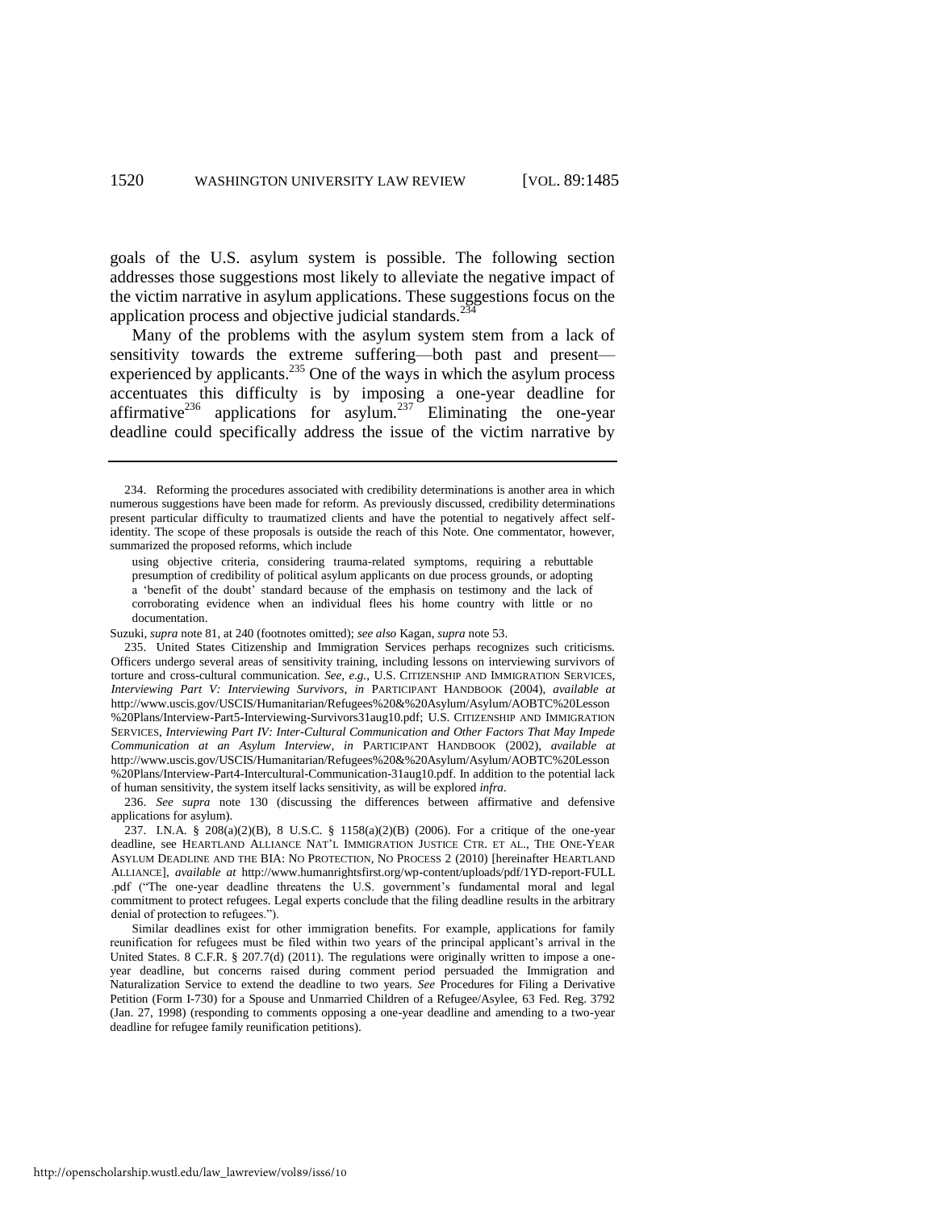goals of the U.S. asylum system is possible. The following section addresses those suggestions most likely to alleviate the negative impact of the victim narrative in asylum applications. These suggestions focus on the application process and objective judicial standards.[234]

Many of the problems with the asylum system stem from a lack of sensitivity towards the extreme suffering—both past and present—experienced by applicants.[235] One of the ways in which the asylum process accentuates this difficulty is by imposing a one-year deadline for affirmative[236] applications for asylum.[237] Eliminating the one-year deadline could specifically address the issue of the victim narrative by

---

234. Reforming the procedures associated with credibility determinations is another area in which numerous suggestions have been made for reform. As previously discussed, credibility determinations present particular difficulty to traumatized clients and have the potential to negatively affect self-identity. The scope of these proposals is outside the reach of this Note. One commentator, however, summarized the proposed reforms, which include

> using objective criteria, considering trauma-related symptoms, requiring a rebuttable presumption of credibility of political asylum applicants on due process grounds, or adopting a 'benefit of the doubt' standard because of the emphasis on testimony and the lack of corroborating evidence when an individual flees his home country with little or no documentation.

Suzuki, *supra* note 81, at 240 (footnotes omitted); *see also* Kagan, *supra* note 53.

235. United States Citizenship and Immigration Services perhaps recognizes such criticisms. Officers undergo several areas of sensitivity training, including lessons on interviewing survivors of torture and cross-cultural communication. *See, e.g.*, U.S. CITIZENSHIP AND IMMIGRATION SERVICES, *Interviewing Part V: Interviewing Survivors*, *in* PARTICIPANT HANDBOOK (2004), *available at* http://www.uscis.gov/USCIS/Humanitarian/Refugees%20&%20Asylum/Asylum/AOBTC%20Lesson%20Plans/Interview-Part5-Interviewing-Survivors31aug10.pdf; U.S. CITIZENSHIP AND IMMIGRATION SERVICES, *Interviewing Part IV: Inter-Cultural Communication and Other Factors That May Impede Communication at an Asylum Interview*, *in* PARTICIPANT HANDBOOK (2002), *available at* http://www.uscis.gov/USCIS/Humanitarian/Refugees%20&%20Asylum/Asylum/AOBTC%20Lesson%20Plans/Interview-Part4-Intercultural-Communication-31aug10.pdf. In addition to the potential lack of human sensitivity, the system itself lacks sensitivity, as will be explored *infra*.

236. *See supra* note 130 (discussing the differences between affirmative and defensive applications for asylum).

237. I.N.A. § 208(a)(2)(B), 8 U.S.C. § 1158(a)(2)(B) (2006). For a critique of the one-year deadline, see HEARTLAND ALLIANCE NAT'L IMMIGRATION JUSTICE CTR. ET AL., THE ONE-YEAR ASYLUM DEADLINE AND THE BIA: NO PROTECTION, NO PROCESS 2 (2010) [hereinafter HEARTLAND ALLIANCE], *available at* http://www.humanrightsfirst.org/wp-content/uploads/pdf/1YD-report-FULL.pdf ("The one-year deadline threatens the U.S. government's fundamental moral and legal commitment to protect refugees. Legal experts conclude that the filing deadline results in the arbitrary denial of protection to refugees.").

Similar deadlines exist for other immigration benefits. For example, applications for family reunification for refugees must be filed within two years of the principal applicant's arrival in the United States. 8 C.F.R. § 207.7(d) (2011). The regulations were originally written to impose a one-year deadline, but concerns raised during comment period persuaded the Immigration and Naturalization Service to extend the deadline to two years. *See* Procedures for Filing a Derivative Petition (Form I-730) for a Spouse and Unmarried Children of a Refugee/Asylee, 63 Fed. Reg. 3792 (Jan. 27, 1998) (responding to comments opposing a one-year deadline and amending to a two-year deadline for refugee family reunification petitions).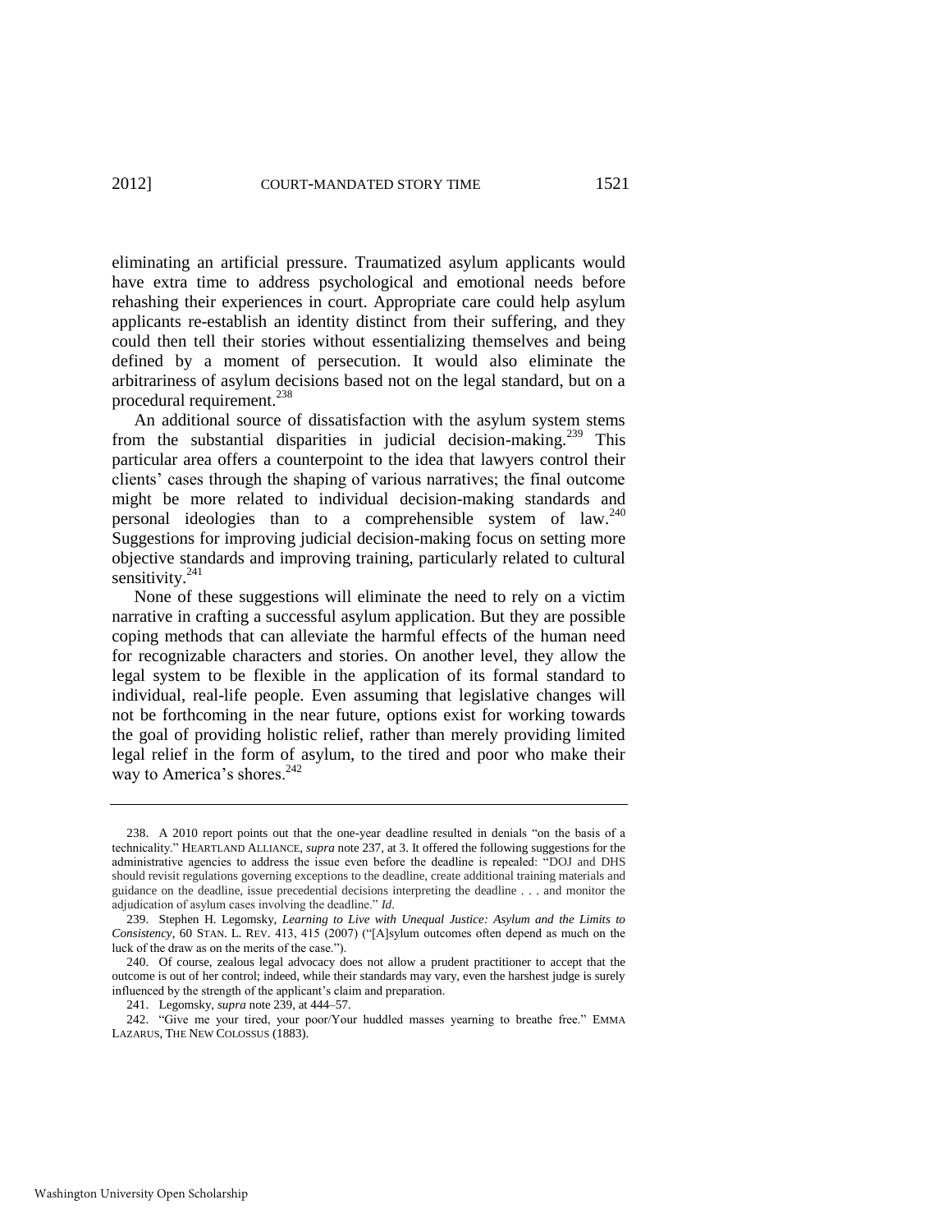eliminating an artificial pressure. Traumatized asylum applicants would have extra time to address psychological and emotional needs before rehashing their experiences in court. Appropriate care could help asylum applicants re-establish an identity distinct from their suffering, and they could then tell their stories without essentializing themselves and being defined by a moment of persecution. It would also eliminate the arbitrariness of asylum decisions based not on the legal standard, but on a procedural requirement.[238]

An additional source of dissatisfaction with the asylum system stems from the substantial disparities in judicial decision-making.[239] This particular area offers a counterpoint to the idea that lawyers control their clients' cases through the shaping of various narratives; the final outcome might be more related to individual decision-making standards and personal ideologies than to a comprehensible system of law.[240] Suggestions for improving judicial decision-making focus on setting more objective standards and improving training, particularly related to cultural sensitivity.[241]

None of these suggestions will eliminate the need to rely on a victim narrative in crafting a successful asylum application. But they are possible coping methods that can alleviate the harmful effects of the human need for recognizable characters and stories. On another level, they allow the legal system to be flexible in the application of its formal standard to individual, real-life people. Even assuming that legislative changes will not be forthcoming in the near future, options exist for working towards the goal of providing holistic relief, rather than merely providing limited legal relief in the form of asylum, to the tired and poor who make their way to America's shores.[242]

---

238. A 2010 report points out that the one-year deadline resulted in denials "on the basis of a technicality." HEARTLAND ALLIANCE, *supra* note 237, at 3. It offered the following suggestions for the administrative agencies to address the issue even before the deadline is repealed: "DOJ and DHS should revisit regulations governing exceptions to the deadline, create additional training materials and guidance on the deadline, issue precedential decisions interpreting the deadline . . . and monitor the adjudication of asylum cases involving the deadline." *Id*.

239. Stephen H. Legomsky, *Learning to Live with Unequal Justice: Asylum and the Limits to Consistency*, 60 STAN. L. REV. 413, 415 (2007) ("[A]sylum outcomes often depend as much on the luck of the draw as on the merits of the case.").

240. Of course, zealous legal advocacy does not allow a prudent practitioner to accept that the outcome is out of her control; indeed, while their standards may vary, even the harshest judge is surely influenced by the strength of the applicant's claim and preparation.

241. Legomsky, *supra* note 239, at 444–57.

242. "Give me your tired, your poor/Your huddled masses yearning to breathe free." EMMA LAZARUS, THE NEW COLOSSUS (1883).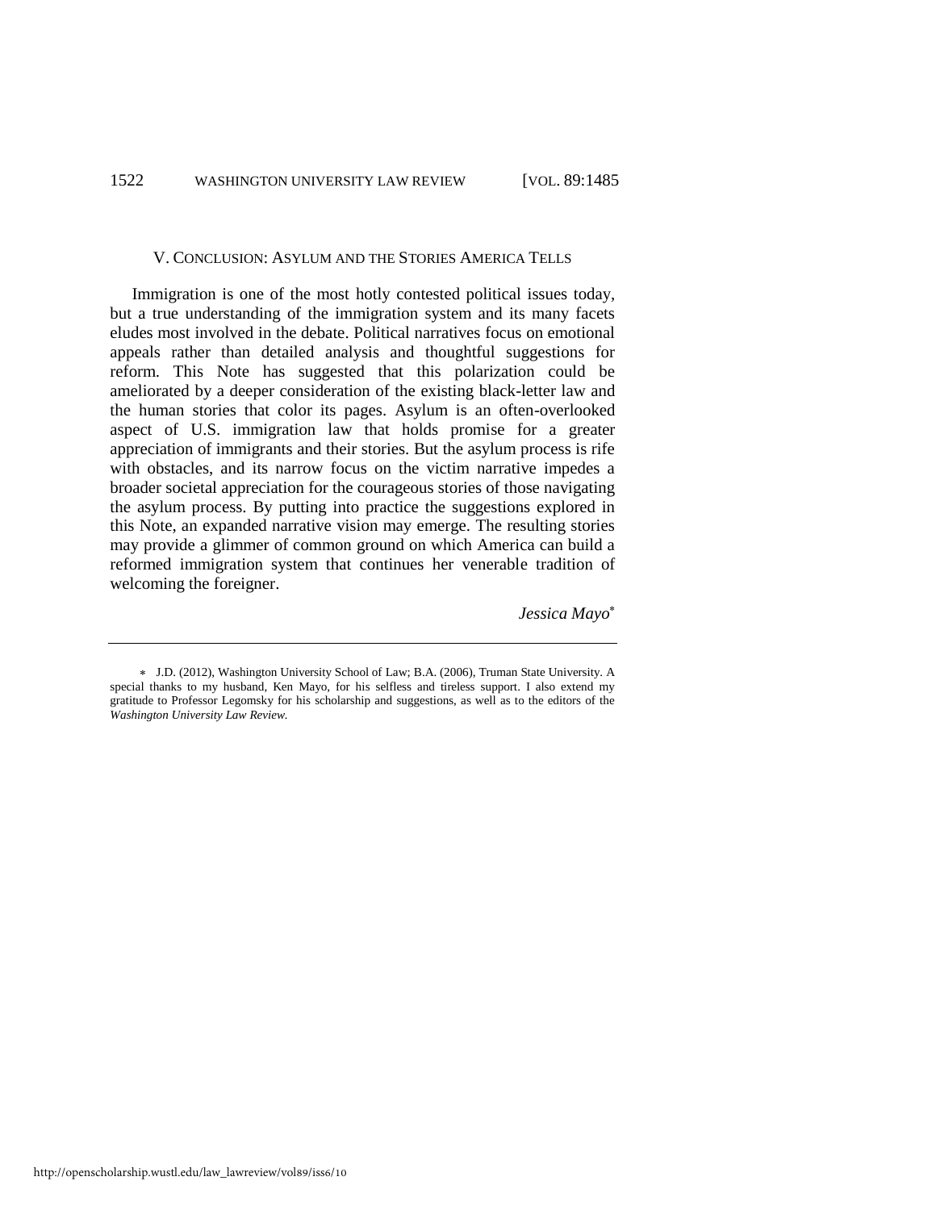## V. CONCLUSION: ASYLUM AND THE STORIES AMERICA TELLS

Immigration is one of the most hotly contested political issues today, but a true understanding of the immigration system and its many facets eludes most involved in the debate. Political narratives focus on emotional appeals rather than detailed analysis and thoughtful suggestions for reform. This Note has suggested that this polarization could be ameliorated by a deeper consideration of the existing black-letter law and the human stories that color its pages. Asylum is an often-overlooked aspect of U.S. immigration law that holds promise for a greater appreciation of immigrants and their stories. But the asylum process is rife with obstacles, and its narrow focus on the victim narrative impedes a broader societal appreciation for the courageous stories of those navigating the asylum process. By putting into practice the suggestions explored in this Note, an expanded narrative vision may emerge. The resulting stories may provide a glimmer of common ground on which America can build a reformed immigration system that continues her venerable tradition of welcoming the foreigner.

*Jessica Mayo*[*]

---

[*] J.D. (2012), Washington University School of Law; B.A. (2006), Truman State University. A special thanks to my husband, Ken Mayo, for his selfless and tireless support. I also extend my gratitude to Professor Legomsky for his scholarship and suggestions, as well as to the editors of the *Washington University Law Review*.